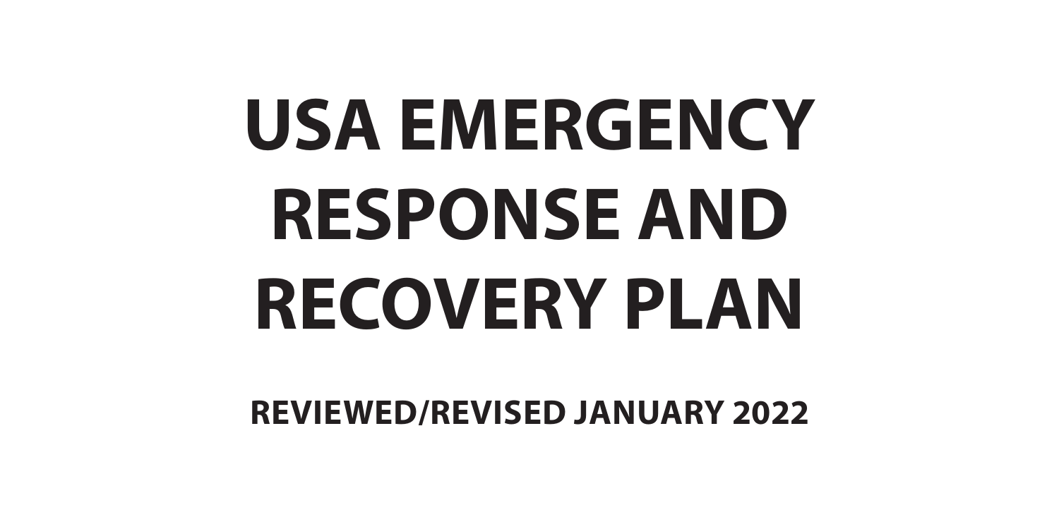# USA EMERGENCY RESPONSE AND RECOVERY PLAN

**REVIEWED/REVISED JANUARY 2022**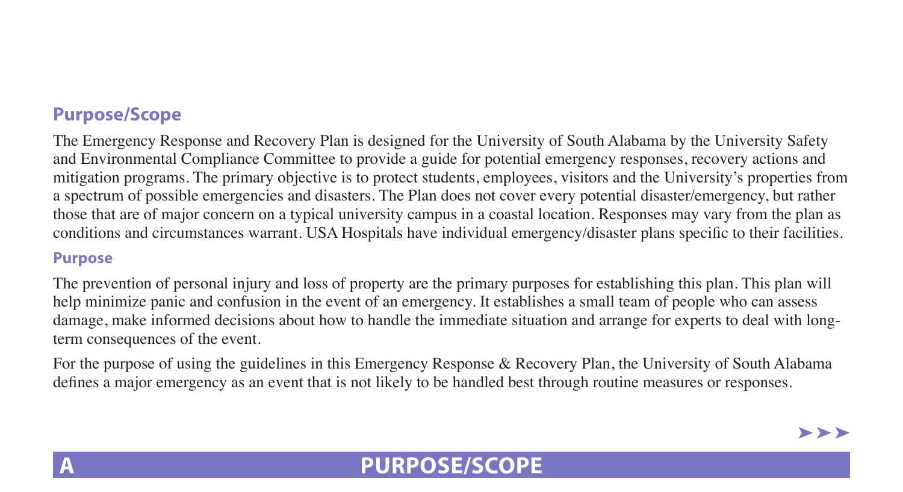## Purpose/Scope

The Emergency Response and Recovery Plan is designed for the University of South Alabama by the University Safety and Environmental Compliance Committee to provide a guide for potential emergency responses, recovery actions and mitigation programs. The primary objective is to protect students, employees, visitors and the University's properties from a spectrum of possible emergencies and disasters. The Plan does not cover every potential disaster/emergency, but rather those that are of major concern on a typical university campus in a coastal location. Responses may vary from the plan as conditions and circumstances warrant. USA Hospitals have individual emergency/disaster plans specific to their facilities.

### Purpose

The prevention of personal injury and loss of property are the primary purposes for establishing this plan. This plan will help minimize panic and confusion in the event of an emergency. It establishes a small team of people who can assess damage, make informed decisions about how to handle the immediate situation and arrange for experts to deal with long-term consequences of the event.

For the purpose of using the guidelines in this Emergency Response & Recovery Plan, the University of South Alabama defines a major emergency as an event that is not likely to be handled best through routine measures or responses.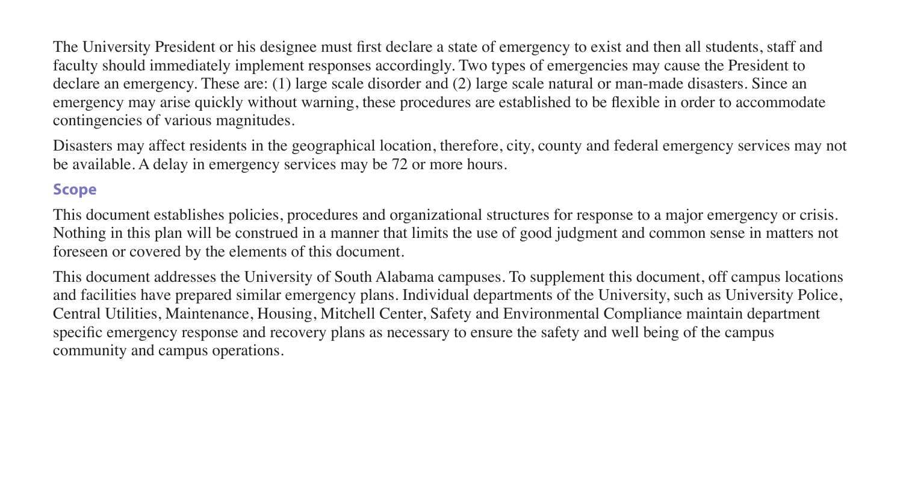The University President or his designee must first declare a state of emergency to exist and then all students, staff and faculty should immediately implement responses accordingly. Two types of emergencies may cause the President to declare an emergency. These are: (1) large scale disorder and (2) large scale natural or man-made disasters. Since an emergency may arise quickly without warning, these procedures are established to be flexible in order to accommodate contingencies of various magnitudes.

Disasters may affect residents in the geographical location, therefore, city, county and federal emergency services may not be available. A delay in emergency services may be 72 or more hours.

## Scope

This document establishes policies, procedures and organizational structures for response to a major emergency or crisis. Nothing in this plan will be construed in a manner that limits the use of good judgment and common sense in matters not foreseen or covered by the elements of this document.

This document addresses the University of South Alabama campuses. To supplement this document, off campus locations and facilities have prepared similar emergency plans. Individual departments of the University, such as University Police, Central Utilities, Maintenance, Housing, Mitchell Center, Safety and Environmental Compliance maintain department specific emergency response and recovery plans as necessary to ensure the safety and well being of the campus community and campus operations.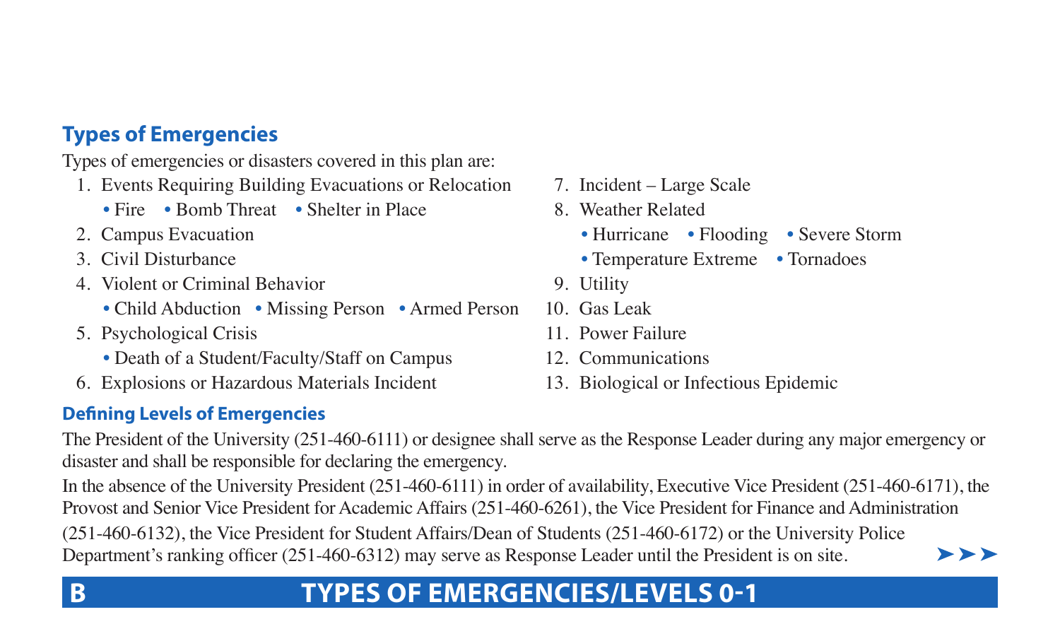## Types of Emergencies

Types of emergencies or disasters covered in this plan are:

1. Events Requiring Building Evacuations or Relocation
   - Fire
   - Bomb Threat
   - Shelter in Place
2. Campus Evacuation
3. Civil Disturbance
4. Violent or Criminal Behavior
   - Child Abduction
   - Missing Person
   - Armed Person
5. Psychological Crisis
   - Death of a Student/Faculty/Staff on Campus
6. Explosions or Hazardous Materials Incident
7. Incident – Large Scale
8. Weather Related
   - Hurricane
   - Flooding
   - Severe Storm
   - Temperature Extreme
   - Tornadoes
9. Utility
10. Gas Leak
11. Power Failure
12. Communications
13. Biological or Infectious Epidemic

### Defining Levels of Emergencies

The President of the University (251-460-6111) or designee shall serve as the Response Leader during any major emergency or disaster and shall be responsible for declaring the emergency.

In the absence of the University President (251-460-6111) in order of availability, Executive Vice President (251-460-6171), the Provost and Senior Vice President for Academic Affairs (251-460-6261), the Vice President for Finance and Administration (251-460-6132), the Vice President for Student Affairs/Dean of Students (251-460-6172) or the University Police Department's ranking officer (251-460-6312) may serve as Response Leader until the President is on site.

## B TYPES OF EMERGENCIES/LEVELS 0-1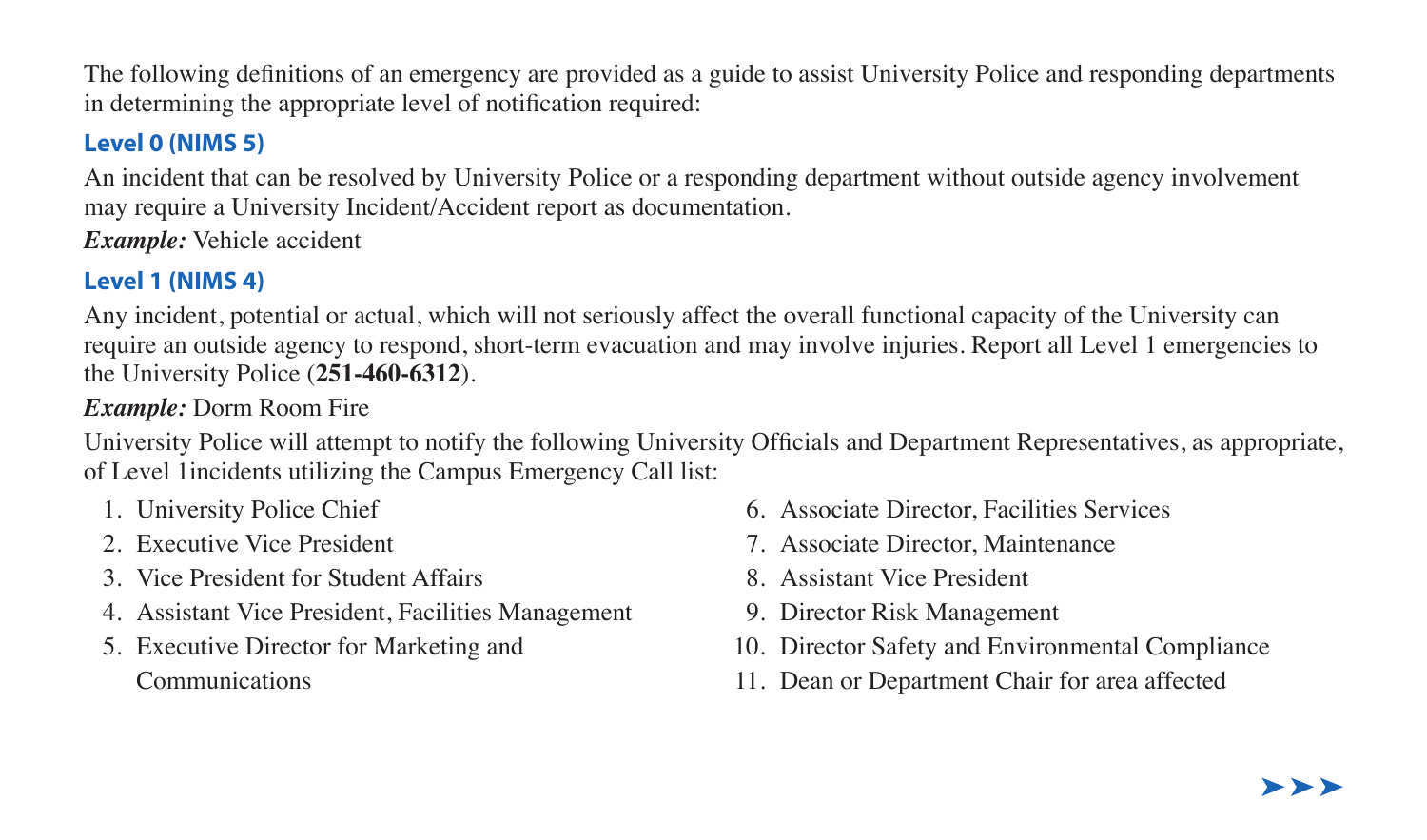The following definitions of an emergency are provided as a guide to assist University Police and responding departments in determining the appropriate level of notification required:

### Level 0 (NIMS 5)

An incident that can be resolved by University Police or a responding department without outside agency involvement may require a University Incident/Accident report as documentation.

***Example:*** Vehicle accident

### Level 1 (NIMS 4)

Any incident, potential or actual, which will not seriously affect the overall functional capacity of the University can require an outside agency to respond, short-term evacuation and may involve injuries. Report all Level 1 emergencies to the University Police (**251-460-6312**).

***Example:*** Dorm Room Fire

University Police will attempt to notify the following University Officials and Department Representatives, as appropriate, of Level 1incidents utilizing the Campus Emergency Call list:

1. University Police Chief
2. Executive Vice President
3. Vice President for Student Affairs
4. Assistant Vice President, Facilities Management
5. Executive Director for Marketing and Communications
6. Associate Director, Facilities Services
7. Associate Director, Maintenance
8. Assistant Vice President
9. Director Risk Management
10. Director Safety and Environmental Compliance
11. Dean or Department Chair for area affected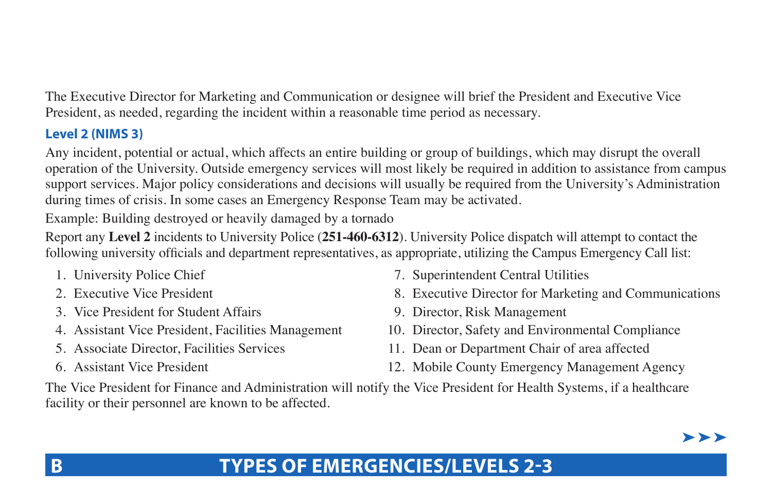The Executive Director for Marketing and Communication or designee will brief the President and Executive Vice President, as needed, regarding the incident within a reasonable time period as necessary.

### Level 2 (NIMS 3)

Any incident, potential or actual, which affects an entire building or group of buildings, which may disrupt the overall operation of the University. Outside emergency services will most likely be required in addition to assistance from campus support services. Major policy considerations and decisions will usually be required from the University's Administration during times of crisis. In some cases an Emergency Response Team may be activated.

Example: Building destroyed or heavily damaged by a tornado

Report any **Level 2** incidents to University Police (**251-460-6312**). University Police dispatch will attempt to contact the following university officials and department representatives, as appropriate, utilizing the Campus Emergency Call list:

1. University Police Chief
2. Executive Vice President
3. Vice President for Student Affairs
4. Assistant Vice President, Facilities Management
5. Associate Director, Facilities Services
6. Assistant Vice President
7. Superintendent Central Utilities
8. Executive Director for Marketing and Communications
9. Director, Risk Management
10. Director, Safety and Environmental Compliance
11. Dean or Department Chair of area affected
12. Mobile County Emergency Management Agency

The Vice President for Finance and Administration will notify the Vice President for Health Systems, if a healthcare facility or their personnel are known to be affected.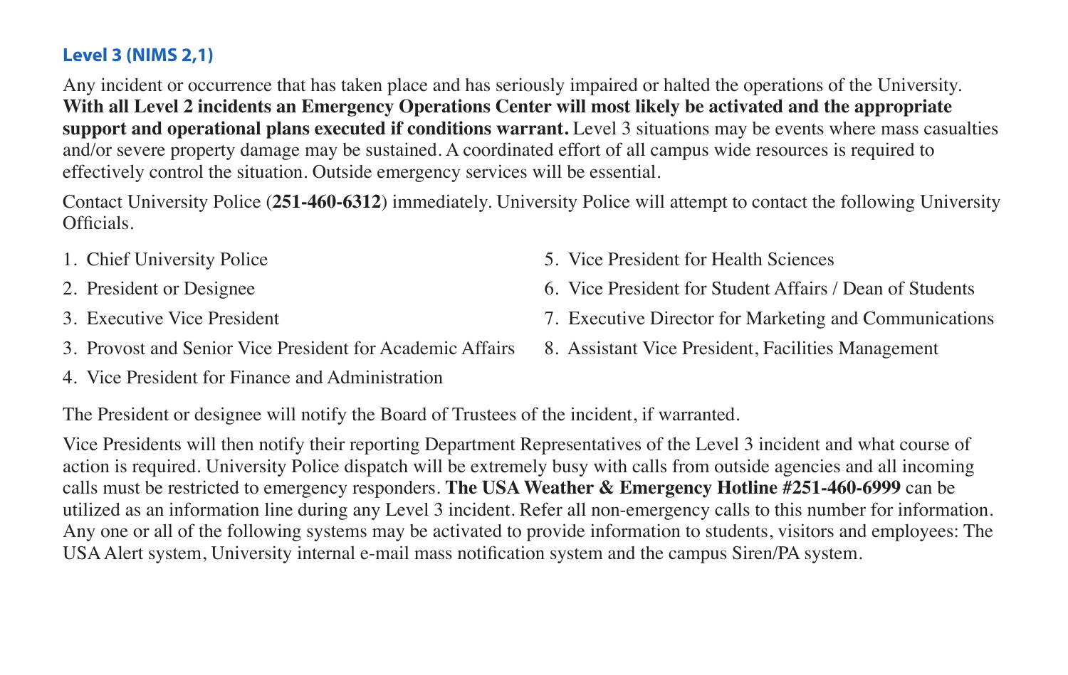### Level 3 (NIMS 2,1)

Any incident or occurrence that has taken place and has seriously impaired or halted the operations of the University. **With all Level 2 incidents an Emergency Operations Center will most likely be activated and the appropriate support and operational plans executed if conditions warrant.** Level 3 situations may be events where mass casualties and/or severe property damage may be sustained. A coordinated effort of all campus wide resources is required to effectively control the situation. Outside emergency services will be essential.

Contact University Police (**251-460-6312**) immediately. University Police will attempt to contact the following University Officials.

1. Chief University Police
2. President or Designee
3. Executive Vice President
3. Provost and Senior Vice President for Academic Affairs
4. Vice President for Finance and Administration
5. Vice President for Health Sciences
6. Vice President for Student Affairs / Dean of Students
7. Executive Director for Marketing and Communications
8. Assistant Vice President, Facilities Management

The President or designee will notify the Board of Trustees of the incident, if warranted.

Vice Presidents will then notify their reporting Department Representatives of the Level 3 incident and what course of action is required. University Police dispatch will be extremely busy with calls from outside agencies and all incoming calls must be restricted to emergency responders. **The USA Weather & Emergency Hotline #251-460-6999** can be utilized as an information line during any Level 3 incident. Refer all non-emergency calls to this number for information. Any one or all of the following systems may be activated to provide information to students, visitors and employees: The USA Alert system, University internal e-mail mass notification system and the campus Siren/PA system.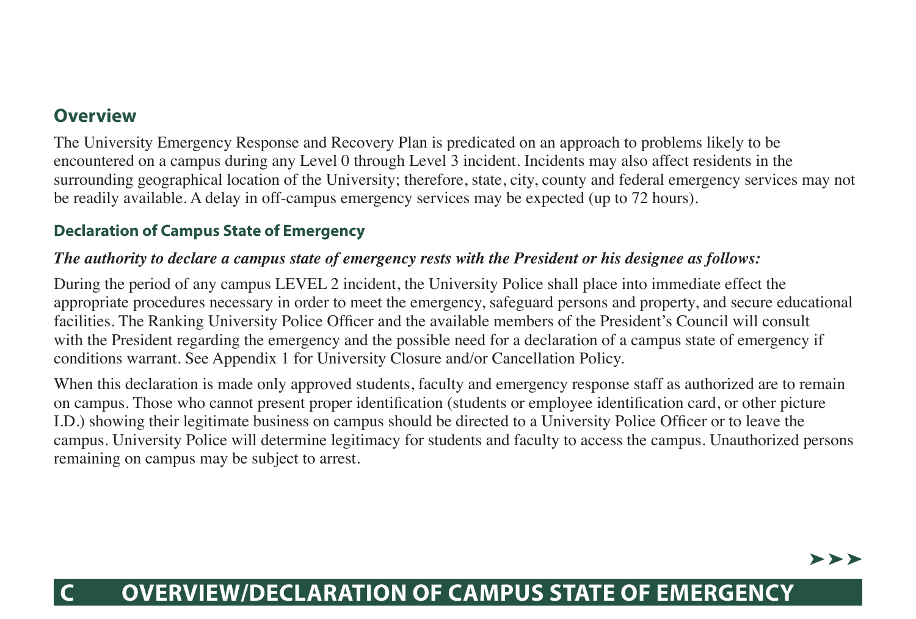## Overview

The University Emergency Response and Recovery Plan is predicated on an approach to problems likely to be encountered on a campus during any Level 0 through Level 3 incident. Incidents may also affect residents in the surrounding geographical location of the University; therefore, state, city, county and federal emergency services may not be readily available. A delay in off-campus emergency services may be expected (up to 72 hours).

### Declaration of Campus State of Emergency

***The authority to declare a campus state of emergency rests with the President or his designee as follows:***

During the period of any campus LEVEL 2 incident, the University Police shall place into immediate effect the appropriate procedures necessary in order to meet the emergency, safeguard persons and property, and secure educational facilities. The Ranking University Police Officer and the available members of the President's Council will consult with the President regarding the emergency and the possible need for a declaration of a campus state of emergency if conditions warrant. See Appendix 1 for University Closure and/or Cancellation Policy.

When this declaration is made only approved students, faculty and emergency response staff as authorized are to remain on campus. Those who cannot present proper identification (students or employee identification card, or other picture I.D.) showing their legitimate business on campus should be directed to a University Police Officer or to leave the campus. University Police will determine legitimacy for students and faculty to access the campus. Unauthorized persons remaining on campus may be subject to arrest.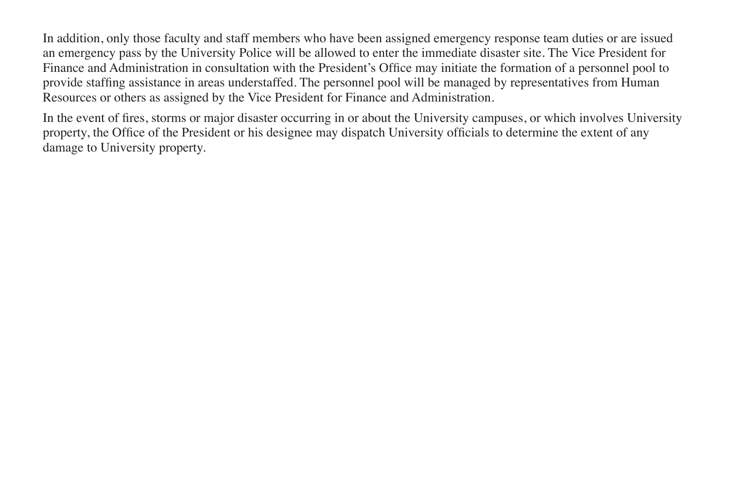In addition, only those faculty and staff members who have been assigned emergency response team duties or are issued an emergency pass by the University Police will be allowed to enter the immediate disaster site. The Vice President for Finance and Administration in consultation with the President's Office may initiate the formation of a personnel pool to provide staffing assistance in areas understaffed. The personnel pool will be managed by representatives from Human Resources or others as assigned by the Vice President for Finance and Administration.

In the event of fires, storms or major disaster occurring in or about the University campuses, or which involves University property, the Office of the President or his designee may dispatch University officials to determine the extent of any damage to University property.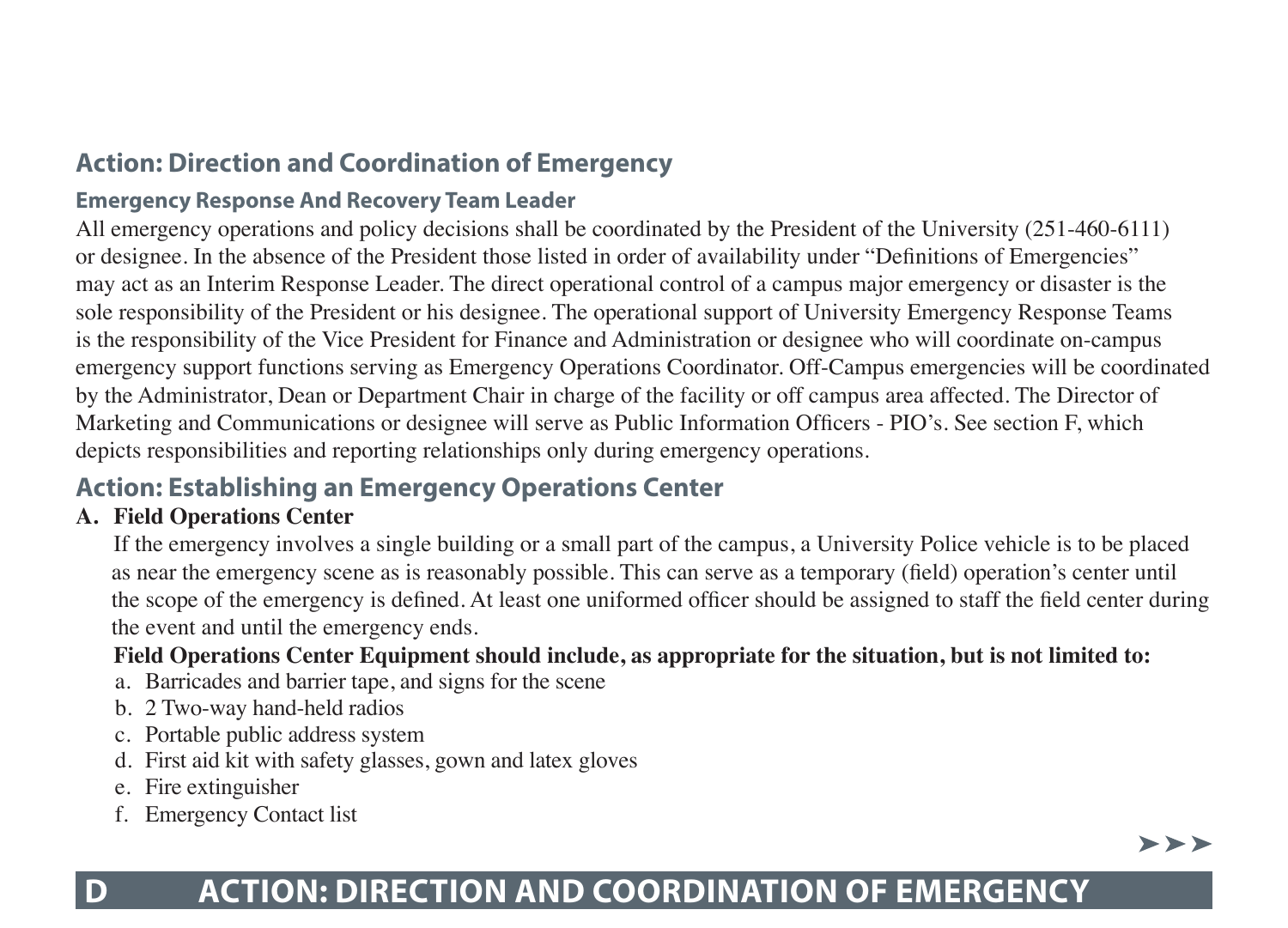## Action: Direction and Coordination of Emergency

### Emergency Response And Recovery Team Leader

All emergency operations and policy decisions shall be coordinated by the President of the University (251-460-6111) or designee. In the absence of the President those listed in order of availability under "Definitions of Emergencies" may act as an Interim Response Leader. The direct operational control of a campus major emergency or disaster is the sole responsibility of the President or his designee. The operational support of University Emergency Response Teams is the responsibility of the Vice President for Finance and Administration or designee who will coordinate on-campus emergency support functions serving as Emergency Operations Coordinator. Off-Campus emergencies will be coordinated by the Administrator, Dean or Department Chair in charge of the facility or off campus area affected. The Director of Marketing and Communications or designee will serve as Public Information Officers - PIO's. See section F, which depicts responsibilities and reporting relationships only during emergency operations.

## Action: Establishing an Emergency Operations Center

**A. Field Operations Center**

If the emergency involves a single building or a small part of the campus, a University Police vehicle is to be placed as near the emergency scene as is reasonably possible. This can serve as a temporary (field) operation's center until the scope of the emergency is defined. At least one uniformed officer should be assigned to staff the field center during the event and until the emergency ends.

**Field Operations Center Equipment should include, as appropriate for the situation, but is not limited to:**

a. Barricades and barrier tape, and signs for the scene
b. 2 Two-way hand-held radios
c. Portable public address system
d. First aid kit with safety glasses, gown and latex gloves
e. Fire extinguisher
f. Emergency Contact list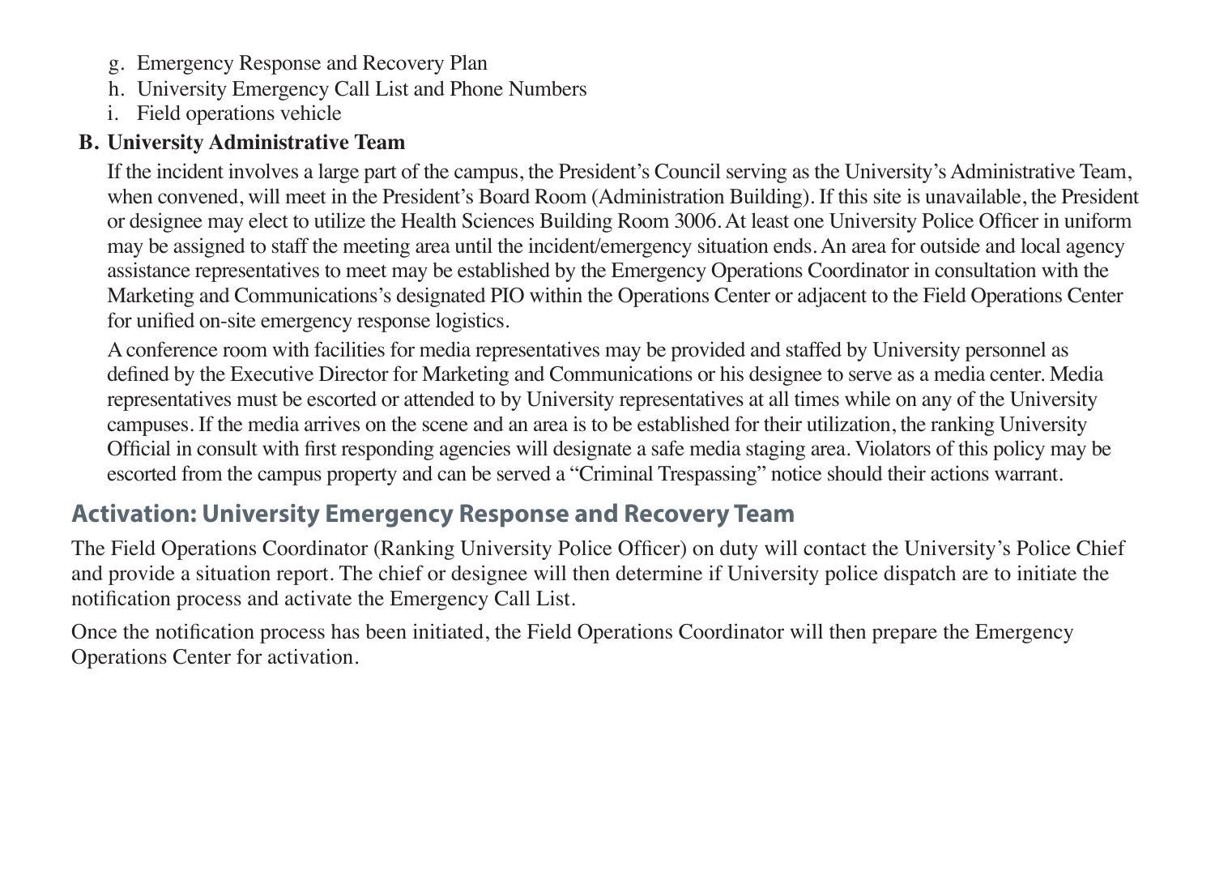g. Emergency Response and Recovery Plan
h. University Emergency Call List and Phone Numbers
i. Field operations vehicle

**B. University Administrative Team**

If the incident involves a large part of the campus, the President's Council serving as the University's Administrative Team, when convened, will meet in the President's Board Room (Administration Building). If this site is unavailable, the President or designee may elect to utilize the Health Sciences Building Room 3006. At least one University Police Officer in uniform may be assigned to staff the meeting area until the incident/emergency situation ends. An area for outside and local agency assistance representatives to meet may be established by the Emergency Operations Coordinator in consultation with the Marketing and Communications's designated PIO within the Operations Center or adjacent to the Field Operations Center for unified on-site emergency response logistics.

A conference room with facilities for media representatives may be provided and staffed by University personnel as defined by the Executive Director for Marketing and Communications or his designee to serve as a media center. Media representatives must be escorted or attended to by University representatives at all times while on any of the University campuses. If the media arrives on the scene and an area is to be established for their utilization, the ranking University Official in consult with first responding agencies will designate a safe media staging area. Violators of this policy may be escorted from the campus property and can be served a "Criminal Trespassing" notice should their actions warrant.

## Activation: University Emergency Response and Recovery Team

The Field Operations Coordinator (Ranking University Police Officer) on duty will contact the University's Police Chief and provide a situation report. The chief or designee will then determine if University police dispatch are to initiate the notification process and activate the Emergency Call List.

Once the notification process has been initiated, the Field Operations Coordinator will then prepare the Emergency Operations Center for activation.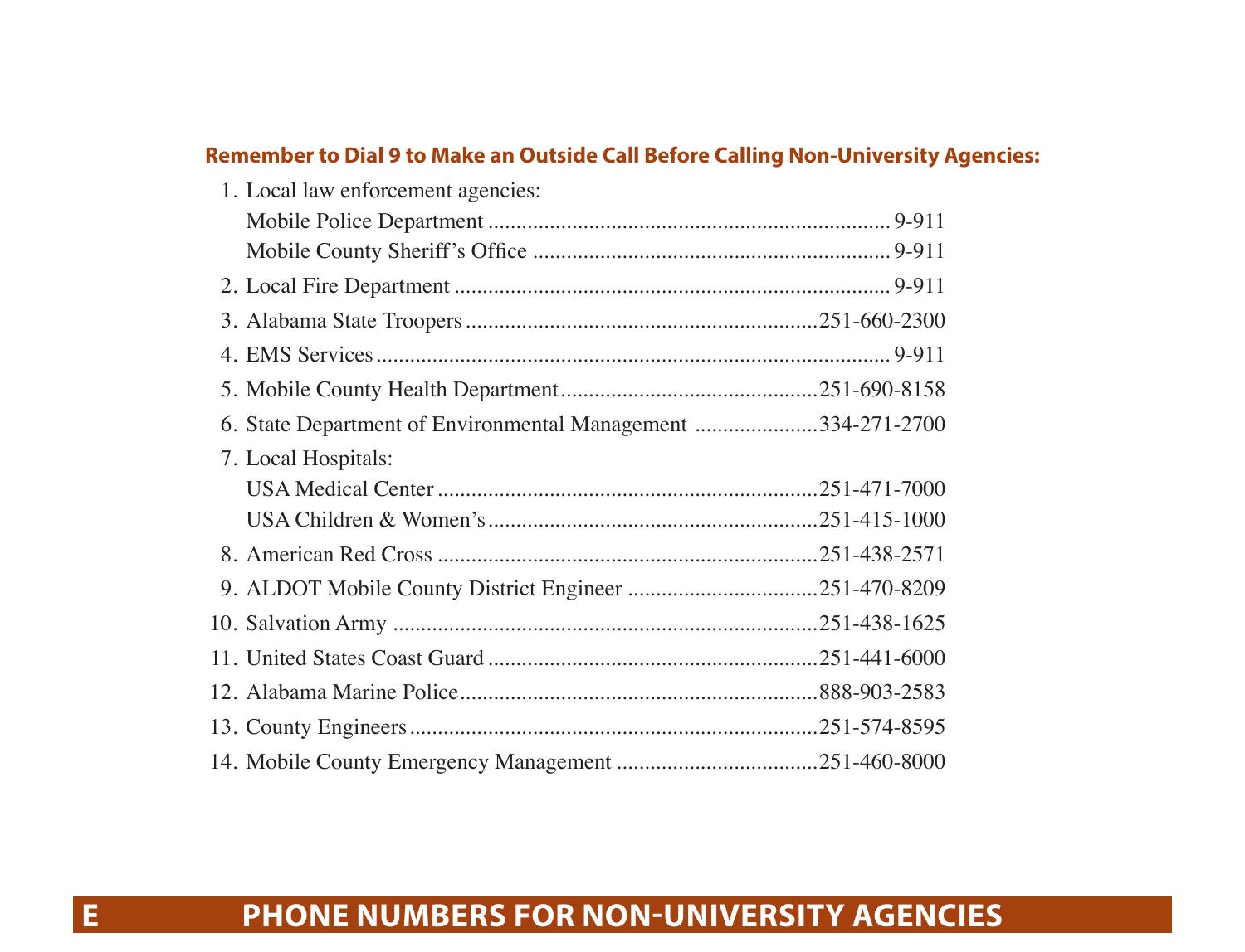## E PHONE NUMBERS FOR NON-UNIVERSITY AGENCIES

**Remember to Dial 9 to Make an Outside Call Before Calling Non-University Agencies:**

1. Local law enforcement agencies:
   - Mobile Police Department ........ 9-911
   - Mobile County Sheriff's Office ........ 9-911
2. Local Fire Department ........ 9-911
3. Alabama State Troopers ........ 251-660-2300
4. EMS Services ........ 9-911
5. Mobile County Health Department ........ 251-690-8158
6. State Department of Environmental Management ........ 334-271-2700
7. Local Hospitals:
   - USA Medical Center ........ 251-471-7000
   - USA Children & Women's ........ 251-415-1000
8. American Red Cross ........ 251-438-2571
9. ALDOT Mobile County District Engineer ........ 251-470-8209
10. Salvation Army ........ 251-438-1625
11. United States Coast Guard ........ 251-441-6000
12. Alabama Marine Police ........ 888-903-2583
13. County Engineers ........ 251-574-8595
14. Mobile County Emergency Management ........ 251-460-8000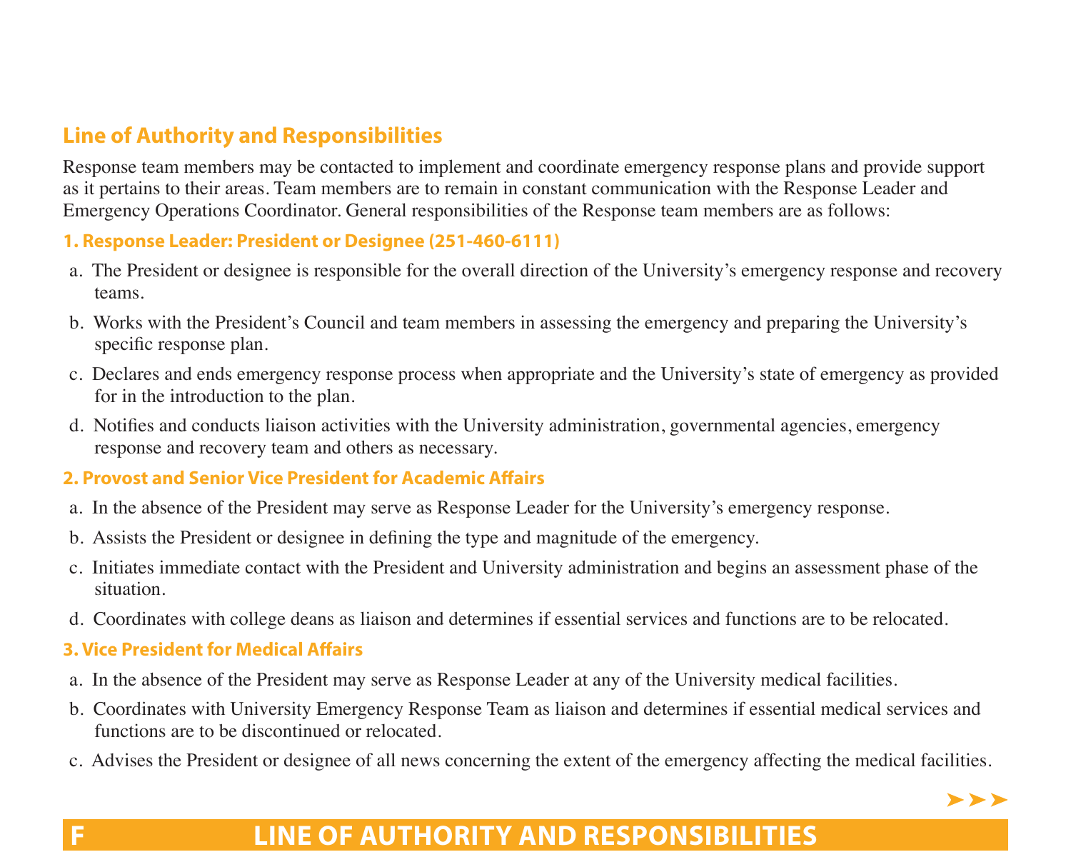## Line of Authority and Responsibilities

Response team members may be contacted to implement and coordinate emergency response plans and provide support as it pertains to their areas. Team members are to remain in constant communication with the Response Leader and Emergency Operations Coordinator. General responsibilities of the Response team members are as follows:

### 1. Response Leader: President or Designee (251-460-6111)

a. The President or designee is responsible for the overall direction of the University's emergency response and recovery teams.

b. Works with the President's Council and team members in assessing the emergency and preparing the University's specific response plan.

c. Declares and ends emergency response process when appropriate and the University's state of emergency as provided for in the introduction to the plan.

d. Notifies and conducts liaison activities with the University administration, governmental agencies, emergency response and recovery team and others as necessary.

### 2. Provost and Senior Vice President for Academic Affairs

a. In the absence of the President may serve as Response Leader for the University's emergency response.

b. Assists the President or designee in defining the type and magnitude of the emergency.

c. Initiates immediate contact with the President and University administration and begins an assessment phase of the situation.

d. Coordinates with college deans as liaison and determines if essential services and functions are to be relocated.

### 3. Vice President for Medical Affairs

a. In the absence of the President may serve as Response Leader at any of the University medical facilities.

b. Coordinates with University Emergency Response Team as liaison and determines if essential medical services and functions are to be discontinued or relocated.

c. Advises the President or designee of all news concerning the extent of the emergency affecting the medical facilities.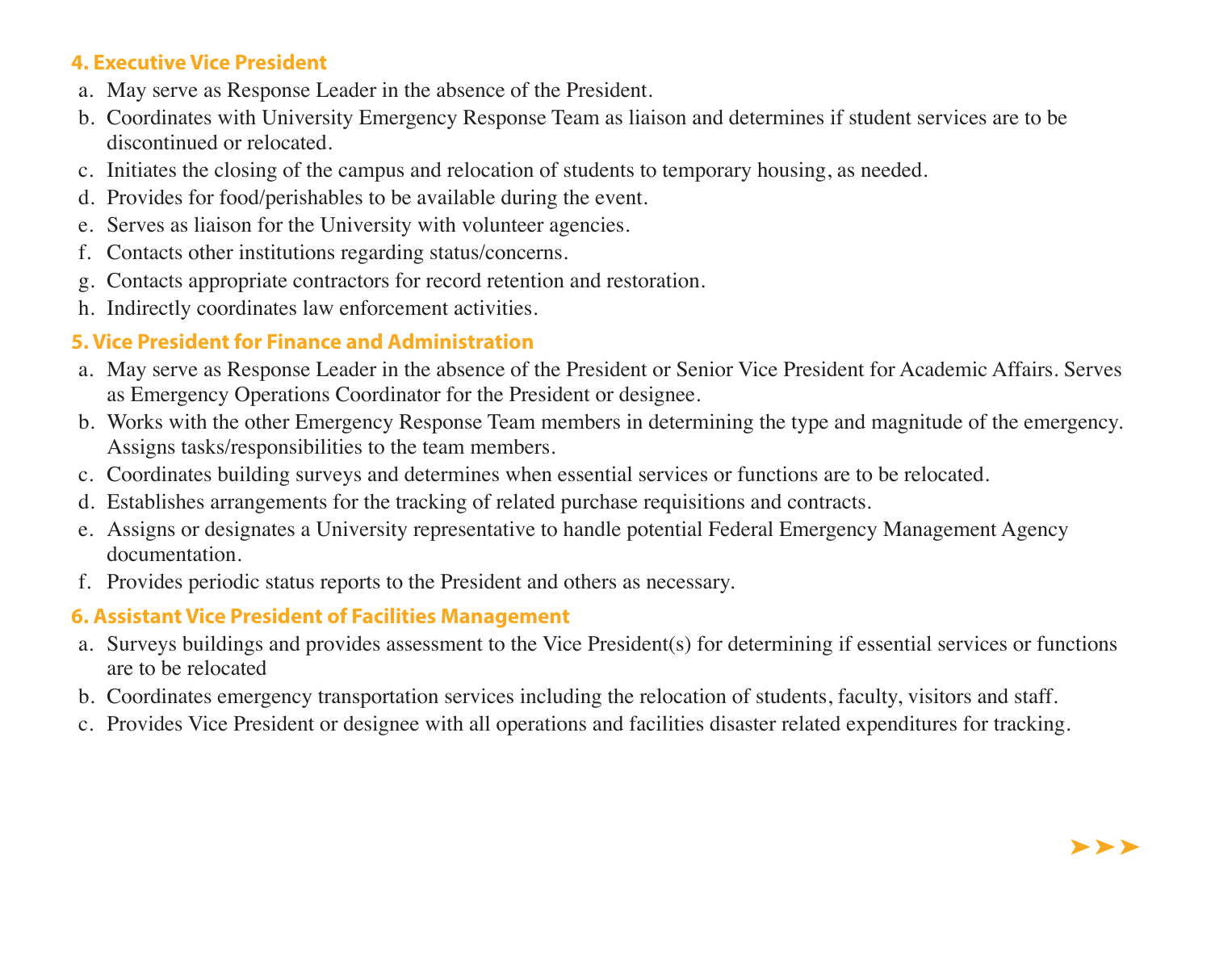### 4. Executive Vice President

a. May serve as Response Leader in the absence of the President.
b. Coordinates with University Emergency Response Team as liaison and determines if student services are to be discontinued or relocated.
c. Initiates the closing of the campus and relocation of students to temporary housing, as needed.
d. Provides for food/perishables to be available during the event.
e. Serves as liaison for the University with volunteer agencies.
f. Contacts other institutions regarding status/concerns.
g. Contacts appropriate contractors for record retention and restoration.
h. Indirectly coordinates law enforcement activities.

### 5. Vice President for Finance and Administration

a. May serve as Response Leader in the absence of the President or Senior Vice President for Academic Affairs. Serves as Emergency Operations Coordinator for the President or designee.
b. Works with the other Emergency Response Team members in determining the type and magnitude of the emergency. Assigns tasks/responsibilities to the team members.
c. Coordinates building surveys and determines when essential services or functions are to be relocated.
d. Establishes arrangements for the tracking of related purchase requisitions and contracts.
e. Assigns or designates a University representative to handle potential Federal Emergency Management Agency documentation.
f. Provides periodic status reports to the President and others as necessary.

### 6. Assistant Vice President of Facilities Management

a. Surveys buildings and provides assessment to the Vice President(s) for determining if essential services or functions are to be relocated
b. Coordinates emergency transportation services including the relocation of students, faculty, visitors and staff.
c. Provides Vice President or designee with all operations and facilities disaster related expenditures for tracking.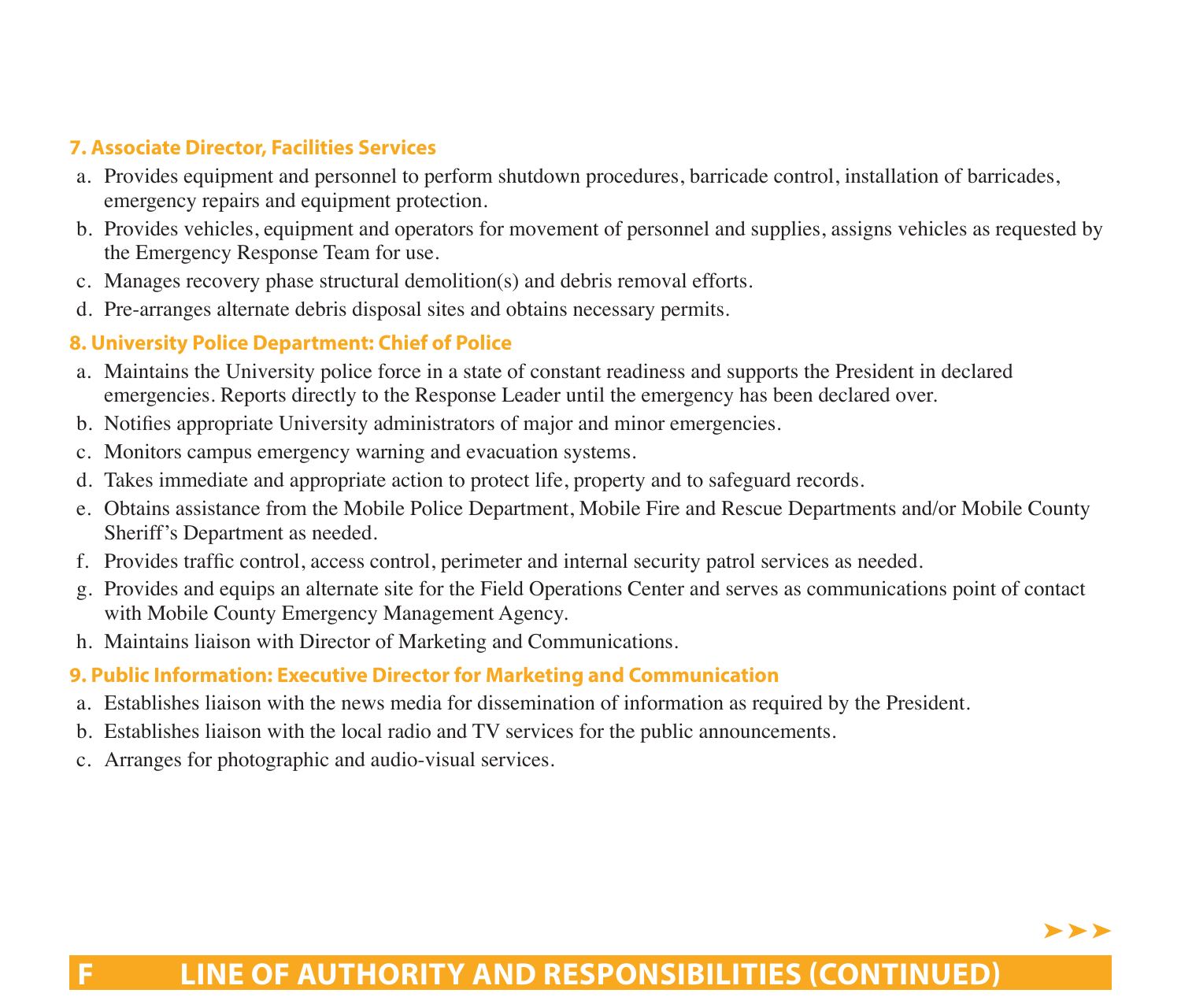### 7. Associate Director, Facilities Services

a. Provides equipment and personnel to perform shutdown procedures, barricade control, installation of barricades, emergency repairs and equipment protection.
b. Provides vehicles, equipment and operators for movement of personnel and supplies, assigns vehicles as requested by the Emergency Response Team for use.
c. Manages recovery phase structural demolition(s) and debris removal efforts.
d. Pre-arranges alternate debris disposal sites and obtains necessary permits.

### 8. University Police Department: Chief of Police

a. Maintains the University police force in a state of constant readiness and supports the President in declared emergencies. Reports directly to the Response Leader until the emergency has been declared over.
b. Notifies appropriate University administrators of major and minor emergencies.
c. Monitors campus emergency warning and evacuation systems.
d. Takes immediate and appropriate action to protect life, property and to safeguard records.
e. Obtains assistance from the Mobile Police Department, Mobile Fire and Rescue Departments and/or Mobile County Sheriff's Department as needed.
f. Provides traffic control, access control, perimeter and internal security patrol services as needed.
g. Provides and equips an alternate site for the Field Operations Center and serves as communications point of contact with Mobile County Emergency Management Agency.
h. Maintains liaison with Director of Marketing and Communications.

### 9. Public Information: Executive Director for Marketing and Communication

a. Establishes liaison with the news media for dissemination of information as required by the President.
b. Establishes liaison with the local radio and TV services for the public announcements.
c. Arranges for photographic and audio-visual services.

## F LINE OF AUTHORITY AND RESPONSIBILITIES (CONTINUED)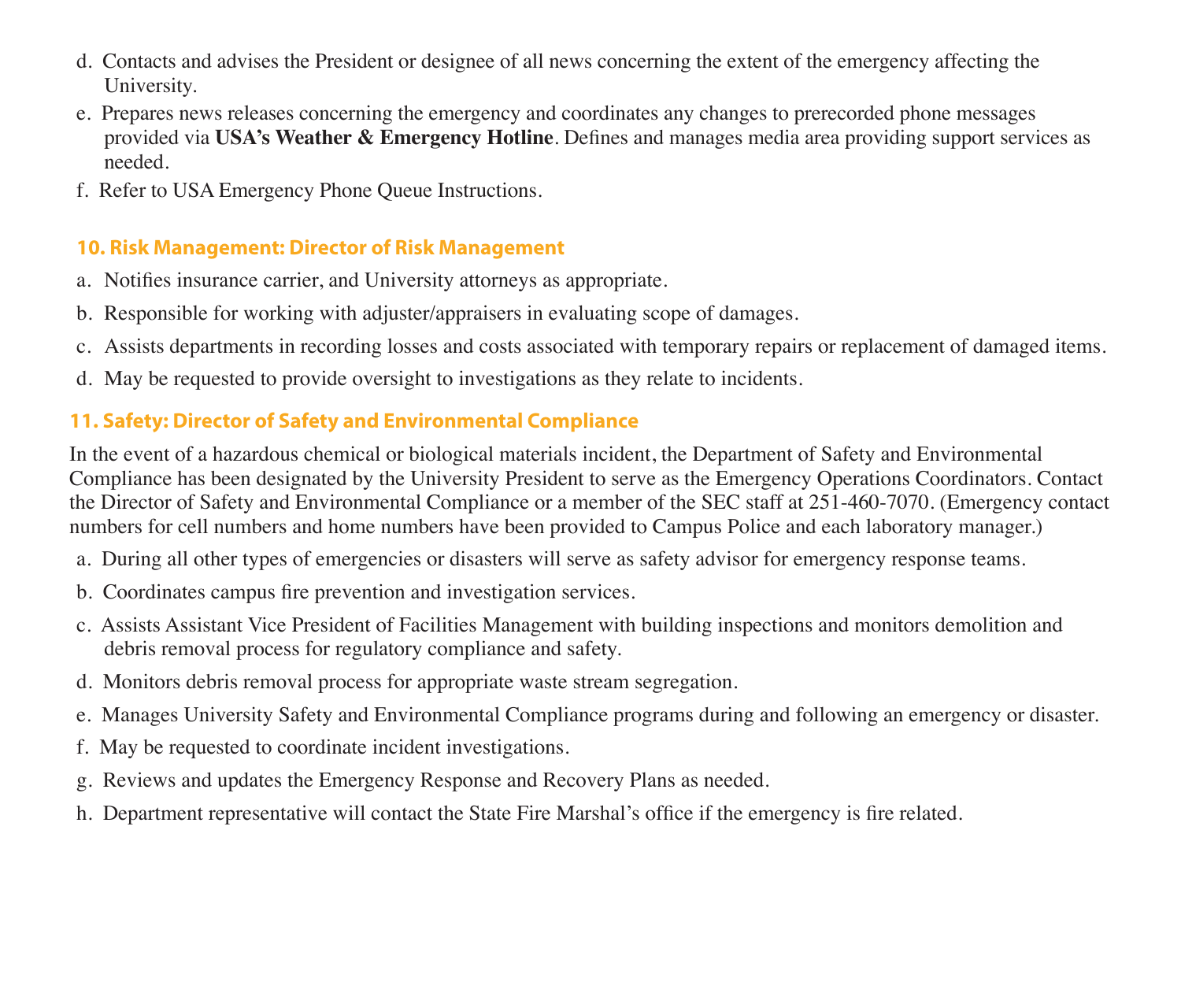d. Contacts and advises the President or designee of all news concerning the extent of the emergency affecting the University.

e. Prepares news releases concerning the emergency and coordinates any changes to prerecorded phone messages provided via **USA's Weather & Emergency Hotline**. Defines and manages media area providing support services as needed.

f. Refer to USA Emergency Phone Queue Instructions.

### 10. Risk Management: Director of Risk Management

a. Notifies insurance carrier, and University attorneys as appropriate.

b. Responsible for working with adjuster/appraisers in evaluating scope of damages.

c. Assists departments in recording losses and costs associated with temporary repairs or replacement of damaged items.

d. May be requested to provide oversight to investigations as they relate to incidents.

### 11. Safety: Director of Safety and Environmental Compliance

In the event of a hazardous chemical or biological materials incident, the Department of Safety and Environmental Compliance has been designated by the University President to serve as the Emergency Operations Coordinators. Contact the Director of Safety and Environmental Compliance or a member of the SEC staff at 251-460-7070. (Emergency contact numbers for cell numbers and home numbers have been provided to Campus Police and each laboratory manager.)

a. During all other types of emergencies or disasters will serve as safety advisor for emergency response teams.

b. Coordinates campus fire prevention and investigation services.

c. Assists Assistant Vice President of Facilities Management with building inspections and monitors demolition and debris removal process for regulatory compliance and safety.

d. Monitors debris removal process for appropriate waste stream segregation.

e. Manages University Safety and Environmental Compliance programs during and following an emergency or disaster.

f. May be requested to coordinate incident investigations.

g. Reviews and updates the Emergency Response and Recovery Plans as needed.

h. Department representative will contact the State Fire Marshal's office if the emergency is fire related.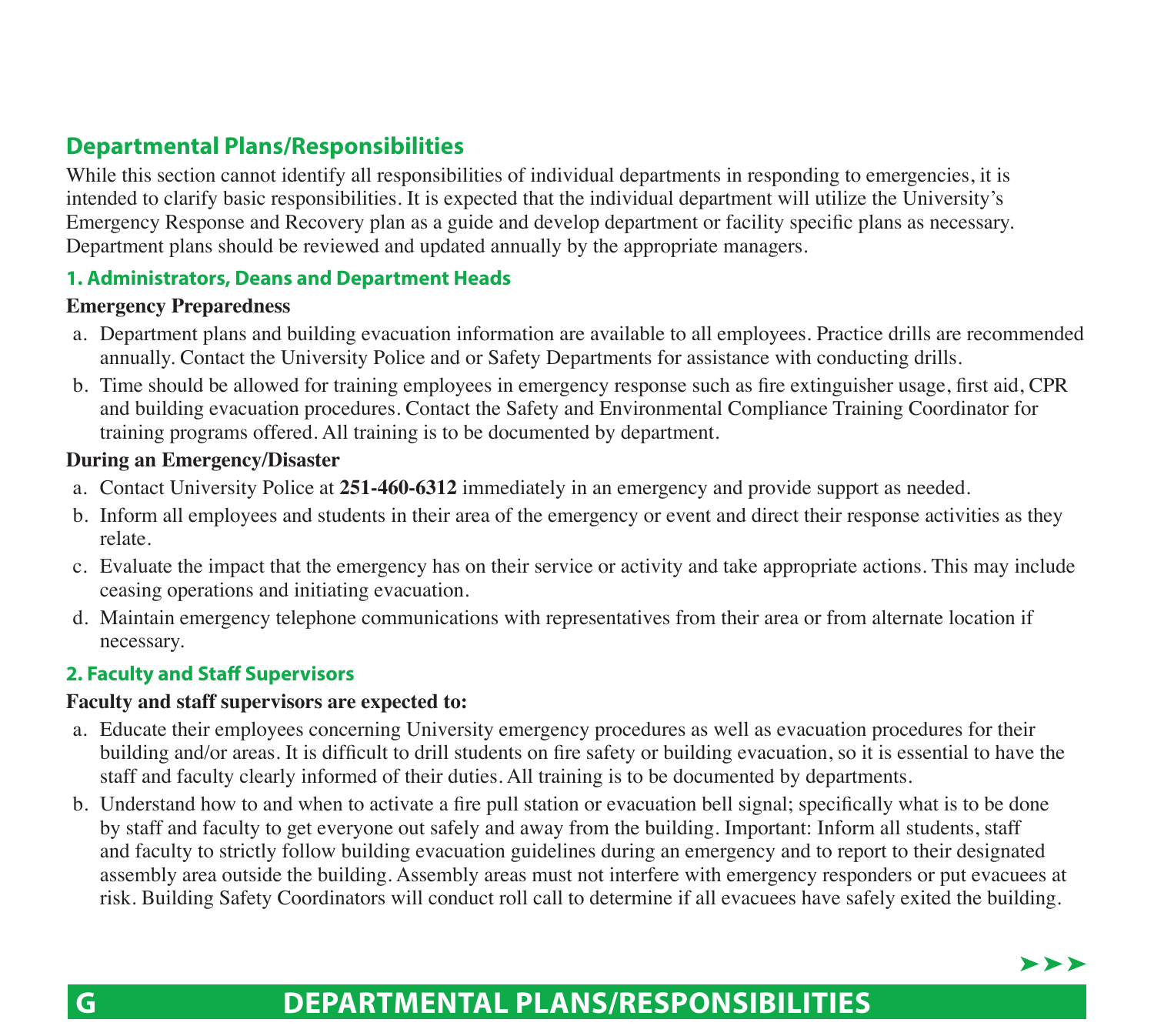## Departmental Plans/Responsibilities

While this section cannot identify all responsibilities of individual departments in responding to emergencies, it is intended to clarify basic responsibilities. It is expected that the individual department will utilize the University's Emergency Response and Recovery plan as a guide and develop department or facility specific plans as necessary. Department plans should be reviewed and updated annually by the appropriate managers.

### 1. Administrators, Deans and Department Heads

**Emergency Preparedness**

a. Department plans and building evacuation information are available to all employees. Practice drills are recommended annually. Contact the University Police and or Safety Departments for assistance with conducting drills.

b. Time should be allowed for training employees in emergency response such as fire extinguisher usage, first aid, CPR and building evacuation procedures. Contact the Safety and Environmental Compliance Training Coordinator for training programs offered. All training is to be documented by department.

**During an Emergency/Disaster**

a. Contact University Police at **251-460-6312** immediately in an emergency and provide support as needed.

b. Inform all employees and students in their area of the emergency or event and direct their response activities as they relate.

c. Evaluate the impact that the emergency has on their service or activity and take appropriate actions. This may include ceasing operations and initiating evacuation.

d. Maintain emergency telephone communications with representatives from their area or from alternate location if necessary.

### 2. Faculty and Staff Supervisors

**Faculty and staff supervisors are expected to:**

a. Educate their employees concerning University emergency procedures as well as evacuation procedures for their building and/or areas. It is difficult to drill students on fire safety or building evacuation, so it is essential to have the staff and faculty clearly informed of their duties. All training is to be documented by departments.

b. Understand how to and when to activate a fire pull station or evacuation bell signal; specifically what is to be done by staff and faculty to get everyone out safely and away from the building. Important: Inform all students, staff and faculty to strictly follow building evacuation guidelines during an emergency and to report to their designated assembly area outside the building. Assembly areas must not interfere with emergency responders or put evacuees at risk. Building Safety Coordinators will conduct roll call to determine if all evacuees have safely exited the building.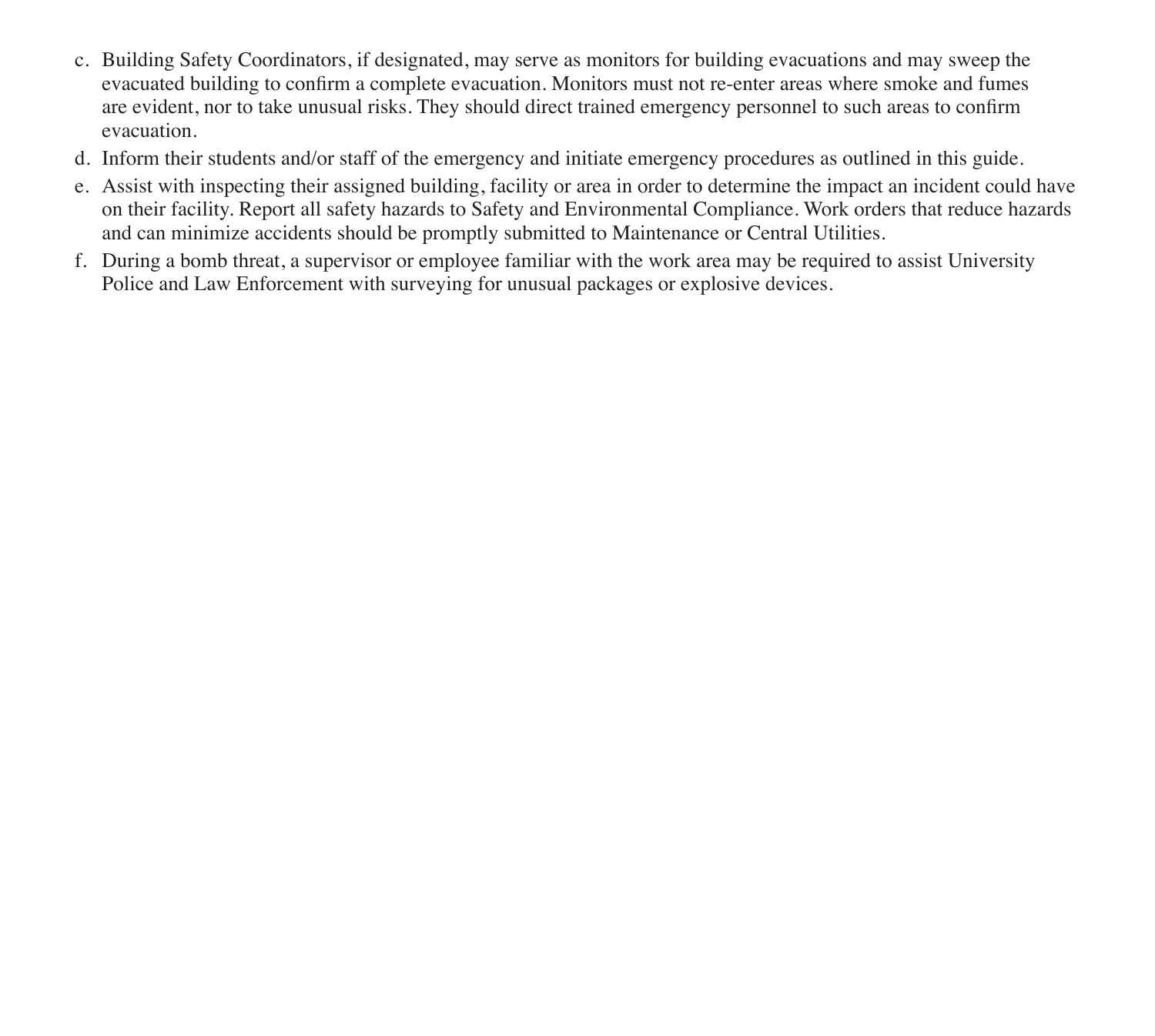c. Building Safety Coordinators, if designated, may serve as monitors for building evacuations and may sweep the evacuated building to confirm a complete evacuation. Monitors must not re-enter areas where smoke and fumes are evident, nor to take unusual risks. They should direct trained emergency personnel to such areas to confirm evacuation.

d. Inform their students and/or staff of the emergency and initiate emergency procedures as outlined in this guide.

e. Assist with inspecting their assigned building, facility or area in order to determine the impact an incident could have on their facility. Report all safety hazards to Safety and Environmental Compliance. Work orders that reduce hazards and can minimize accidents should be promptly submitted to Maintenance or Central Utilities.

f. During a bomb threat, a supervisor or employee familiar with the work area may be required to assist University Police and Law Enforcement with surveying for unusual packages or explosive devices.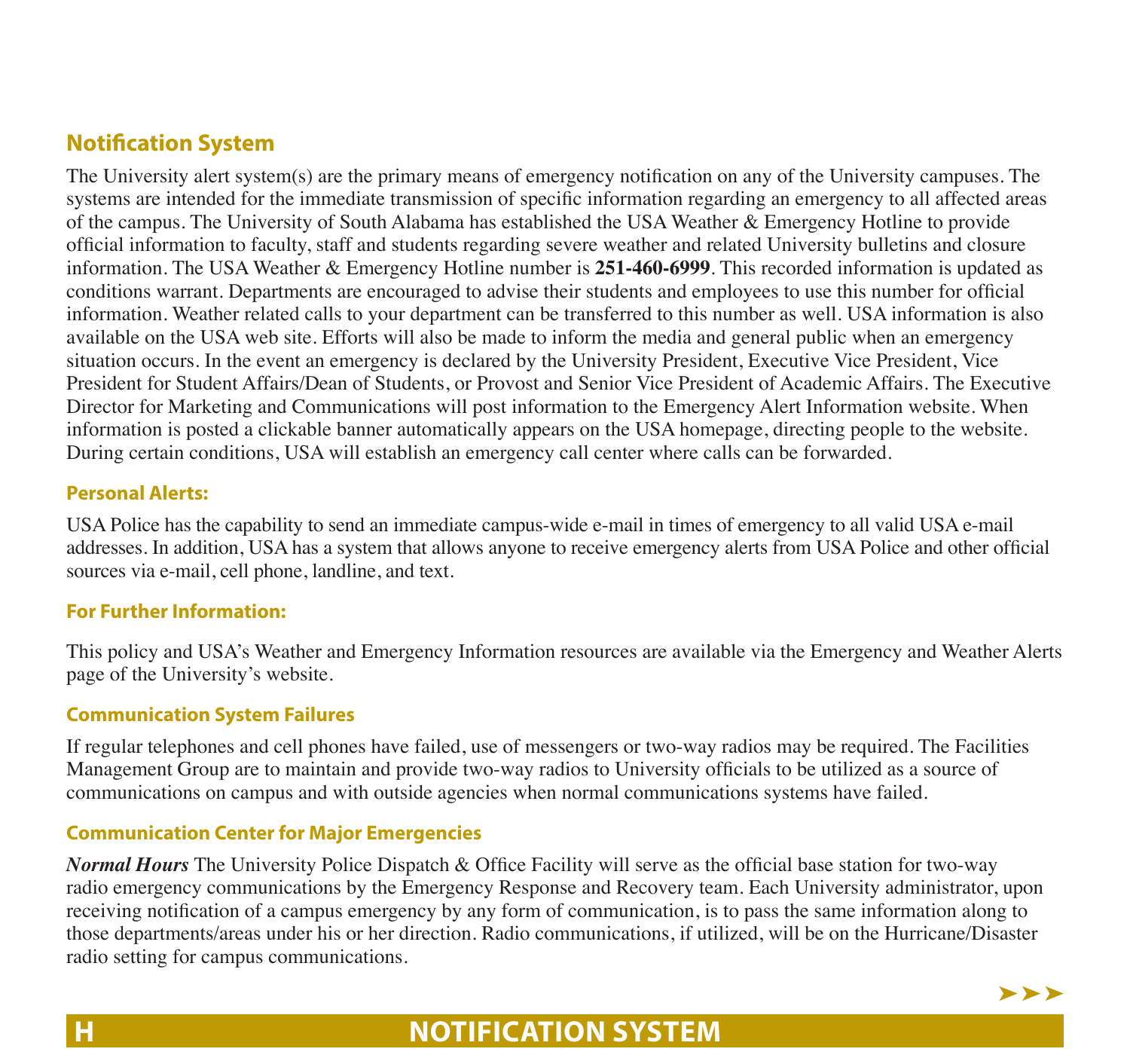## Notification System

The University alert system(s) are the primary means of emergency notification on any of the University campuses. The systems are intended for the immediate transmission of specific information regarding an emergency to all affected areas of the campus. The University of South Alabama has established the USA Weather & Emergency Hotline to provide official information to faculty, staff and students regarding severe weather and related University bulletins and closure information. The USA Weather & Emergency Hotline number is **251-460-6999**. This recorded information is updated as conditions warrant. Departments are encouraged to advise their students and employees to use this number for official information. Weather related calls to your department can be transferred to this number as well. USA information is also available on the USA web site. Efforts will also be made to inform the media and general public when an emergency situation occurs. In the event an emergency is declared by the University President, Executive Vice President, Vice President for Student Affairs/Dean of Students, or Provost and Senior Vice President of Academic Affairs. The Executive Director for Marketing and Communications will post information to the Emergency Alert Information website. When information is posted a clickable banner automatically appears on the USA homepage, directing people to the website. During certain conditions, USA will establish an emergency call center where calls can be forwarded.

### Personal Alerts:

USA Police has the capability to send an immediate campus-wide e-mail in times of emergency to all valid USA e-mail addresses. In addition, USA has a system that allows anyone to receive emergency alerts from USA Police and other official sources via e-mail, cell phone, landline, and text.

### For Further Information:

This policy and USA's Weather and Emergency Information resources are available via the Emergency and Weather Alerts page of the University's website.

### Communication System Failures

If regular telephones and cell phones have failed, use of messengers or two-way radios may be required. The Facilities Management Group are to maintain and provide two-way radios to University officials to be utilized as a source of communications on campus and with outside agencies when normal communications systems have failed.

### Communication Center for Major Emergencies

***Normal Hours*** The University Police Dispatch & Office Facility will serve as the official base station for two-way radio emergency communications by the Emergency Response and Recovery team. Each University administrator, upon receiving notification of a campus emergency by any form of communication, is to pass the same information along to those departments/areas under his or her direction. Radio communications, if utilized, will be on the Hurricane/Disaster radio setting for campus communications.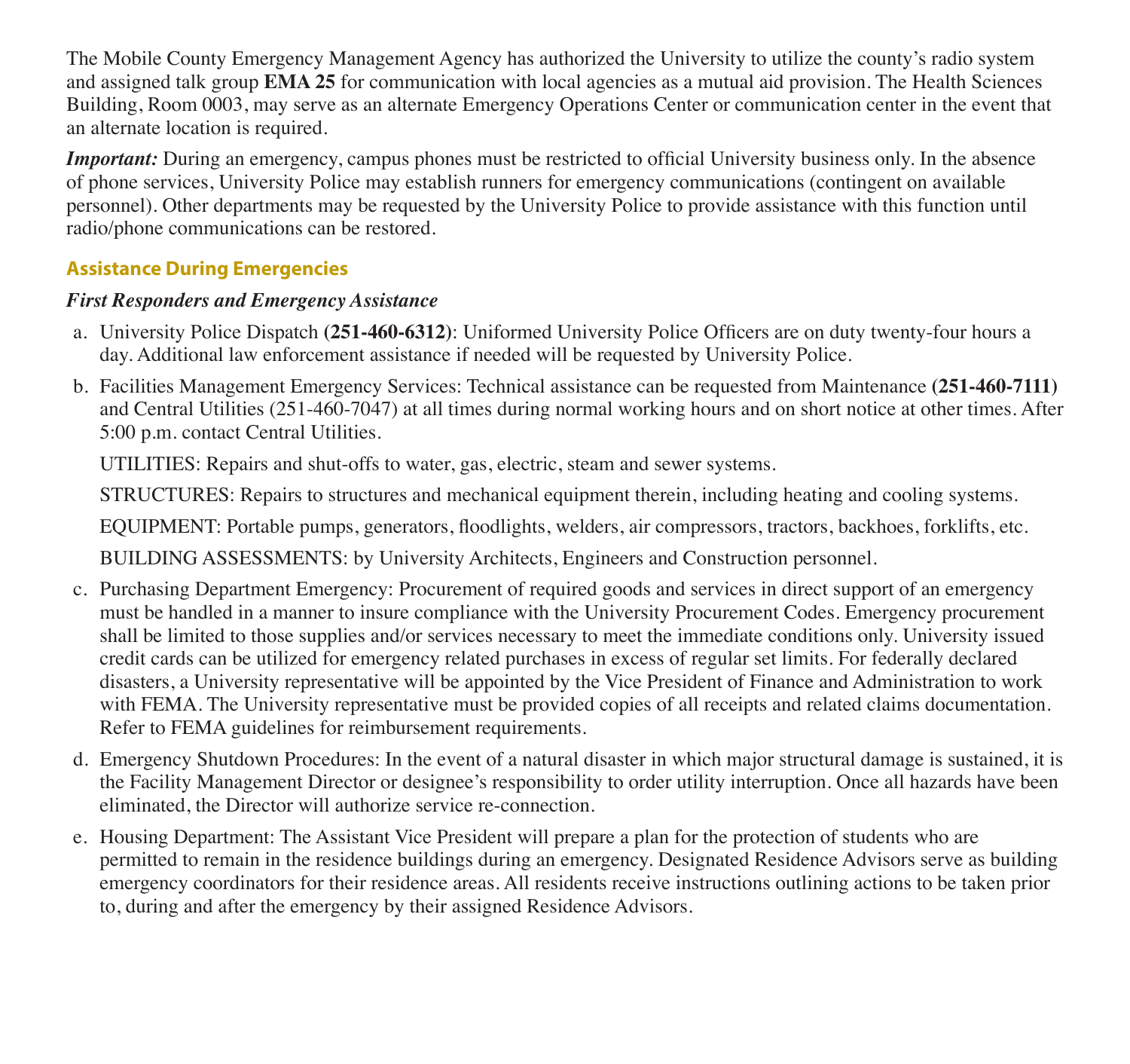The Mobile County Emergency Management Agency has authorized the University to utilize the county's radio system and assigned talk group **EMA 25** for communication with local agencies as a mutual aid provision. The Health Sciences Building, Room 0003, may serve as an alternate Emergency Operations Center or communication center in the event that an alternate location is required.

***Important:*** During an emergency, campus phones must be restricted to official University business only. In the absence of phone services, University Police may establish runners for emergency communications (contingent on available personnel). Other departments may be requested by the University Police to provide assistance with this function until radio/phone communications can be restored.

## Assistance During Emergencies

### *First Responders and Emergency Assistance*

a. University Police Dispatch **(251-460-6312)**: Uniformed University Police Officers are on duty twenty-four hours a day. Additional law enforcement assistance if needed will be requested by University Police.

b. Facilities Management Emergency Services: Technical assistance can be requested from Maintenance **(251-460-7111)** and Central Utilities (251-460-7047) at all times during normal working hours and on short notice at other times. After 5:00 p.m. contact Central Utilities.

   UTILITIES: Repairs and shut-offs to water, gas, electric, steam and sewer systems.

   STRUCTURES: Repairs to structures and mechanical equipment therein, including heating and cooling systems.

   EQUIPMENT: Portable pumps, generators, floodlights, welders, air compressors, tractors, backhoes, forklifts, etc.

   BUILDING ASSESSMENTS: by University Architects, Engineers and Construction personnel.

c. Purchasing Department Emergency: Procurement of required goods and services in direct support of an emergency must be handled in a manner to insure compliance with the University Procurement Codes. Emergency procurement shall be limited to those supplies and/or services necessary to meet the immediate conditions only. University issued credit cards can be utilized for emergency related purchases in excess of regular set limits. For federally declared disasters, a University representative will be appointed by the Vice President of Finance and Administration to work with FEMA. The University representative must be provided copies of all receipts and related claims documentation. Refer to FEMA guidelines for reimbursement requirements.

d. Emergency Shutdown Procedures: In the event of a natural disaster in which major structural damage is sustained, it is the Facility Management Director or designee's responsibility to order utility interruption. Once all hazards have been eliminated, the Director will authorize service re-connection.

e. Housing Department: The Assistant Vice President will prepare a plan for the protection of students who are permitted to remain in the residence buildings during an emergency. Designated Residence Advisors serve as building emergency coordinators for their residence areas. All residents receive instructions outlining actions to be taken prior to, during and after the emergency by their assigned Residence Advisors.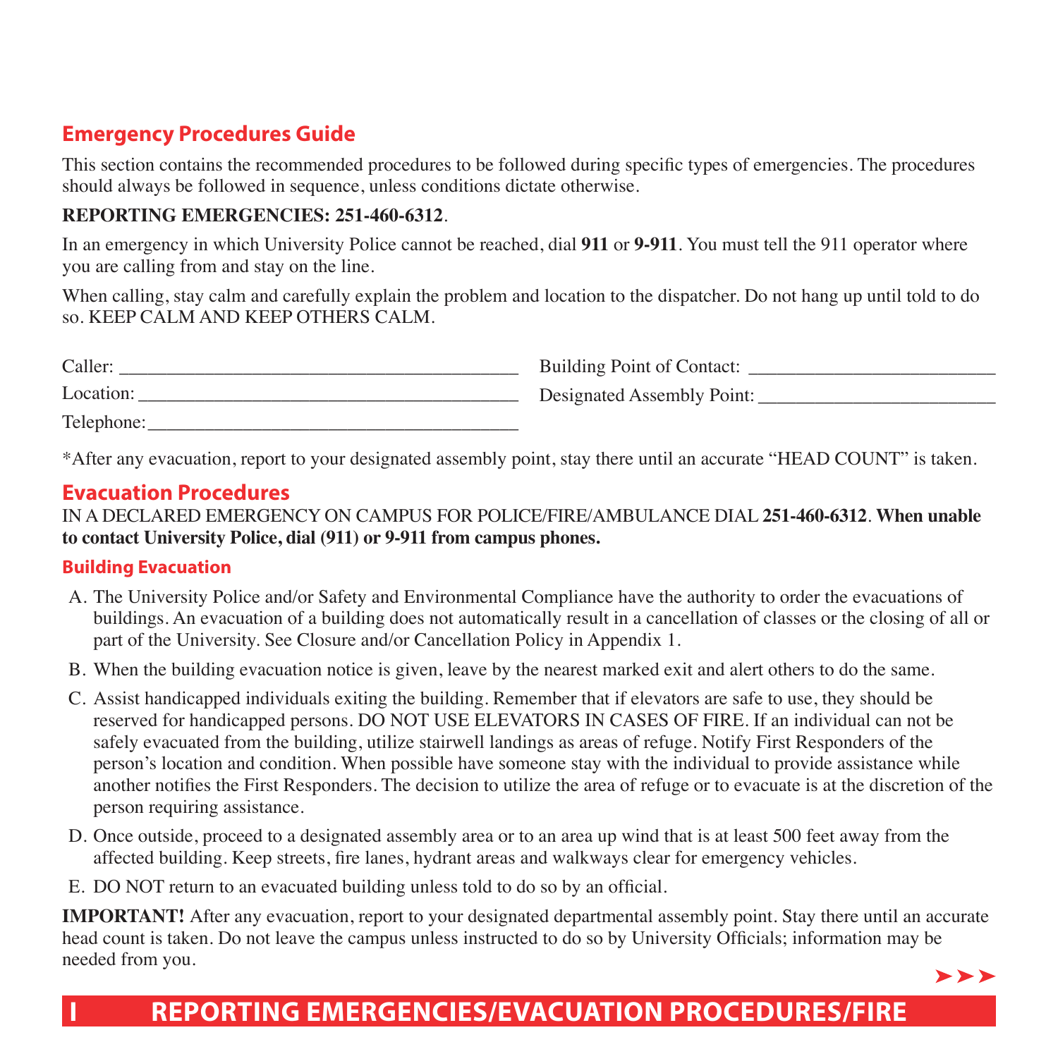## Emergency Procedures Guide

This section contains the recommended procedures to be followed during specific types of emergencies. The procedures should always be followed in sequence, unless conditions dictate otherwise.

**REPORTING EMERGENCIES: 251-460-6312**.

In an emergency in which University Police cannot be reached, dial **911** or **9-911**. You must tell the 911 operator where you are calling from and stay on the line.

When calling, stay calm and carefully explain the problem and location to the dispatcher. Do not hang up until told to do so. KEEP CALM AND KEEP OTHERS CALM.

Caler: ______________________________________

Location: ______________________________________

Telephone: ______________________________________

Building Point of Contact: ________________________

Designated Assembly Point: ________________________

*After any evacuation, report to your designated assembly point, stay there until an accurate "HEAD COUNT" is taken.

## Evacuation Procedures

IN A DECLARED EMERGENCY ON CAMPUS FOR POLICE/FIRE/AMBULANCE DIAL **251-460-6312**. **When unable to contact University Police, dial (911) or 9-911 from campus phones.**

### Building Evacuation

A. The University Police and/or Safety and Environmental Compliance have the authority to order the evacuations of buildings. An evacuation of a building does not automatically result in a cancellation of classes or the closing of all or part of the University. See Closure and/or Cancellation Policy in Appendix 1.

B. When the building evacuation notice is given, leave by the nearest marked exit and alert others to do the same.

C. Assist handicapped individuals exiting the building. Remember that if elevators are safe to use, they should be reserved for handicapped persons. DO NOT USE ELEVATORS IN CASES OF FIRE. If an individual can not be safely evacuated from the building, utilize stairwell landings as areas of refuge. Notify First Responders of the person's location and condition. When possible have someone stay with the individual to provide assistance while another notifies the First Responders. The decision to utilize the area of refuge or to evacuate is at the discretion of the person requiring assistance.

D. Once outside, proceed to a designated assembly area or to an area up wind that is at least 500 feet away from the affected building. Keep streets, fire lanes, hydrant areas and walkways clear for emergency vehicles.

E. DO NOT return to an evacuated building unless told to do so by an official.

**IMPORTANT!** After any evacuation, report to your designated departmental assembly point. Stay there until an accurate head count is taken. Do not leave the campus unless instructed to do so by University Officials; information may be needed from you.

➤➤➤

**I REPORTING EMERGENCIES/EVACUATION PROCEDURES/FIRE**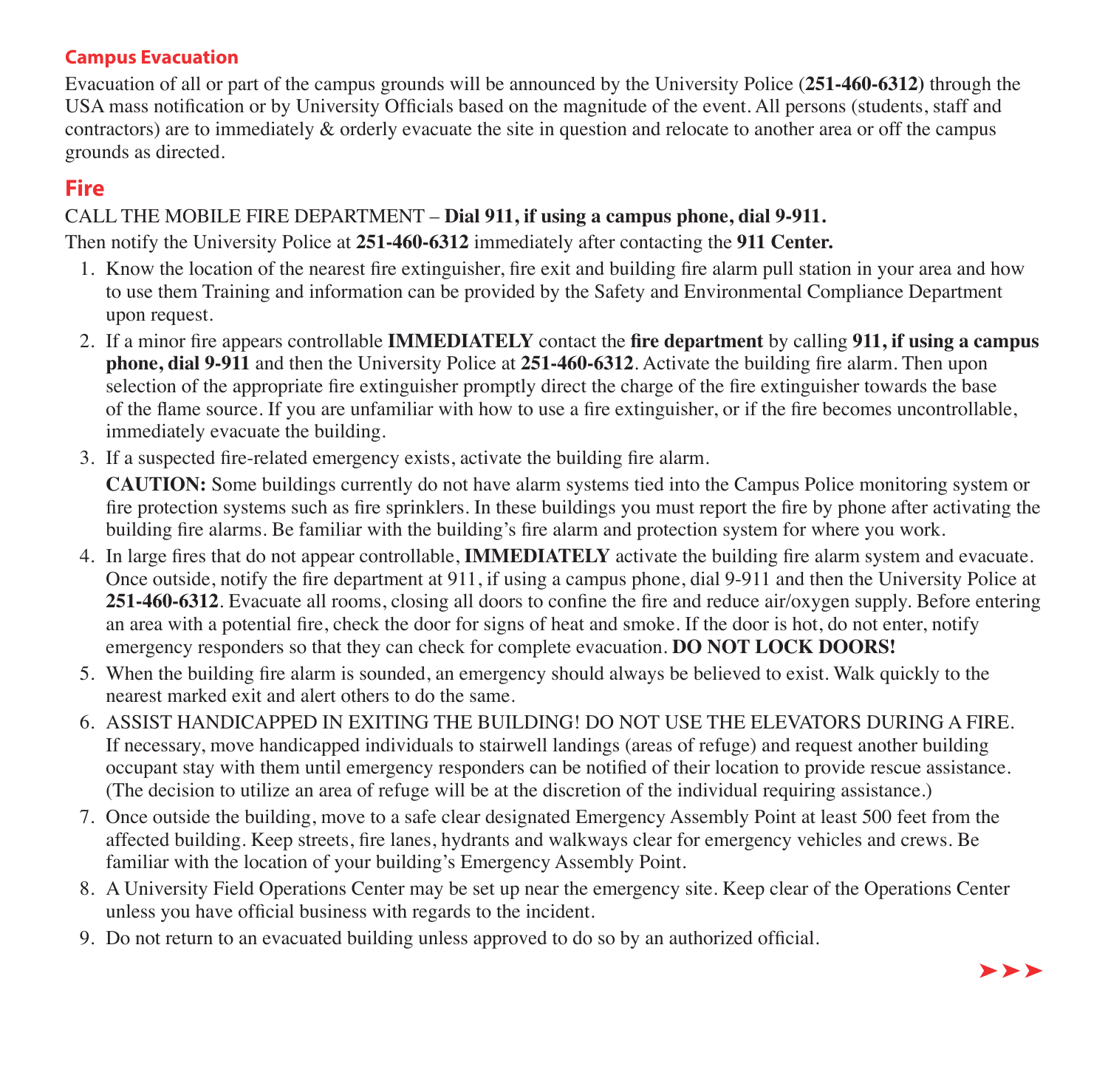## Campus Evacuation

Evacuation of all or part of the campus grounds will be announced by the University Police (**251-460-6312**) through the USA mass notification or by University Officials based on the magnitude of the event. All persons (students, staff and contractors) are to immediately & orderly evacuate the site in question and relocate to another area or off the campus grounds as directed.

## Fire

CALL THE MOBILE FIRE DEPARTMENT – **Dial 911, if using a campus phone, dial 9-911.**

Then notify the University Police at **251-460-6312** immediately after contacting the **911 Center.**

1. Know the location of the nearest fire extinguisher, fire exit and building fire alarm pull station in your area and how to use them Training and information can be provided by the Safety and Environmental Compliance Department upon request.
2. If a minor fire appears controllable **IMMEDIATELY** contact the **fire department** by calling **911, if using a campus phone, dial 9-911** and then the University Police at **251-460-6312**. Activate the building fire alarm. Then upon selection of the appropriate fire extinguisher promptly direct the charge of the fire extinguisher towards the base of the flame source. If you are unfamiliar with how to use a fire extinguisher, or if the fire becomes uncontrollable, immediately evacuate the building.
3. If a suspected fire-related emergency exists, activate the building fire alarm.

   **CAUTION:** Some buildings currently do not have alarm systems tied into the Campus Police monitoring system or fire protection systems such as fire sprinklers. In these buildings you must report the fire by phone after activating the building fire alarms. Be familiar with the building's fire alarm and protection system for where you work.
4. In large fires that do not appear controllable, **IMMEDIATELY** activate the building fire alarm system and evacuate. Once outside, notify the fire department at 911, if using a campus phone, dial 9-911 and then the University Police at **251-460-6312**. Evacuate all rooms, closing all doors to confine the fire and reduce air/oxygen supply. Before entering an area with a potential fire, check the door for signs of heat and smoke. If the door is hot, do not enter, notify emergency responders so that they can check for complete evacuation. **DO NOT LOCK DOORS!**
5. When the building fire alarm is sounded, an emergency should always be believed to exist. Walk quickly to the nearest marked exit and alert others to do the same.
6. ASSIST HANDICAPPED IN EXITING THE BUILDING! DO NOT USE THE ELEVATORS DURING A FIRE. If necessary, move handicapped individuals to stairwell landings (areas of refuge) and request another building occupant stay with them until emergency responders can be notified of their location to provide rescue assistance. (The decision to utilize an area of refuge will be at the discretion of the individual requiring assistance.)
7. Once outside the building, move to a safe clear designated Emergency Assembly Point at least 500 feet from the affected building. Keep streets, fire lanes, hydrants and walkways clear for emergency vehicles and crews. Be familiar with the location of your building's Emergency Assembly Point.
8. A University Field Operations Center may be set up near the emergency site. Keep clear of the Operations Center unless you have official business with regards to the incident.
9. Do not return to an evacuated building unless approved to do so by an authorized official.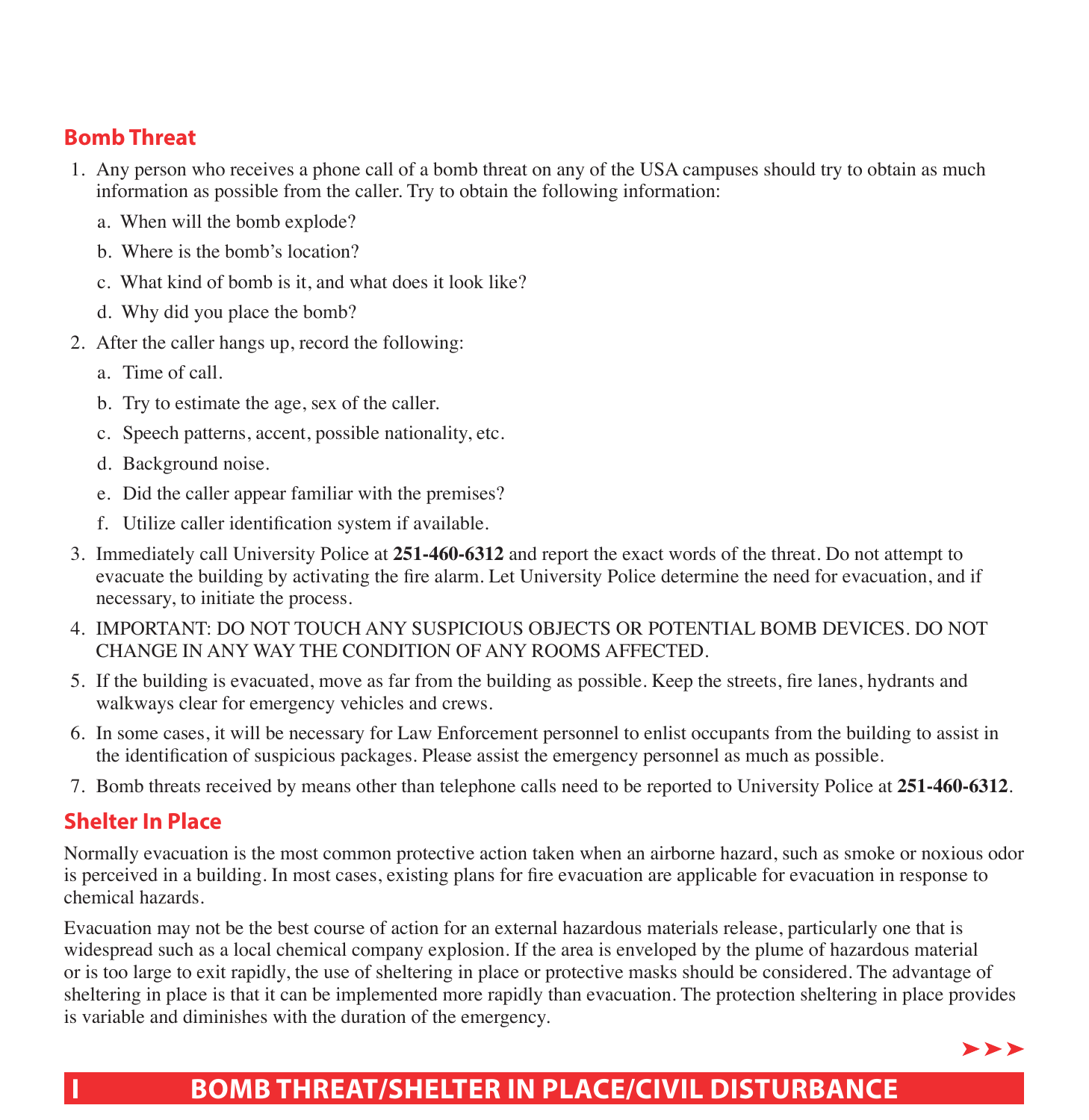## Bomb Threat

1. Any person who receives a phone call of a bomb threat on any of the USA campuses should try to obtain as much information as possible from the caller. Try to obtain the following information:
   a. When will the bomb explode?
   b. Where is the bomb's location?
   c. What kind of bomb is it, and what does it look like?
   d. Why did you place the bomb?
2. After the caller hangs up, record the following:
   a. Time of call.
   b. Try to estimate the age, sex of the caller.
   c. Speech patterns, accent, possible nationality, etc.
   d. Background noise.
   e. Did the caller appear familiar with the premises?
   f. Utilize caller identification system if available.
3. Immediately call University Police at **251-460-6312** and report the exact words of the threat. Do not attempt to evacuate the building by activating the fire alarm. Let University Police determine the need for evacuation, and if necessary, to initiate the process.
4. IMPORTANT: DO NOT TOUCH ANY SUSPICIOUS OBJECTS OR POTENTIAL BOMB DEVICES. DO NOT CHANGE IN ANY WAY THE CONDITION OF ANY ROOMS AFFECTED.
5. If the building is evacuated, move as far from the building as possible. Keep the streets, fire lanes, hydrants and walkways clear for emergency vehicles and crews.
6. In some cases, it will be necessary for Law Enforcement personnel to enlist occupants from the building to assist in the identification of suspicious packages. Please assist the emergency personnel as much as possible.
7. Bomb threats received by means other than telephone calls need to be reported to University Police at **251-460-6312**.

## Shelter In Place

Normally evacuation is the most common protective action taken when an airborne hazard, such as smoke or noxious odor is perceived in a building. In most cases, existing plans for fire evacuation are applicable for evacuation in response to chemical hazards.

Evacuation may not be the best course of action for an external hazardous materials release, particularly one that is widespread such as a local chemical company explosion. If the area is enveloped by the plume of hazardous material or is too large to exit rapidly, the use of sheltering in place or protective masks should be considered. The advantage of sheltering in place is that it can be implemented more rapidly than evacuation. The protection sheltering in place provides is variable and diminishes with the duration of the emergency.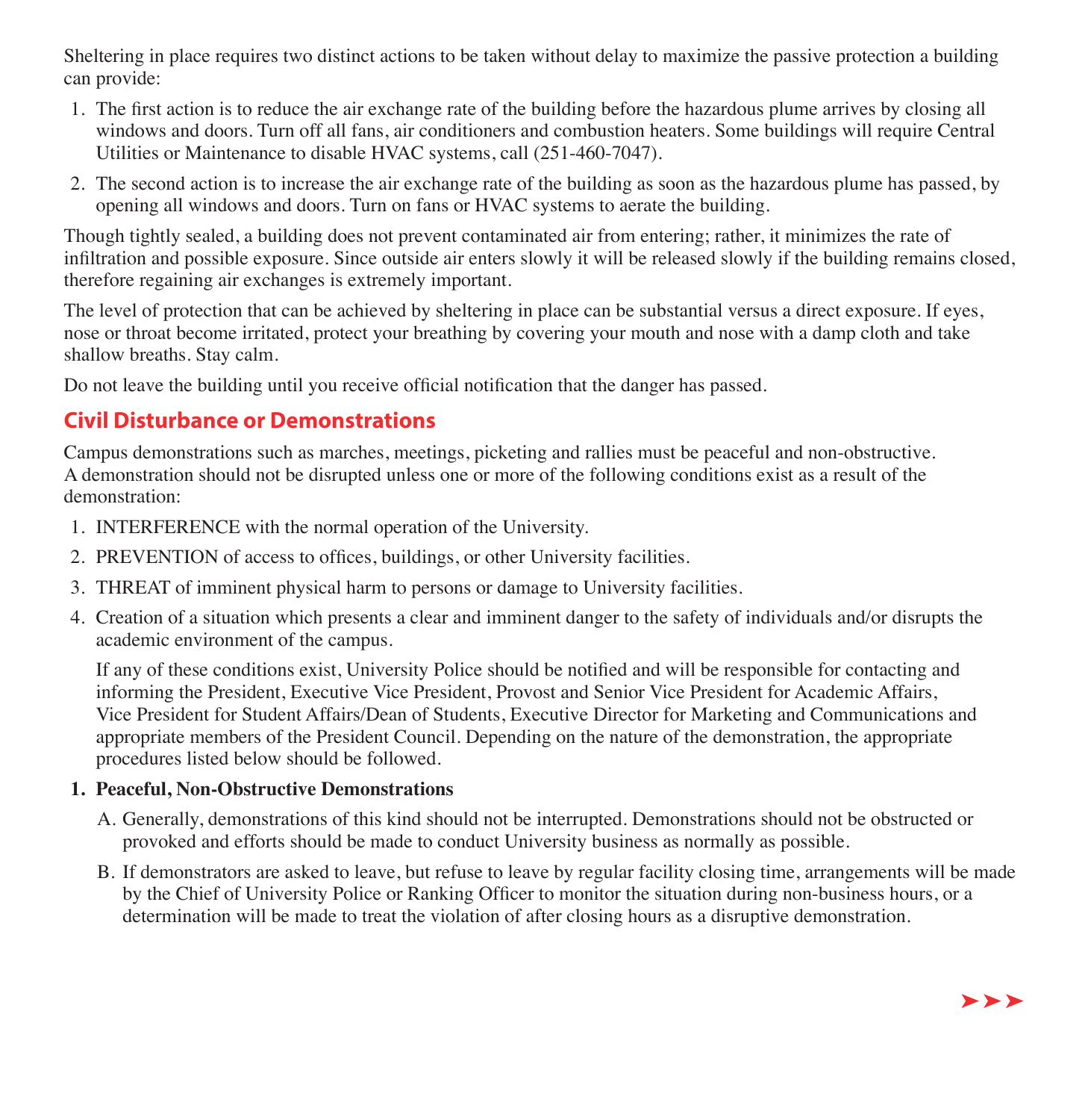Sheltering in place requires two distinct actions to be taken without delay to maximize the passive protection a building can provide:

1. The first action is to reduce the air exchange rate of the building before the hazardous plume arrives by closing all windows and doors. Turn off all fans, air conditioners and combustion heaters. Some buildings will require Central Utilities or Maintenance to disable HVAC systems, call (251-460-7047).
2. The second action is to increase the air exchange rate of the building as soon as the hazardous plume has passed, by opening all windows and doors. Turn on fans or HVAC systems to aerate the building.

Though tightly sealed, a building does not prevent contaminated air from entering; rather, it minimizes the rate of infiltration and possible exposure. Since outside air enters slowly it will be released slowly if the building remains closed, therefore regaining air exchanges is extremely important.

The level of protection that can be achieved by sheltering in place can be substantial versus a direct exposure. If eyes, nose or throat become irritated, protect your breathing by covering your mouth and nose with a damp cloth and take shallow breaths. Stay calm.

Do not leave the building until you receive official notification that the danger has passed.

## Civil Disturbance or Demonstrations

Campus demonstrations such as marches, meetings, picketing and rallies must be peaceful and non-obstructive. A demonstration should not be disrupted unless one or more of the following conditions exist as a result of the demonstration:

1. INTERFERENCE with the normal operation of the University.
2. PREVENTION of access to offices, buildings, or other University facilities.
3. THREAT of imminent physical harm to persons or damage to University facilities.
4. Creation of a situation which presents a clear and imminent danger to the safety of individuals and/or disrupts the academic environment of the campus.

   If any of these conditions exist, University Police should be notified and will be responsible for contacting and informing the President, Executive Vice President, Provost and Senior Vice President for Academic Affairs, Vice President for Student Affairs/Dean of Students, Executive Director for Marketing and Communications and appropriate members of the President Council. Depending on the nature of the demonstration, the appropriate procedures listed below should be followed.

**1. Peaceful, Non-Obstructive Demonstrations**

   A. Generally, demonstrations of this kind should not be interrupted. Demonstrations should not be obstructed or provoked and efforts should be made to conduct University business as normally as possible.

   B. If demonstrators are asked to leave, but refuse to leave by regular facility closing time, arrangements will be made by the Chief of University Police or Ranking Officer to monitor the situation during non-business hours, or a determination will be made to treat the violation of after closing hours as a disruptive demonstration.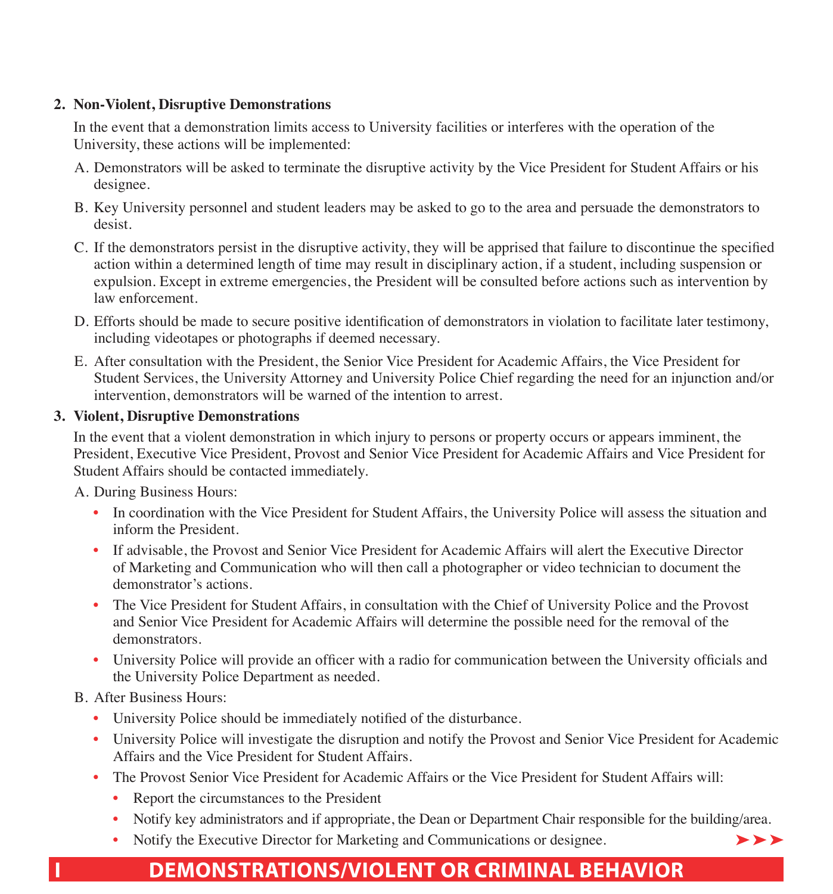**2. Non-Violent, Disruptive Demonstrations**

In the event that a demonstration limits access to University facilities or interferes with the operation of the University, these actions will be implemented:

A. Demonstrators will be asked to terminate the disruptive activity by the Vice President for Student Affairs or his designee.

B. Key University personnel and student leaders may be asked to go to the area and persuade the demonstrators to desist.

C. If the demonstrators persist in the disruptive activity, they will be apprised that failure to discontinue the specified action within a determined length of time may result in disciplinary action, if a student, including suspension or expulsion. Except in extreme emergencies, the President will be consulted before actions such as intervention by law enforcement.

D. Efforts should be made to secure positive identification of demonstrators in violation to facilitate later testimony, including videotapes or photographs if deemed necessary.

E. After consultation with the President, the Senior Vice President for Academic Affairs, the Vice President for Student Services, the University Attorney and University Police Chief regarding the need for an injunction and/or intervention, demonstrators will be warned of the intention to arrest.

**3. Violent, Disruptive Demonstrations**

In the event that a violent demonstration in which injury to persons or property occurs or appears imminent, the President, Executive Vice President, Provost and Senior Vice President for Academic Affairs and Vice President for Student Affairs should be contacted immediately.

A. During Business Hours:

- In coordination with the Vice President for Student Affairs, the University Police will assess the situation and inform the President.
- If advisable, the Provost and Senior Vice President for Academic Affairs will alert the Executive Director of Marketing and Communication who will then call a photographer or video technician to document the demonstrator's actions.
- The Vice President for Student Affairs, in consultation with the Chief of University Police and the Provost and Senior Vice President for Academic Affairs will determine the possible need for the removal of the demonstrators.
- University Police will provide an officer with a radio for communication between the University officials and the University Police Department as needed.

B. After Business Hours:

- University Police should be immediately notified of the disturbance.
- University Police will investigate the disruption and notify the Provost and Senior Vice President for Academic Affairs and the Vice President for Student Affairs.
- The Provost Senior Vice President for Academic Affairs or the Vice President for Student Affairs will:
  - Report the circumstances to the President
  - Notify key administrators and if appropriate, the Dean or Department Chair responsible for the building/area.
  - Notify the Executive Director for Marketing and Communications or designee.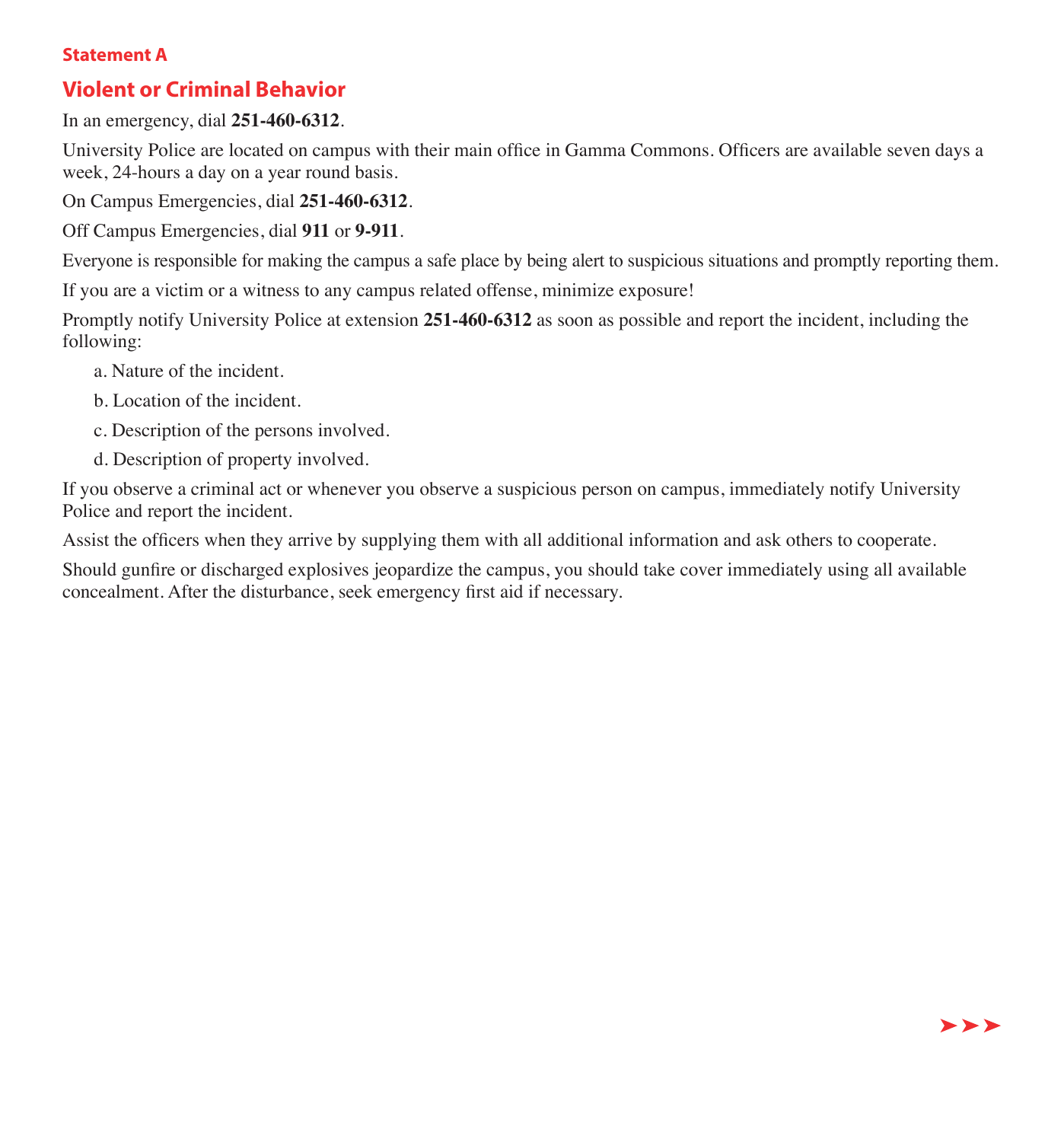**Statement A**

## Violent or Criminal Behavior

In an emergency, dial **251-460-6312**.

University Police are located on campus with their main office in Gamma Commons. Officers are available seven days a week, 24-hours a day on a year round basis.

On Campus Emergencies, dial **251-460-6312**.

Off Campus Emergencies, dial **911** or **9-911**.

Everyone is responsible for making the campus a safe place by being alert to suspicious situations and promptly reporting them.

If you are a victim or a witness to any campus related offense, minimize exposure!

Promptly notify University Police at extension **251-460-6312** as soon as possible and report the incident, including the following:

a. Nature of the incident.

b. Location of the incident.

c. Description of the persons involved.

d. Description of property involved.

If you observe a criminal act or whenever you observe a suspicious person on campus, immediately notify University Police and report the incident.

Assist the officers when they arrive by supplying them with all additional information and ask others to cooperate.

Should gunfire or discharged explosives jeopardize the campus, you should take cover immediately using all available concealment. After the disturbance, seek emergency first aid if necessary.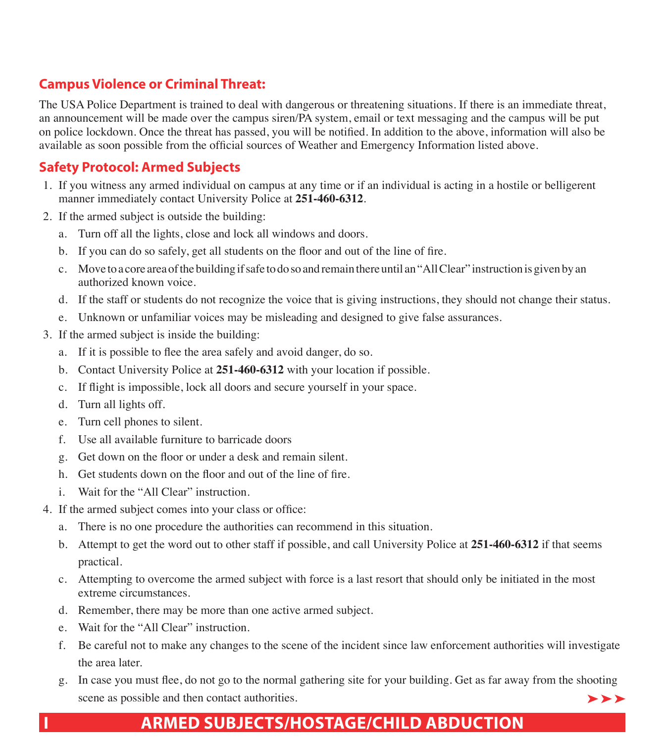## Campus Violence or Criminal Threat:

The USA Police Department is trained to deal with dangerous or threatening situations. If there is an immediate threat, an announcement will be made over the campus siren/PA system, email or text messaging and the campus will be put on police lockdown. Once the threat has passed, you will be notified. In addition to the above, information will also be available as soon possible from the official sources of Weather and Emergency Information listed above.

## Safety Protocol: Armed Subjects

1. If you witness any armed individual on campus at any time or if an individual is acting in a hostile or belligerent manner immediately contact University Police at **251-460-6312**.
2. If the armed subject is outside the building:
   a. Turn off all the lights, close and lock all windows and doors.
   b. If you can do so safely, get all students on the floor and out of the line of fire.
   c. Move to a core area of the building if safe to do so and remain there until an "All Clear" instruction is given by an authorized known voice.
   d. If the staff or students do not recognize the voice that is giving instructions, they should not change their status.
   e. Unknown or unfamiliar voices may be misleading and designed to give false assurances.
3. If the armed subject is inside the building:
   a. If it is possible to flee the area safely and avoid danger, do so.
   b. Contact University Police at **251-460-6312** with your location if possible.
   c. If flight is impossible, lock all doors and secure yourself in your space.
   d. Turn all lights off.
   e. Turn cell phones to silent.
   f. Use all available furniture to barricade doors
   g. Get down on the floor or under a desk and remain silent.
   h. Get students down on the floor and out of the line of fire.
   i. Wait for the "All Clear" instruction.
4. If the armed subject comes into your class or office:
   a. There is no one procedure the authorities can recommend in this situation.
   b. Attempt to get the word out to other staff if possible, and call University Police at **251-460-6312** if that seems practical.
   c. Attempting to overcome the armed subject with force is a last resort that should only be initiated in the most extreme circumstances.
   d. Remember, there may be more than one active armed subject.
   e. Wait for the "All Clear" instruction.
   f. Be careful not to make any changes to the scene of the incident since law enforcement authorities will investigate the area later.
   g. In case you must flee, do not go to the normal gathering site for your building. Get as far away from the shooting scene as possible and then contact authorities.

**I ARMED SUBJECTS/HOSTAGE/CHILD ABDUCTION**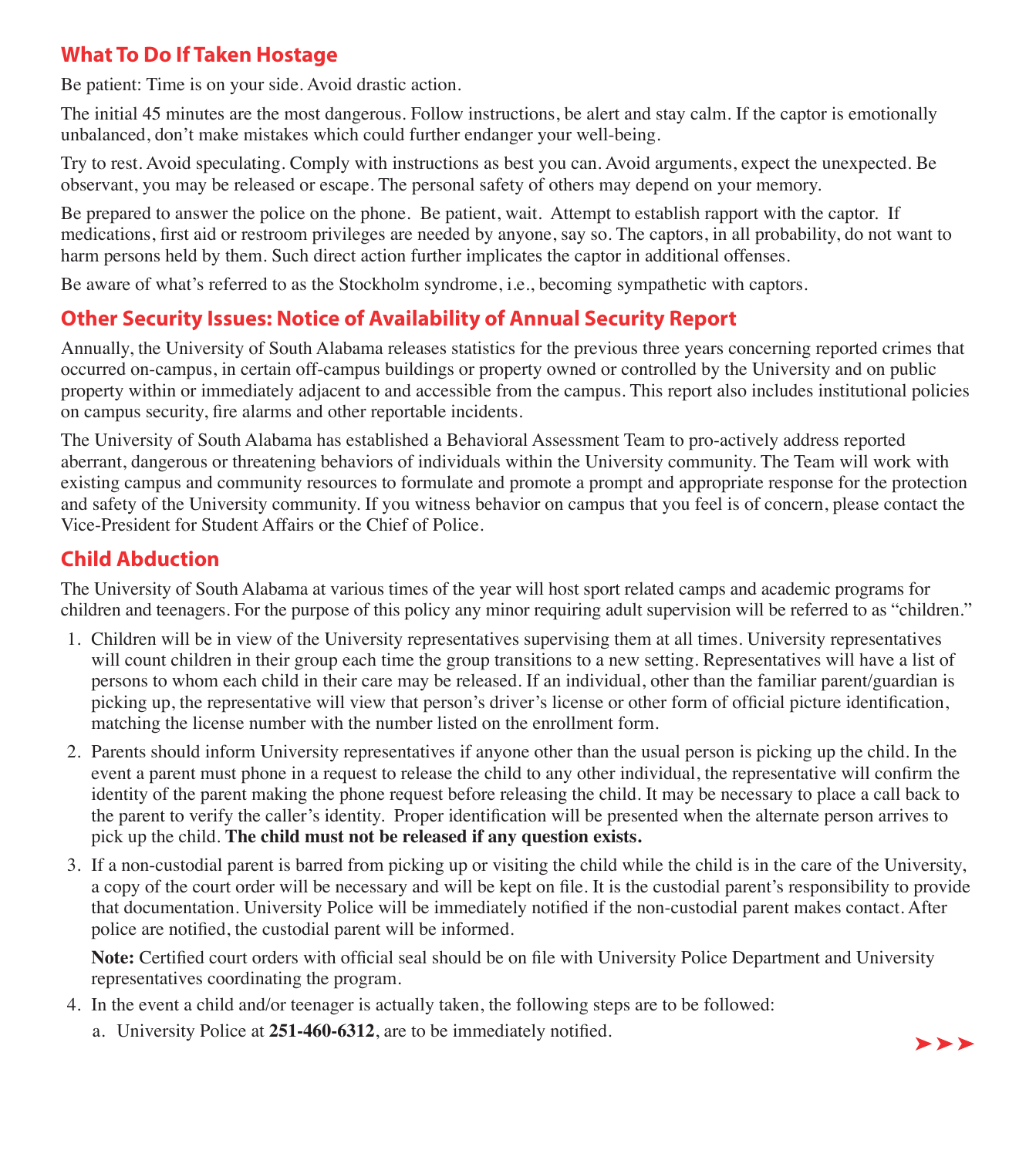## What To Do If Taken Hostage

Be patient: Time is on your side. Avoid drastic action.

The initial 45 minutes are the most dangerous. Follow instructions, be alert and stay calm. If the captor is emotionally unbalanced, don't make mistakes which could further endanger your well-being.

Try to rest. Avoid speculating. Comply with instructions as best you can. Avoid arguments, expect the unexpected. Be observant, you may be released or escape. The personal safety of others may depend on your memory.

Be prepared to answer the police on the phone. Be patient, wait. Attempt to establish rapport with the captor. If medications, first aid or restroom privileges are needed by anyone, say so. The captors, in all probability, do not want to harm persons held by them. Such direct action further implicates the captor in additional offenses.

Be aware of what's referred to as the Stockholm syndrome, i.e., becoming sympathetic with captors.

## Other Security Issues: Notice of Availability of Annual Security Report

Annually, the University of South Alabama releases statistics for the previous three years concerning reported crimes that occurred on-campus, in certain off-campus buildings or property owned or controlled by the University and on public property within or immediately adjacent to and accessible from the campus. This report also includes institutional policies on campus security, fire alarms and other reportable incidents.

The University of South Alabama has established a Behavioral Assessment Team to pro-actively address reported aberrant, dangerous or threatening behaviors of individuals within the University community. The Team will work with existing campus and community resources to formulate and promote a prompt and appropriate response for the protection and safety of the University community. If you witness behavior on campus that you feel is of concern, please contact the Vice-President for Student Affairs or the Chief of Police.

## Child Abduction

The University of South Alabama at various times of the year will host sport related camps and academic programs for children and teenagers. For the purpose of this policy any minor requiring adult supervision will be referred to as "children."

1. Children will be in view of the University representatives supervising them at all times. University representatives will count children in their group each time the group transitions to a new setting. Representatives will have a list of persons to whom each child in their care may be released. If an individual, other than the familiar parent/guardian is picking up, the representative will view that person's driver's license or other form of official picture identification, matching the license number with the number listed on the enrollment form.
2. Parents should inform University representatives if anyone other than the usual person is picking up the child. In the event a parent must phone in a request to release the child to any other individual, the representative will confirm the identity of the parent making the phone request before releasing the child. It may be necessary to place a call back to the parent to verify the caller's identity. Proper identification will be presented when the alternate person arrives to pick up the child. **The child must not be released if any question exists.**
3. If a non-custodial parent is barred from picking up or visiting the child while the child is in the care of the University, a copy of the court order will be necessary and will be kept on file. It is the custodial parent's responsibility to provide that documentation. University Police will be immediately notified if the non-custodial parent makes contact. After police are notified, the custodial parent will be informed.

   **Note:** Certified court orders with official seal should be on file with University Police Department and University representatives coordinating the program.
4. In the event a child and/or teenager is actually taken, the following steps are to be followed:
   a. University Police at **251-460-6312**, are to be immediately notified.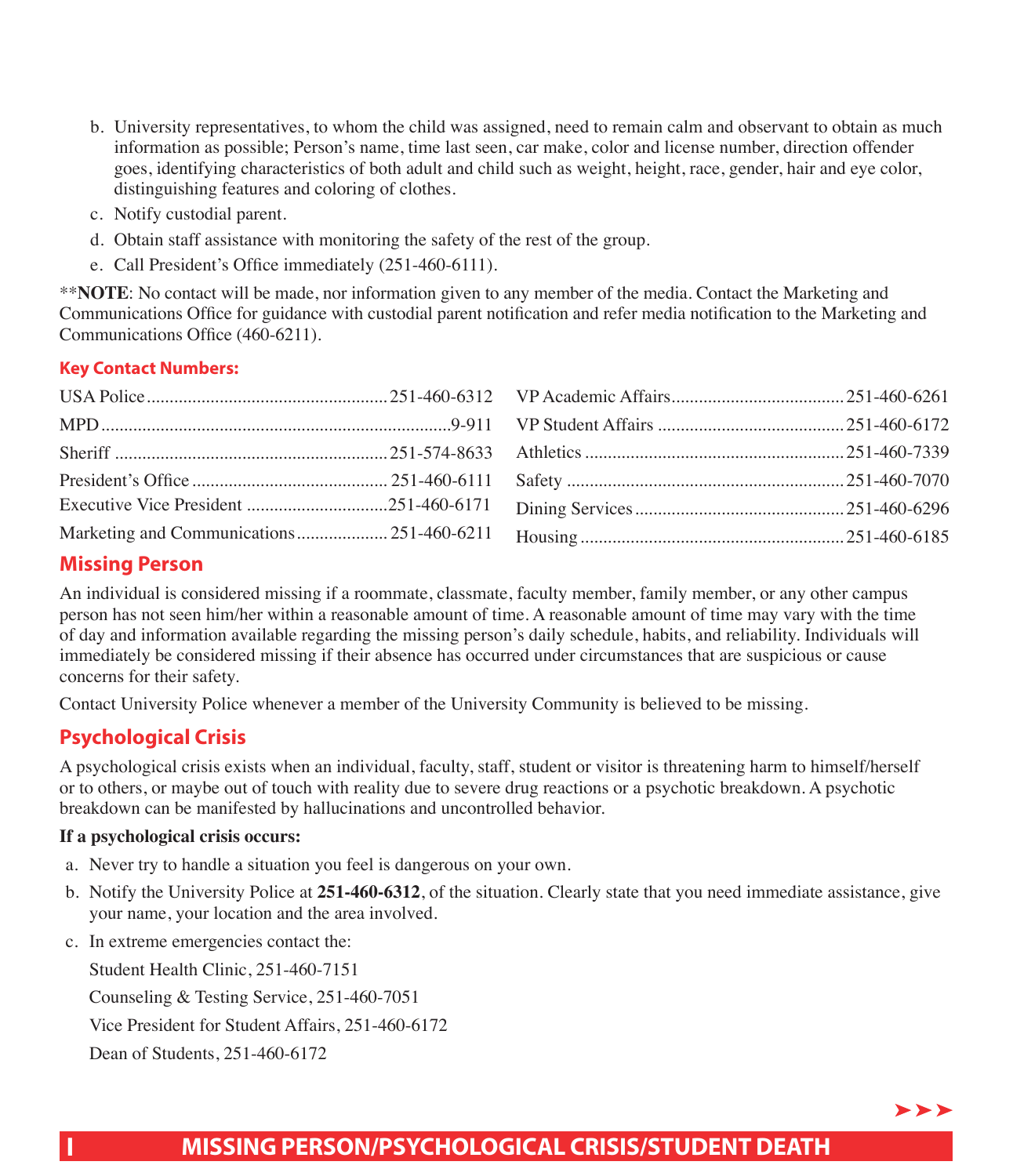b. University representatives, to whom the child was assigned, need to remain calm and observant to obtain as much information as possible; Person's name, time last seen, car make, color and license number, direction offender goes, identifying characteristics of both adult and child such as weight, height, race, gender, hair and eye color, distinguishing features and coloring of clothes.

c. Notify custodial parent.

d. Obtain staff assistance with monitoring the safety of the rest of the group.

e. Call President's Office immediately (251-460-6111).

**NOTE**: No contact will be made, nor information given to any member of the media. Contact the Marketing and Communications Office for guidance with custodial parent notification and refer media notification to the Marketing and Communications Office (460-6211).

**Key Contact Numbers:**

| | |
|---|---|
| USA Police | 251-460-6312 |
| MPD | 9-911 |
| Sheriff | 251-574-8633 |
| President's Office | 251-460-6111 |
| Executive Vice President | 251-460-6171 |
| Marketing and Communications | 251-460-6211 |
| VP Academic Affairs | 251-460-6261 |
| VP Student Affairs | 251-460-6172 |
| Athletics | 251-460-7339 |
| Safety | 251-460-7070 |
| Dining Services | 251-460-6296 |
| Housing | 251-460-6185 |

## Missing Person

An individual is considered missing if a roommate, classmate, faculty member, family member, or any other campus person has not seen him/her within a reasonable amount of time. A reasonable amount of time may vary with the time of day and information available regarding the missing person's daily schedule, habits, and reliability. Individuals will immediately be considered missing if their absence has occurred under circumstances that are suspicious or cause concerns for their safety.

Contact University Police whenever a member of the University Community is believed to be missing.

## Psychological Crisis

A psychological crisis exists when an individual, faculty, staff, student or visitor is threatening harm to himself/herself or to others, or maybe out of touch with reality due to severe drug reactions or a psychotic breakdown. A psychotic breakdown can be manifested by hallucinations and uncontrolled behavior.

**If a psychological crisis occurs:**

a. Never try to handle a situation you feel is dangerous on your own.

b. Notify the University Police at **251-460-6312**, of the situation. Clearly state that you need immediate assistance, give your name, your location and the area involved.

c. In extreme emergencies contact the:

Student Health Clinic, 251-460-7151

Counseling & Testing Service, 251-460-7051

Vice President for Student Affairs, 251-460-6172

Dean of Students, 251-460-6172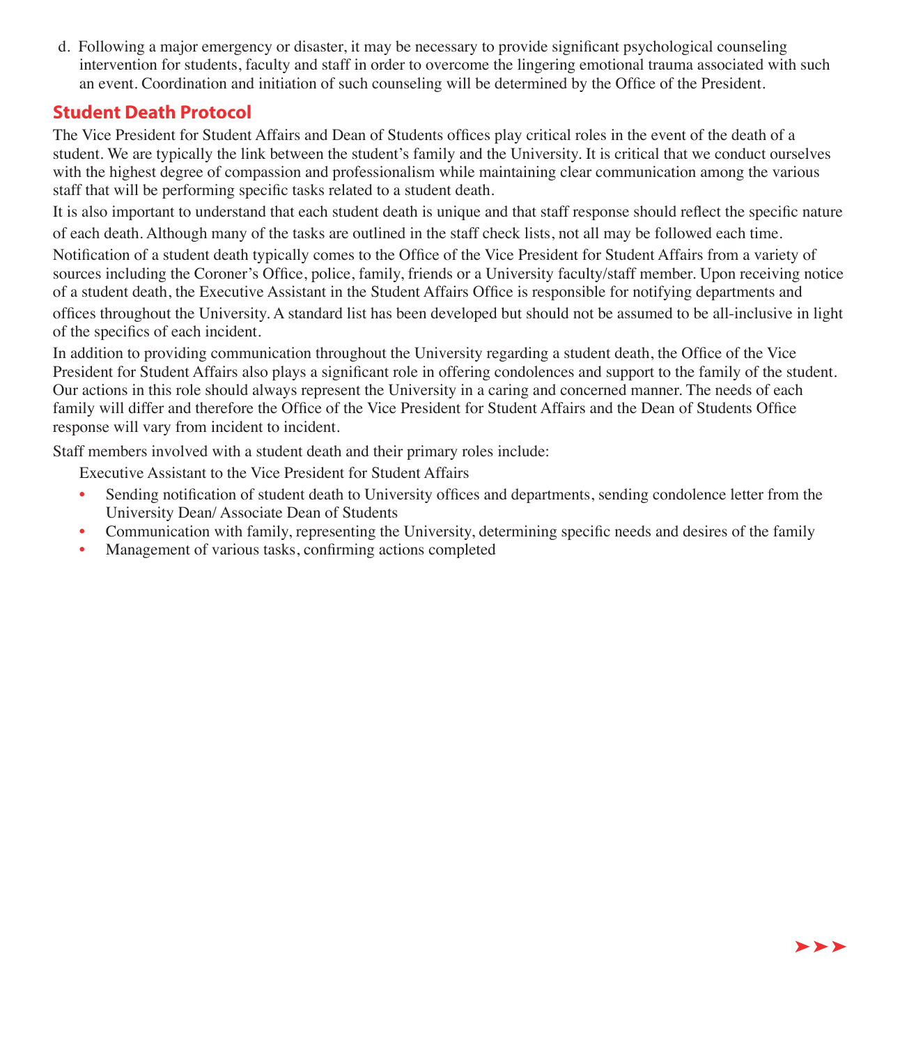d. Following a major emergency or disaster, it may be necessary to provide significant psychological counseling intervention for students, faculty and staff in order to overcome the lingering emotional trauma associated with such an event. Coordination and initiation of such counseling will be determined by the Office of the President.

## Student Death Protocol

The Vice President for Student Affairs and Dean of Students offices play critical roles in the event of the death of a student. We are typically the link between the student's family and the University. It is critical that we conduct ourselves with the highest degree of compassion and professionalism while maintaining clear communication among the various staff that will be performing specific tasks related to a student death.

It is also important to understand that each student death is unique and that staff response should reflect the specific nature of each death. Although many of the tasks are outlined in the staff check lists, not all may be followed each time.

Notification of a student death typically comes to the Office of the Vice President for Student Affairs from a variety of sources including the Coroner's Office, police, family, friends or a University faculty/staff member. Upon receiving notice of a student death, the Executive Assistant in the Student Affairs Office is responsible for notifying departments and offices throughout the University. A standard list has been developed but should not be assumed to be all-inclusive in light of the specifics of each incident.

In addition to providing communication throughout the University regarding a student death, the Office of the Vice President for Student Affairs also plays a significant role in offering condolences and support to the family of the student. Our actions in this role should always represent the University in a caring and concerned manner. The needs of each family will differ and therefore the Office of the Vice President for Student Affairs and the Dean of Students Office response will vary from incident to incident.

Staff members involved with a student death and their primary roles include:

Executive Assistant to the Vice President for Student Affairs

- Sending notification of student death to University offices and departments, sending condolence letter from the University Dean/ Associate Dean of Students
- Communication with family, representing the University, determining specific needs and desires of the family
- Management of various tasks, confirming actions completed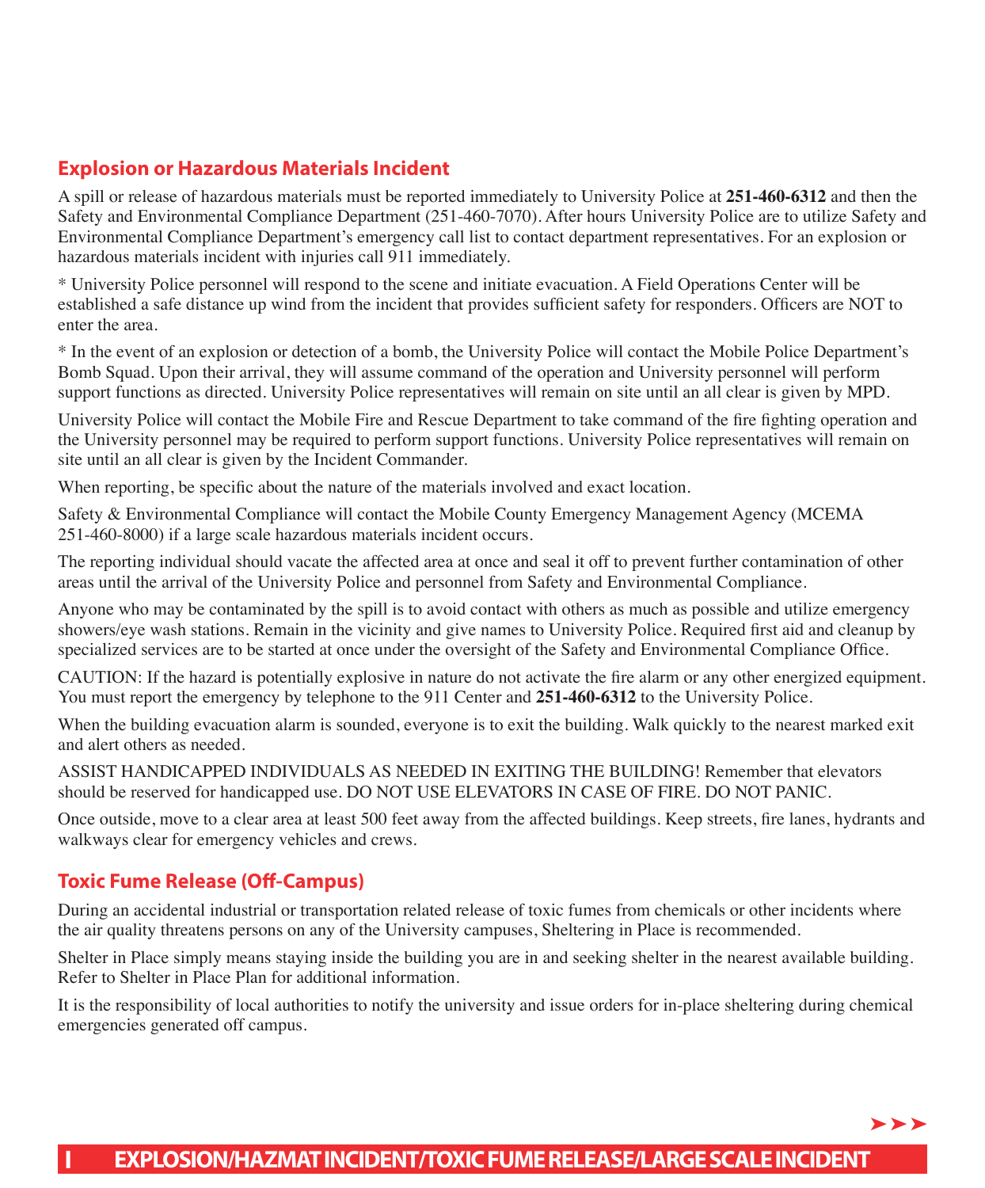## Explosion or Hazardous Materials Incident

A spill or release of hazardous materials must be reported immediately to University Police at **251-460-6312** and then the Safety and Environmental Compliance Department (251-460-7070). After hours University Police are to utilize Safety and Environmental Compliance Department's emergency call list to contact department representatives. For an explosion or hazardous materials incident with injuries call 911 immediately.

* University Police personnel will respond to the scene and initiate evacuation. A Field Operations Center will be established a safe distance up wind from the incident that provides sufficient safety for responders. Officers are NOT to enter the area.

* In the event of an explosion or detection of a bomb, the University Police will contact the Mobile Police Department's Bomb Squad. Upon their arrival, they will assume command of the operation and University personnel will perform support functions as directed. University Police representatives will remain on site until an all clear is given by MPD.

University Police will contact the Mobile Fire and Rescue Department to take command of the fire fighting operation and the University personnel may be required to perform support functions. University Police representatives will remain on site until an all clear is given by the Incident Commander.

When reporting, be specific about the nature of the materials involved and exact location.

Safety & Environmental Compliance will contact the Mobile County Emergency Management Agency (MCEMA 251-460-8000) if a large scale hazardous materials incident occurs.

The reporting individual should vacate the affected area at once and seal it off to prevent further contamination of other areas until the arrival of the University Police and personnel from Safety and Environmental Compliance.

Anyone who may be contaminated by the spill is to avoid contact with others as much as possible and utilize emergency showers/eye wash stations. Remain in the vicinity and give names to University Police. Required first aid and cleanup by specialized services are to be started at once under the oversight of the Safety and Environmental Compliance Office.

CAUTION: If the hazard is potentially explosive in nature do not activate the fire alarm or any other energized equipment. You must report the emergency by telephone to the 911 Center and **251-460-6312** to the University Police.

When the building evacuation alarm is sounded, everyone is to exit the building. Walk quickly to the nearest marked exit and alert others as needed.

ASSIST HANDICAPPED INDIVIDUALS AS NEEDED IN EXITING THE BUILDING! Remember that elevators should be reserved for handicapped use. DO NOT USE ELEVATORS IN CASE OF FIRE. DO NOT PANIC.

Once outside, move to a clear area at least 500 feet away from the affected buildings. Keep streets, fire lanes, hydrants and walkways clear for emergency vehicles and crews.

## Toxic Fume Release (Off-Campus)

During an accidental industrial or transportation related release of toxic fumes from chemicals or other incidents where the air quality threatens persons on any of the University campuses, Sheltering in Place is recommended.

Shelter in Place simply means staying inside the building you are in and seeking shelter in the nearest available building. Refer to Shelter in Place Plan for additional information.

It is the responsibility of local authorities to notify the university and issue orders for in-place sheltering during chemical emergencies generated off campus.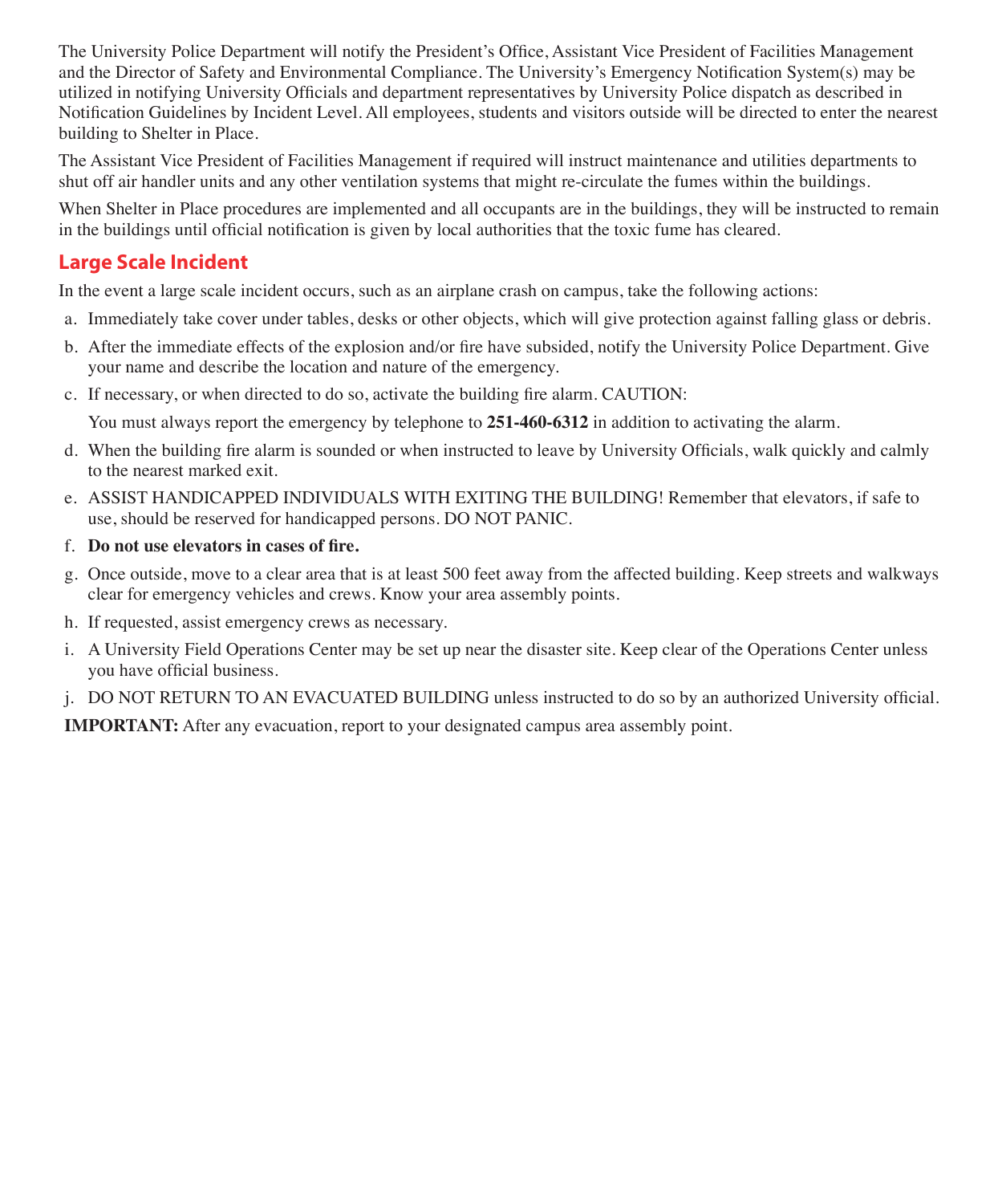The University Police Department will notify the President's Office, Assistant Vice President of Facilities Management and the Director of Safety and Environmental Compliance. The University's Emergency Notification System(s) may be utilized in notifying University Officials and department representatives by University Police dispatch as described in Notification Guidelines by Incident Level. All employees, students and visitors outside will be directed to enter the nearest building to Shelter in Place.

The Assistant Vice President of Facilities Management if required will instruct maintenance and utilities departments to shut off air handler units and any other ventilation systems that might re-circulate the fumes within the buildings.

When Shelter in Place procedures are implemented and all occupants are in the buildings, they will be instructed to remain in the buildings until official notification is given by local authorities that the toxic fume has cleared.

## Large Scale Incident

In the event a large scale incident occurs, such as an airplane crash on campus, take the following actions:

a. Immediately take cover under tables, desks or other objects, which will give protection against falling glass or debris.

b. After the immediate effects of the explosion and/or fire have subsided, notify the University Police Department. Give your name and describe the location and nature of the emergency.

c. If necessary, or when directed to do so, activate the building fire alarm. CAUTION:

   You must always report the emergency by telephone to **251-460-6312** in addition to activating the alarm.

d. When the building fire alarm is sounded or when instructed to leave by University Officials, walk quickly and calmly to the nearest marked exit.

e. ASSIST HANDICAPPED INDIVIDUALS WITH EXITING THE BUILDING! Remember that elevators, if safe to use, should be reserved for handicapped persons. DO NOT PANIC.

f. **Do not use elevators in cases of fire.**

g. Once outside, move to a clear area that is at least 500 feet away from the affected building. Keep streets and walkways clear for emergency vehicles and crews. Know your area assembly points.

h. If requested, assist emergency crews as necessary.

i. A University Field Operations Center may be set up near the disaster site. Keep clear of the Operations Center unless you have official business.

j. DO NOT RETURN TO AN EVACUATED BUILDING unless instructed to do so by an authorized University official.

**IMPORTANT:** After any evacuation, report to your designated campus area assembly point.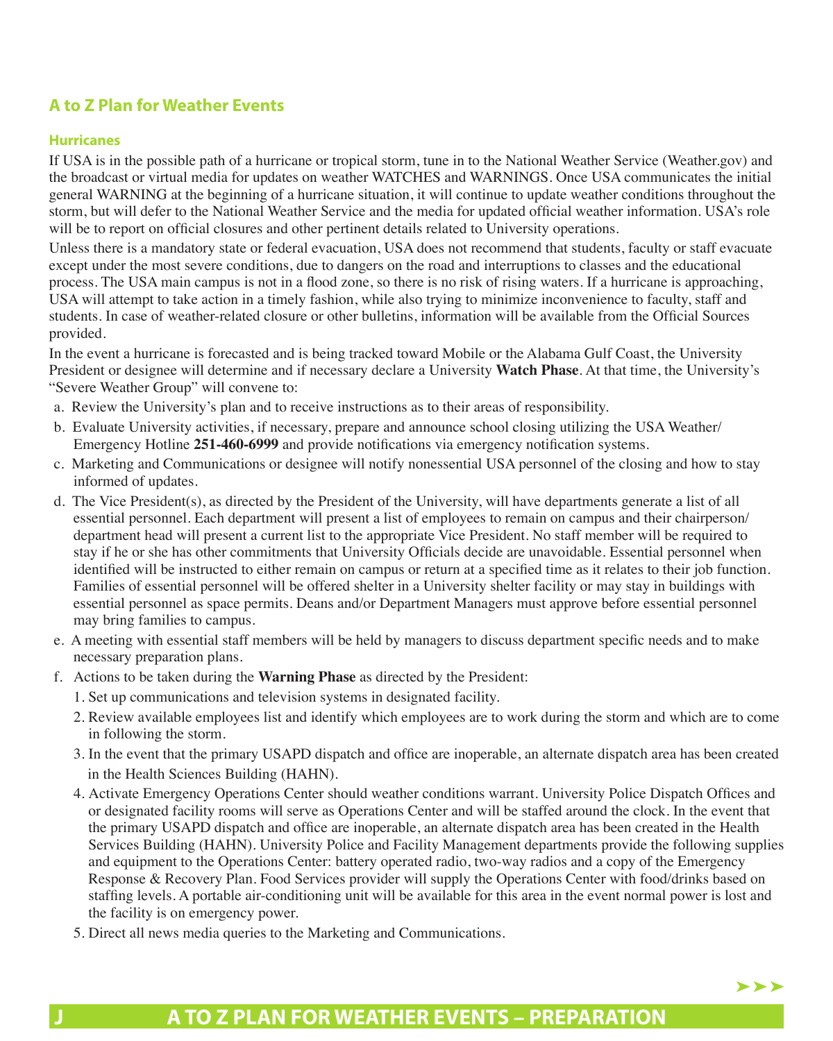## A to Z Plan for Weather Events

### Hurricanes

If USA is in the possible path of a hurricane or tropical storm, tune in to the National Weather Service (Weather.gov) and the broadcast or virtual media for updates on weather WATCHES and WARNINGS. Once USA communicates the initial general WARNING at the beginning of a hurricane situation, it will continue to update weather conditions throughout the storm, but will defer to the National Weather Service and the media for updated official weather information. USA's role will be to report on official closures and other pertinent details related to University operations.

Unless there is a mandatory state or federal evacuation, USA does not recommend that students, faculty or staff evacuate except under the most severe conditions, due to dangers on the road and interruptions to classes and the educational process. The USA main campus is not in a flood zone, so there is no risk of rising waters. If a hurricane is approaching, USA will attempt to take action in a timely fashion, while also trying to minimize inconvenience to faculty, staff and students. In case of weather-related closure or other bulletins, information will be available from the Official Sources provided.

In the event a hurricane is forecasted and is being tracked toward Mobile or the Alabama Gulf Coast, the University President or designee will determine and if necessary declare a University **Watch Phase**. At that time, the University's "Severe Weather Group" will convene to:

a. Review the University's plan and to receive instructions as to their areas of responsibility.
b. Evaluate University activities, if necessary, prepare and announce school closing utilizing the USA Weather/ Emergency Hotline **251-460-6999** and provide notifications via emergency notification systems.
c. Marketing and Communications or designee will notify nonessential USA personnel of the closing and how to stay informed of updates.
d. The Vice President(s), as directed by the President of the University, will have departments generate a list of all essential personnel. Each department will present a list of employees to remain on campus and their chairperson/ department head will present a current list to the appropriate Vice President. No staff member will be required to stay if he or she has other commitments that University Officials decide are unavoidable. Essential personnel when identified will be instructed to either remain on campus or return at a specified time as it relates to their job function. Families of essential personnel will be offered shelter in a University shelter facility or may stay in buildings with essential personnel as space permits. Deans and/or Department Managers must approve before essential personnel may bring families to campus.
e. A meeting with essential staff members will be held by managers to discuss department specific needs and to make necessary preparation plans.
f. Actions to be taken during the **Warning Phase** as directed by the President:
    1. Set up communications and television systems in designated facility.
    2. Review available employees list and identify which employees are to work during the storm and which are to come in following the storm.
    3. In the event that the primary USAPD dispatch and office are inoperable, an alternate dispatch area has been created in the Health Sciences Building (HAHN).
    4. Activate Emergency Operations Center should weather conditions warrant. University Police Dispatch Offices and or designated facility rooms will serve as Operations Center and will be staffed around the clock. In the event that the primary USAPD dispatch and office are inoperable, an alternate dispatch area has been created in the Health Services Building (HAHN). University Police and Facility Management departments provide the following supplies and equipment to the Operations Center: battery operated radio, two-way radios and a copy of the Emergency Response & Recovery Plan. Food Services provider will supply the Operations Center with food/drinks based on staffing levels. A portable air-conditioning unit will be available for this area in the event normal power is lost and the facility is on emergency power.
    5. Direct all news media queries to the Marketing and Communications.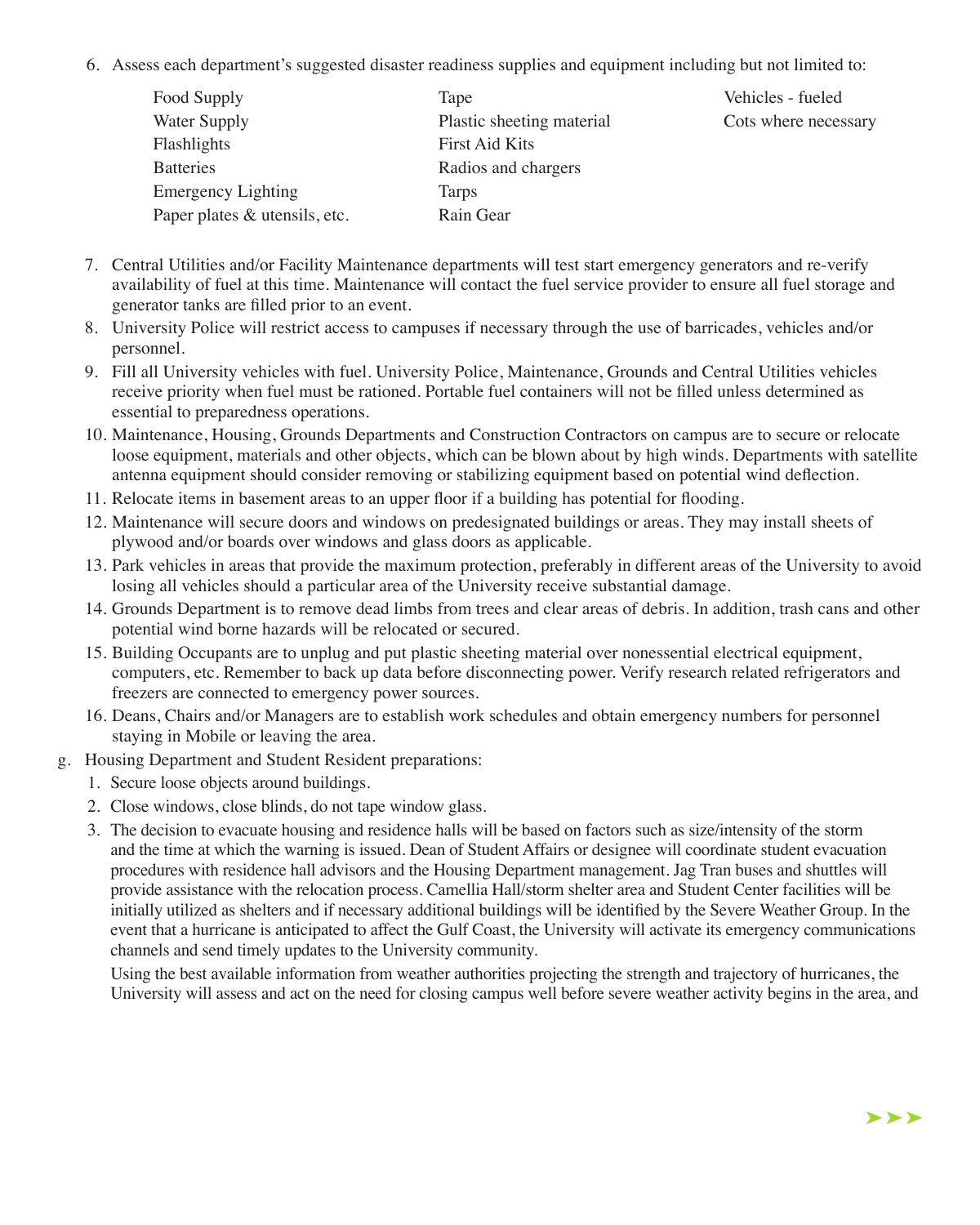6. Assess each department's suggested disaster readiness supplies and equipment including but not limited to:

   - Food Supply
   - Water Supply
   - Flashlights
   - Batteries
   - Emergency Lighting
   - Paper plates & utensils, etc.
   - Tape
   - Plastic sheeting material
   - First Aid Kits
   - Radios and chargers
   - Tarps
   - Rain Gear
   - Vehicles - fueled
   - Cots where necessary

7. Central Utilities and/or Facility Maintenance departments will test start emergency generators and re-verify availability of fuel at this time. Maintenance will contact the fuel service provider to ensure all fuel storage and generator tanks are filled prior to an event.
8. University Police will restrict access to campuses if necessary through the use of barricades, vehicles and/or personnel.
9. Fill all University vehicles with fuel. University Police, Maintenance, Grounds and Central Utilities vehicles receive priority when fuel must be rationed. Portable fuel containers will not be filled unless determined as essential to preparedness operations.
10. Maintenance, Housing, Grounds Departments and Construction Contractors on campus are to secure or relocate loose equipment, materials and other objects, which can be blown about by high winds. Departments with satellite antenna equipment should consider removing or stabilizing equipment based on potential wind deflection.
11. Relocate items in basement areas to an upper floor if a building has potential for flooding.
12. Maintenance will secure doors and windows on predesignated buildings or areas. They may install sheets of plywood and/or boards over windows and glass doors as applicable.
13. Park vehicles in areas that provide the maximum protection, preferably in different areas of the University to avoid losing all vehicles should a particular area of the University receive substantial damage.
14. Grounds Department is to remove dead limbs from trees and clear areas of debris. In addition, trash cans and other potential wind borne hazards will be relocated or secured.
15. Building Occupants are to unplug and put plastic sheeting material over nonessential electrical equipment, computers, etc. Remember to back up data before disconnecting power. Verify research related refrigerators and freezers are connected to emergency power sources.
16. Deans, Chairs and/or Managers are to establish work schedules and obtain emergency numbers for personnel staying in Mobile or leaving the area.

g. Housing Department and Student Resident preparations:

1. Secure loose objects around buildings.
2. Close windows, close blinds, do not tape window glass.
3. The decision to evacuate housing and residence halls will be based on factors such as size/intensity of the storm and the time at which the warning is issued. Dean of Student Affairs or designee will coordinate student evacuation procedures with residence hall advisors and the Housing Department management. Jag Tran buses and shuttles will provide assistance with the relocation process. Camellia Hall/storm shelter area and Student Center facilities will be initially utilized as shelters and if necessary additional buildings will be identified by the Severe Weather Group. In the event that a hurricane is anticipated to affect the Gulf Coast, the University will activate its emergency communications channels and send timely updates to the University community.

   Using the best available information from weather authorities projecting the strength and trajectory of hurricanes, the University will assess and act on the need for closing campus well before severe weather activity begins in the area, and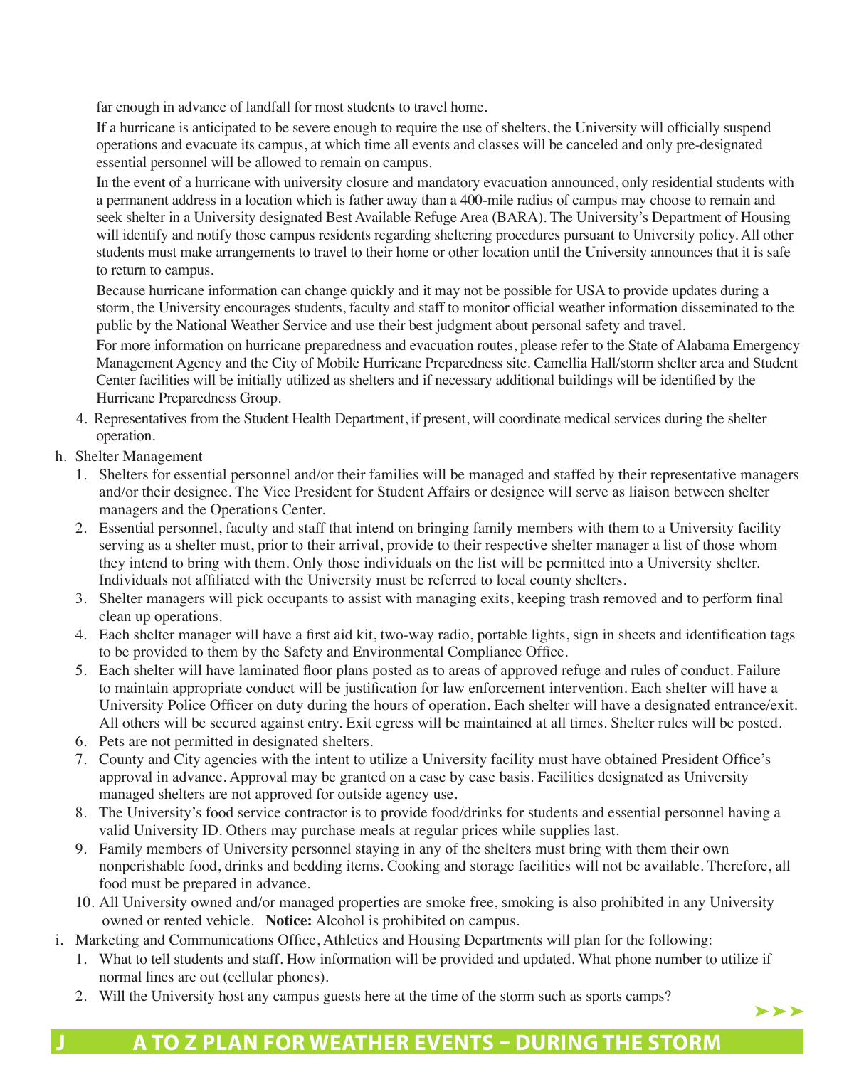far enough in advance of landfall for most students to travel home.

If a hurricane is anticipated to be severe enough to require the use of shelters, the University will officially suspend operations and evacuate its campus, at which time all events and classes will be canceled and only pre-designated essential personnel will be allowed to remain on campus.

In the event of a hurricane with university closure and mandatory evacuation announced, only residential students with a permanent address in a location which is father away than a 400-mile radius of campus may choose to remain and seek shelter in a University designated Best Available Refuge Area (BARA). The University's Department of Housing will identify and notify those campus residents regarding sheltering procedures pursuant to University policy. All other students must make arrangements to travel to their home or other location until the University announces that it is safe to return to campus.

Because hurricane information can change quickly and it may not be possible for USA to provide updates during a storm, the University encourages students, faculty and staff to monitor official weather information disseminated to the public by the National Weather Service and use their best judgment about personal safety and travel.

For more information on hurricane preparedness and evacuation routes, please refer to the State of Alabama Emergency Management Agency and the City of Mobile Hurricane Preparedness site. Camellia Hall/storm shelter area and Student Center facilities will be initially utilized as shelters and if necessary additional buildings will be identified by the Hurricane Preparedness Group.

4. Representatives from the Student Health Department, if present, will coordinate medical services during the shelter operation.

h. Shelter Management
   1. Shelters for essential personnel and/or their families will be managed and staffed by their representative managers and/or their designee. The Vice President for Student Affairs or designee will serve as liaison between shelter managers and the Operations Center.
   2. Essential personnel, faculty and staff that intend on bringing family members with them to a University facility serving as a shelter must, prior to their arrival, provide to their respective shelter manager a list of those whom they intend to bring with them. Only those individuals on the list will be permitted into a University shelter. Individuals not affiliated with the University must be referred to local county shelters.
   3. Shelter managers will pick occupants to assist with managing exits, keeping trash removed and to perform final clean up operations.
   4. Each shelter manager will have a first aid kit, two-way radio, portable lights, sign in sheets and identification tags to be provided to them by the Safety and Environmental Compliance Office.
   5. Each shelter will have laminated floor plans posted as to areas of approved refuge and rules of conduct. Failure to maintain appropriate conduct will be justification for law enforcement intervention. Each shelter will have a University Police Officer on duty during the hours of operation. Each shelter will have a designated entrance/exit. All others will be secured against entry. Exit egress will be maintained at all times. Shelter rules will be posted.
   6. Pets are not permitted in designated shelters.
   7. County and City agencies with the intent to utilize a University facility must have obtained President Office's approval in advance. Approval may be granted on a case by case basis. Facilities designated as University managed shelters are not approved for outside agency use.
   8. The University's food service contractor is to provide food/drinks for students and essential personnel having a valid University ID. Others may purchase meals at regular prices while supplies last.
   9. Family members of University personnel staying in any of the shelters must bring with them their own nonperishable food, drinks and bedding items. Cooking and storage facilities will not be available. Therefore, all food must be prepared in advance.
   10. All University owned and/or managed properties are smoke free, smoking is also prohibited in any University owned or rented vehicle. **Notice:** Alcohol is prohibited on campus.

i. Marketing and Communications Office, Athletics and Housing Departments will plan for the following:
   1. What to tell students and staff. How information will be provided and updated. What phone number to utilize if normal lines are out (cellular phones).
   2. Will the University host any campus guests here at the time of the storm such as sports camps?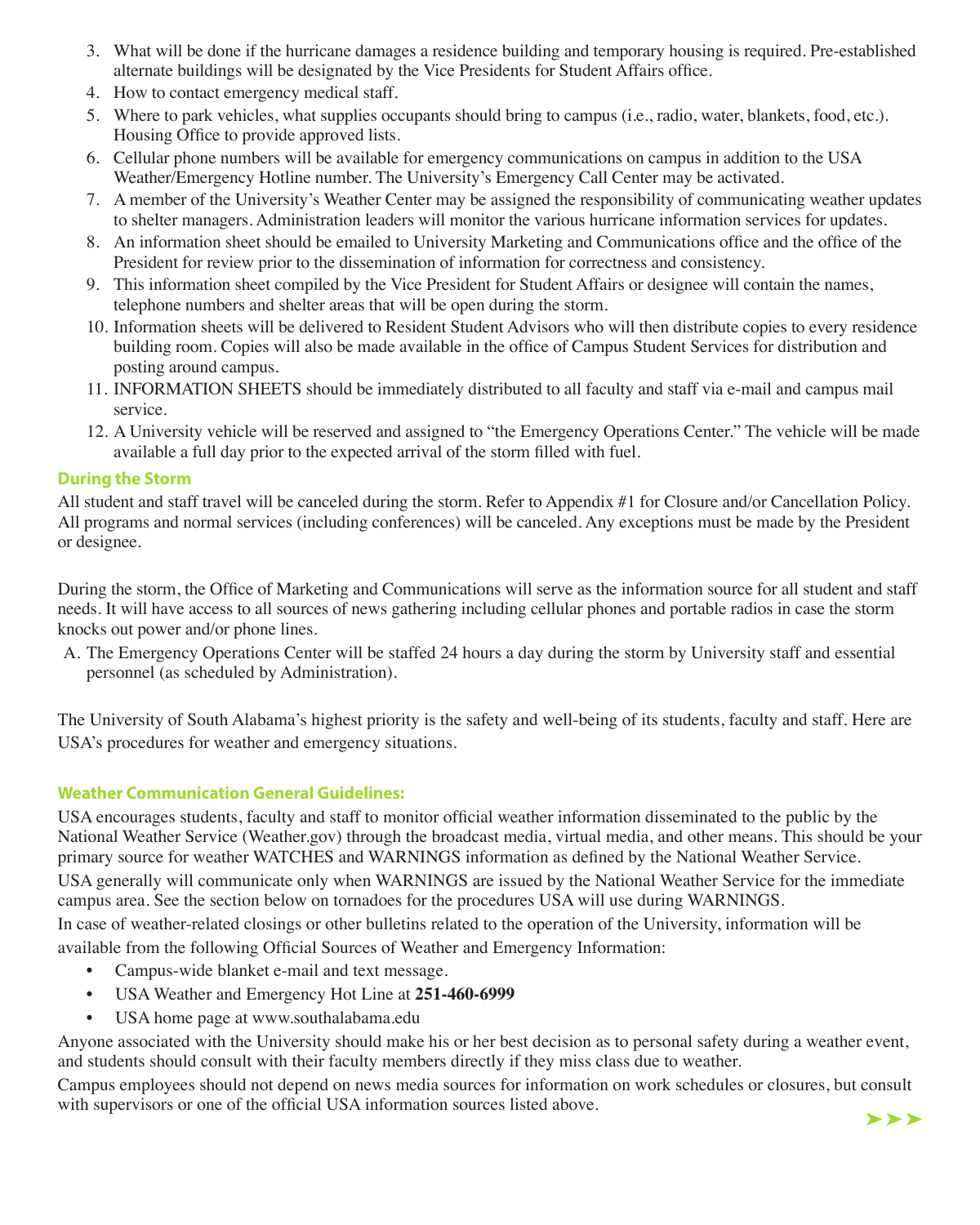3. What will be done if the hurricane damages a residence building and temporary housing is required. Pre-established alternate buildings will be designated by the Vice Presidents for Student Affairs office.
4. How to contact emergency medical staff.
5. Where to park vehicles, what supplies occupants should bring to campus (i.e., radio, water, blankets, food, etc.). Housing Office to provide approved lists.
6. Cellular phone numbers will be available for emergency communications on campus in addition to the USA Weather/Emergency Hotline number. The University's Emergency Call Center may be activated.
7. A member of the University's Weather Center may be assigned the responsibility of communicating weather updates to shelter managers. Administration leaders will monitor the various hurricane information services for updates.
8. An information sheet should be emailed to University Marketing and Communications office and the office of the President for review prior to the dissemination of information for correctness and consistency.
9. This information sheet compiled by the Vice President for Student Affairs or designee will contain the names, telephone numbers and shelter areas that will be open during the storm.
10. Information sheets will be delivered to Resident Student Advisors who will then distribute copies to every residence building room. Copies will also be made available in the office of Campus Student Services for distribution and posting around campus.
11. INFORMATION SHEETS should be immediately distributed to all faculty and staff via e-mail and campus mail service.
12. A University vehicle will be reserved and assigned to "the Emergency Operations Center." The vehicle will be made available a full day prior to the expected arrival of the storm filled with fuel.

### During the Storm

All student and staff travel will be canceled during the storm. Refer to Appendix #1 for Closure and/or Cancellation Policy. All programs and normal services (including conferences) will be canceled. Any exceptions must be made by the President or designee.

During the storm, the Office of Marketing and Communications will serve as the information source for all student and staff needs. It will have access to all sources of news gathering including cellular phones and portable radios in case the storm knocks out power and/or phone lines.

A. The Emergency Operations Center will be staffed 24 hours a day during the storm by University staff and essential personnel (as scheduled by Administration).

The University of South Alabama's highest priority is the safety and well-being of its students, faculty and staff. Here are USA's procedures for weather and emergency situations.

### Weather Communication General Guidelines:

USA encourages students, faculty and staff to monitor official weather information disseminated to the public by the National Weather Service (Weather.gov) through the broadcast media, virtual media, and other means. This should be your primary source for weather WATCHES and WARNINGS information as defined by the National Weather Service.

USA generally will communicate only when WARNINGS are issued by the National Weather Service for the immediate campus area. See the section below on tornadoes for the procedures USA will use during WARNINGS.

In case of weather-related closings or other bulletins related to the operation of the University, information will be available from the following Official Sources of Weather and Emergency Information:

- Campus-wide blanket e-mail and text message.
- USA Weather and Emergency Hot Line at **251-460-6999**
- USA home page at www.southalabama.edu

Anyone associated with the University should make his or her best decision as to personal safety during a weather event, and students should consult with their faculty members directly if they miss class due to weather.

Campus employees should not depend on news media sources for information on work schedules or closures, but consult with supervisors or one of the official USA information sources listed above.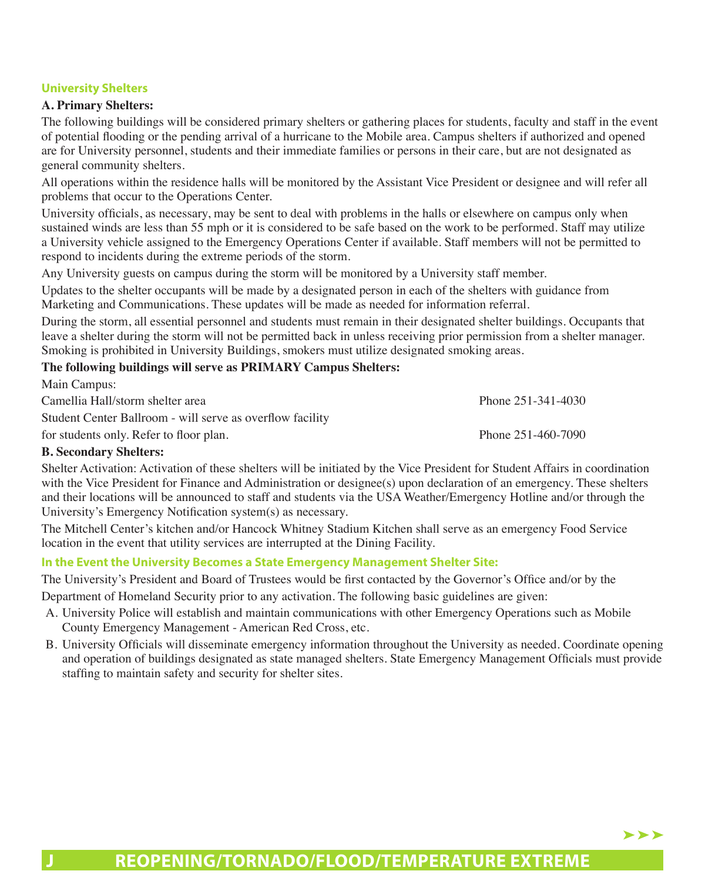## University Shelters

**A. Primary Shelters:**

The following buildings will be considered primary shelters or gathering places for students, faculty and staff in the event of potential flooding or the pending arrival of a hurricane to the Mobile area. Campus shelters if authorized and opened are for University personnel, students and their immediate families or persons in their care, but are not designated as general community shelters.

All operations within the residence halls will be monitored by the Assistant Vice President or designee and will refer all problems that occur to the Operations Center.

University officials, as necessary, may be sent to deal with problems in the halls or elsewhere on campus only when sustained winds are less than 55 mph or it is considered to be safe based on the work to be performed. Staff may utilize a University vehicle assigned to the Emergency Operations Center if available. Staff members will not be permitted to respond to incidents during the extreme periods of the storm.

Any University guests on campus during the storm will be monitored by a University staff member.

Updates to the shelter occupants will be made by a designated person in each of the shelters with guidance from Marketing and Communications. These updates will be made as needed for information referral.

During the storm, all essential personnel and students must remain in their designated shelter buildings. Occupants that leave a shelter during the storm will not be permitted back in unless receiving prior permission from a shelter manager. Smoking is prohibited in University Buildings, smokers must utilize designated smoking areas.

**The following buildings will serve as PRIMARY Campus Shelters:**

Main Campus:

Camellia Hall/storm shelter area — Phone 251-341-4030

Student Center Ballroom - will serve as overflow facility for students only. Refer to floor plan. — Phone 251-460-7090

**B. Secondary Shelters:**

Shelter Activation: Activation of these shelters will be initiated by the Vice President for Student Affairs in coordination with the Vice President for Finance and Administration or designee(s) upon declaration of an emergency. These shelters and their locations will be announced to staff and students via the USA Weather/Emergency Hotline and/or through the University's Emergency Notification system(s) as necessary.

The Mitchell Center's kitchen and/or Hancock Whitney Stadium Kitchen shall serve as an emergency Food Service location in the event that utility services are interrupted at the Dining Facility.

## In the Event the University Becomes a State Emergency Management Shelter Site:

The University's President and Board of Trustees would be first contacted by the Governor's Office and/or by the Department of Homeland Security prior to any activation. The following basic guidelines are given:

A. University Police will establish and maintain communications with other Emergency Operations such as Mobile County Emergency Management - American Red Cross, etc.

B. University Officials will disseminate emergency information throughout the University as needed. Coordinate opening and operation of buildings designated as state managed shelters. State Emergency Management Officials must provide staffing to maintain safety and security for shelter sites.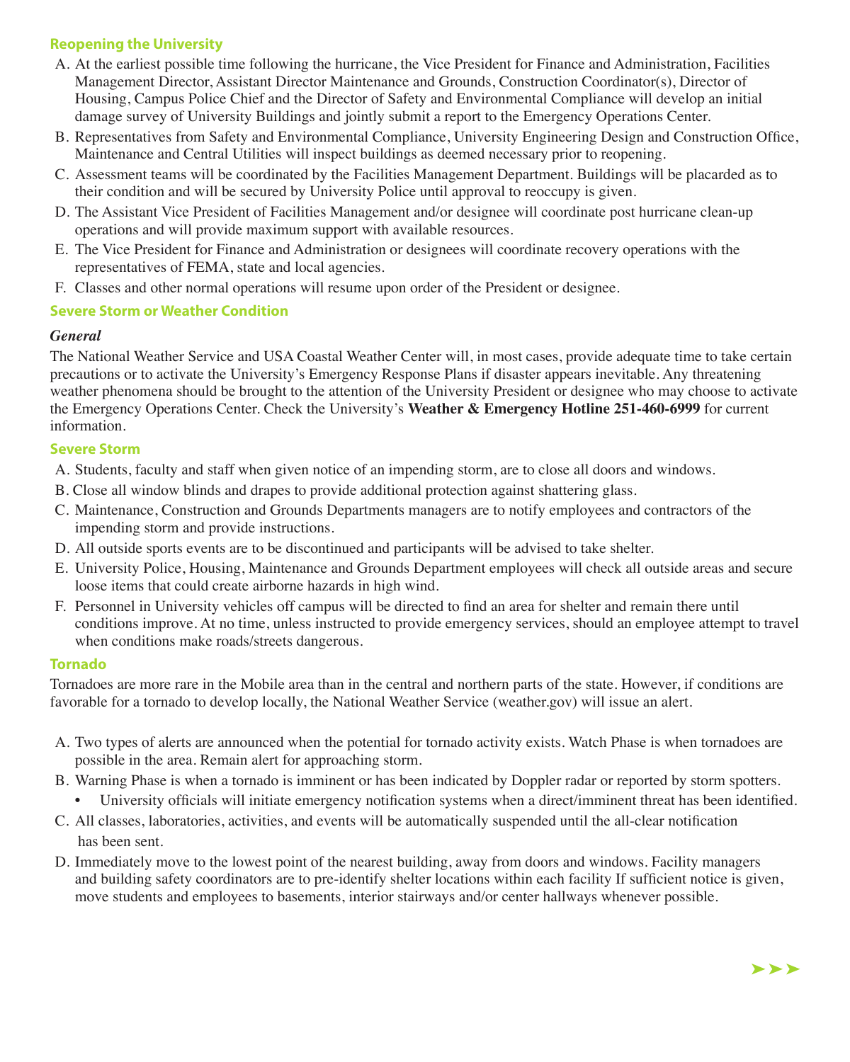## Reopening the University

A. At the earliest possible time following the hurricane, the Vice President for Finance and Administration, Facilities Management Director, Assistant Director Maintenance and Grounds, Construction Coordinator(s), Director of Housing, Campus Police Chief and the Director of Safety and Environmental Compliance will develop an initial damage survey of University Buildings and jointly submit a report to the Emergency Operations Center.

B. Representatives from Safety and Environmental Compliance, University Engineering Design and Construction Office, Maintenance and Central Utilities will inspect buildings as deemed necessary prior to reopening.

C. Assessment teams will be coordinated by the Facilities Management Department. Buildings will be placarded as to their condition and will be secured by University Police until approval to reoccupy is given.

D. The Assistant Vice President of Facilities Management and/or designee will coordinate post hurricane clean-up operations and will provide maximum support with available resources.

E. The Vice President for Finance and Administration or designees will coordinate recovery operations with the representatives of FEMA, state and local agencies.

F. Classes and other normal operations will resume upon order of the President or designee.

## Severe Storm or Weather Condition

***General***

The National Weather Service and USA Coastal Weather Center will, in most cases, provide adequate time to take certain precautions or to activate the University's Emergency Response Plans if disaster appears inevitable. Any threatening weather phenomena should be brought to the attention of the University President or designee who may choose to activate the Emergency Operations Center. Check the University's **Weather & Emergency Hotline 251-460-6999** for current information.

## Severe Storm

A. Students, faculty and staff when given notice of an impending storm, are to close all doors and windows.

B. Close all window blinds and drapes to provide additional protection against shattering glass.

C. Maintenance, Construction and Grounds Departments managers are to notify employees and contractors of the impending storm and provide instructions.

D. All outside sports events are to be discontinued and participants will be advised to take shelter.

E. University Police, Housing, Maintenance and Grounds Department employees will check all outside areas and secure loose items that could create airborne hazards in high wind.

F. Personnel in University vehicles off campus will be directed to find an area for shelter and remain there until conditions improve. At no time, unless instructed to provide emergency services, should an employee attempt to travel when conditions make roads/streets dangerous.

## Tornado

Tornadoes are more rare in the Mobile area than in the central and northern parts of the state. However, if conditions are favorable for a tornado to develop locally, the National Weather Service (weather.gov) will issue an alert.

A. Two types of alerts are announced when the potential for tornado activity exists. Watch Phase is when tornadoes are possible in the area. Remain alert for approaching storm.

B. Warning Phase is when a tornado is imminent or has been indicated by Doppler radar or reported by storm spotters.
   - University officials will initiate emergency notification systems when a direct/imminent threat has been identified.

C. All classes, laboratories, activities, and events will be automatically suspended until the all-clear notification has been sent.

D. Immediately move to the lowest point of the nearest building, away from doors and windows. Facility managers and building safety coordinators are to pre-identify shelter locations within each facility If sufficient notice is given, move students and employees to basements, interior stairways and/or center hallways whenever possible.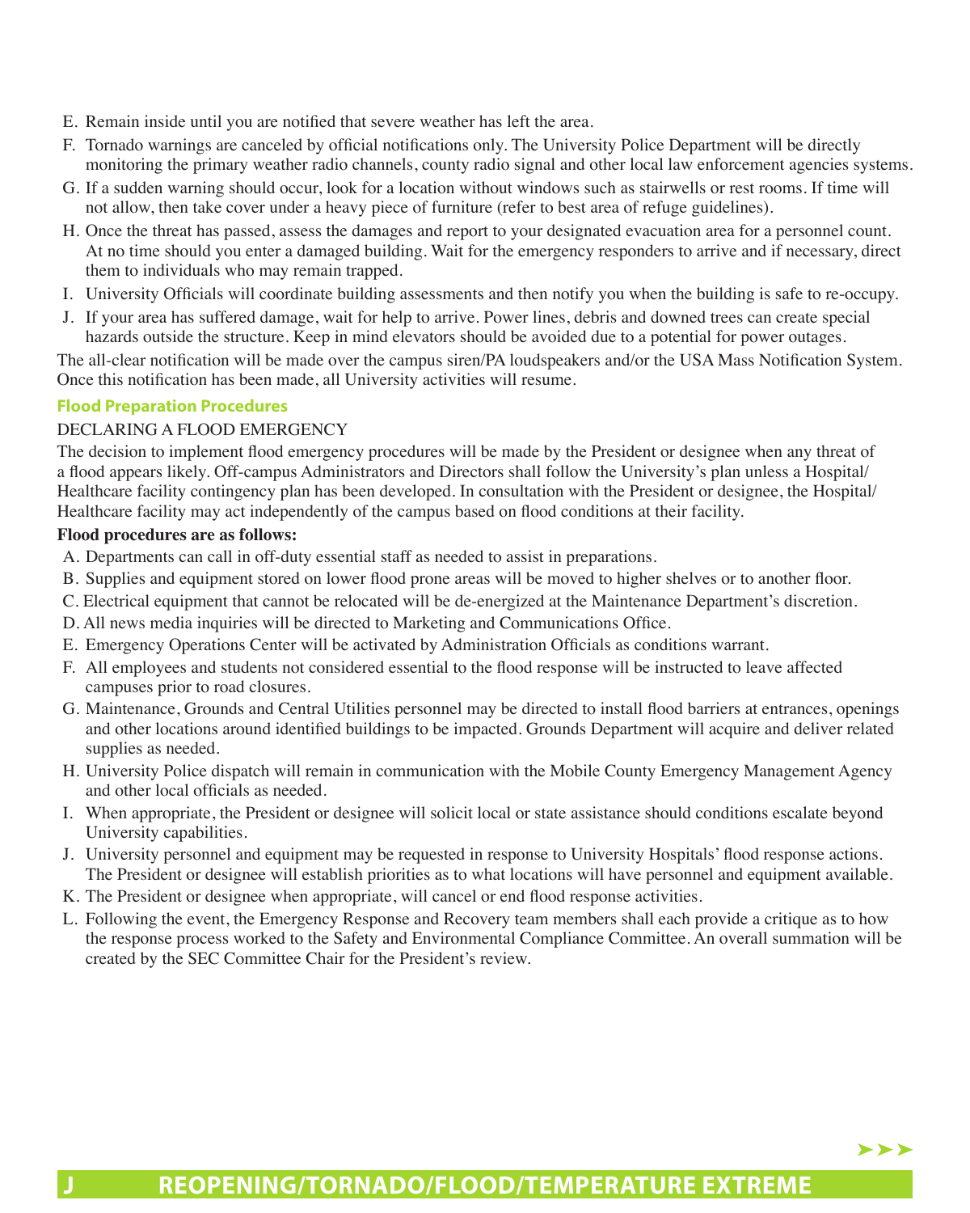E. Remain inside until you are notified that severe weather has left the area.

F. Tornado warnings are canceled by official notifications only. The University Police Department will be directly monitoring the primary weather radio channels, county radio signal and other local law enforcement agencies systems.

G. If a sudden warning should occur, look for a location without windows such as stairwells or rest rooms. If time will not allow, then take cover under a heavy piece of furniture (refer to best area of refuge guidelines).

H. Once the threat has passed, assess the damages and report to your designated evacuation area for a personnel count. At no time should you enter a damaged building. Wait for the emergency responders to arrive and if necessary, direct them to individuals who may remain trapped.

I. University Officials will coordinate building assessments and then notify you when the building is safe to re-occupy.

J. If your area has suffered damage, wait for help to arrive. Power lines, debris and downed trees can create special hazards outside the structure. Keep in mind elevators should be avoided due to a potential for power outages.

The all-clear notification will be made over the campus siren/PA loudspeakers and/or the USA Mass Notification System. Once this notification has been made, all University activities will resume.

### Flood Preparation Procedures

DECLARING A FLOOD EMERGENCY

The decision to implement flood emergency procedures will be made by the President or designee when any threat of a flood appears likely. Off-campus Administrators and Directors shall follow the University's plan unless a Hospital/Healthcare facility contingency plan has been developed. In consultation with the President or designee, the Hospital/Healthcare facility may act independently of the campus based on flood conditions at their facility.

**Flood procedures are as follows:**

A. Departments can call in off-duty essential staff as needed to assist in preparations.

B. Supplies and equipment stored on lower flood prone areas will be moved to higher shelves or to another floor.

C. Electrical equipment that cannot be relocated will be de-energized at the Maintenance Department's discretion.

D. All news media inquiries will be directed to Marketing and Communications Office.

E. Emergency Operations Center will be activated by Administration Officials as conditions warrant.

F. All employees and students not considered essential to the flood response will be instructed to leave affected campuses prior to road closures.

G. Maintenance, Grounds and Central Utilities personnel may be directed to install flood barriers at entrances, openings and other locations around identified buildings to be impacted. Grounds Department will acquire and deliver related supplies as needed.

H. University Police dispatch will remain in communication with the Mobile County Emergency Management Agency and other local officials as needed.

I. When appropriate, the President or designee will solicit local or state assistance should conditions escalate beyond University capabilities.

J. University personnel and equipment may be requested in response to University Hospitals' flood response actions. The President or designee will establish priorities as to what locations will have personnel and equipment available.

K. The President or designee when appropriate, will cancel or end flood response activities.

L. Following the event, the Emergency Response and Recovery team members shall each provide a critique as to how the response process worked to the Safety and Environmental Compliance Committee. An overall summation will be created by the SEC Committee Chair for the President's review.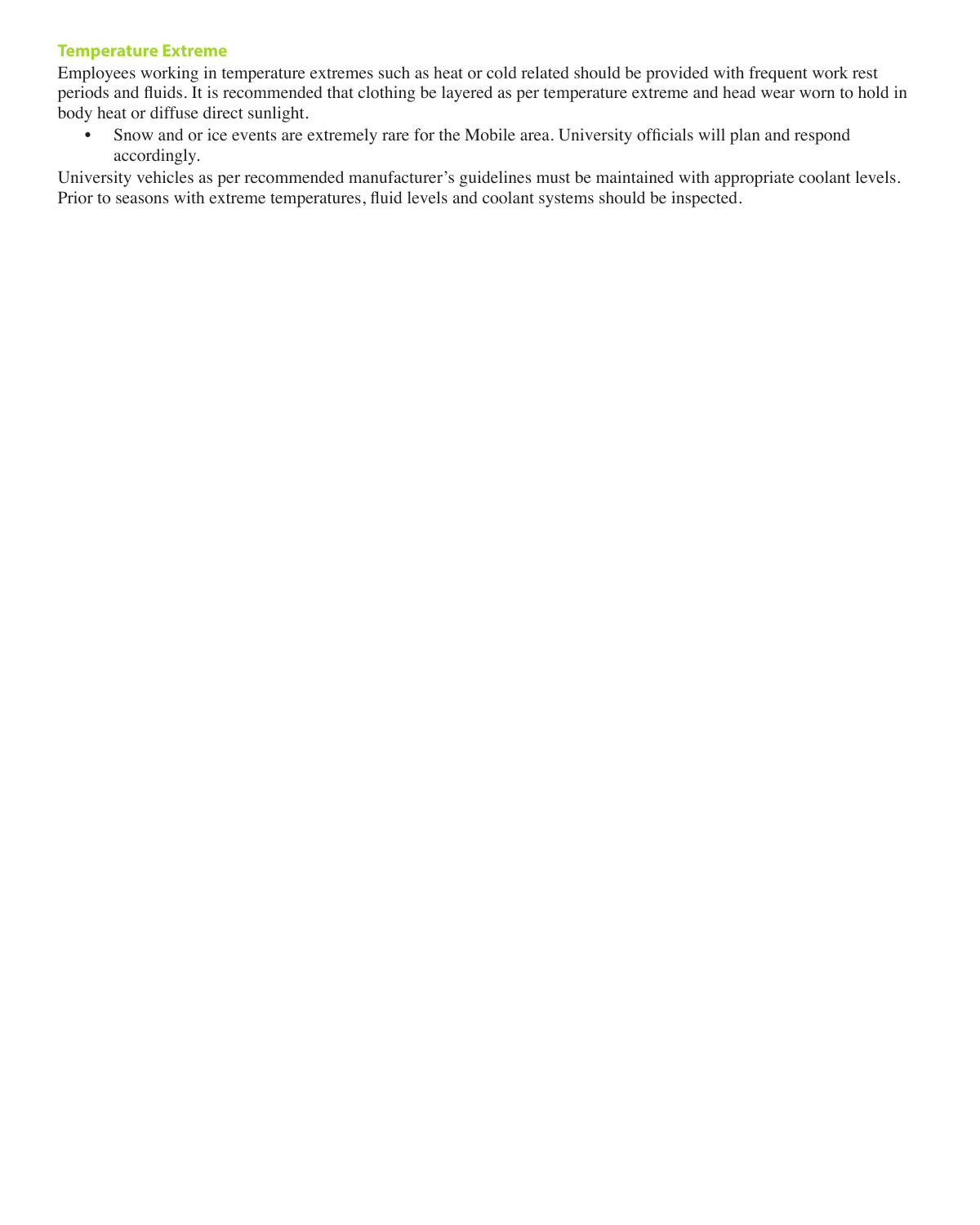### Temperature Extreme

Employees working in temperature extremes such as heat or cold related should be provided with frequent work rest periods and fluids. It is recommended that clothing be layered as per temperature extreme and head wear worn to hold in body heat or diffuse direct sunlight.

- Snow and or ice events are extremely rare for the Mobile area. University officials will plan and respond accordingly.

University vehicles as per recommended manufacturer's guidelines must be maintained with appropriate coolant levels. Prior to seasons with extreme temperatures, fluid levels and coolant systems should be inspected.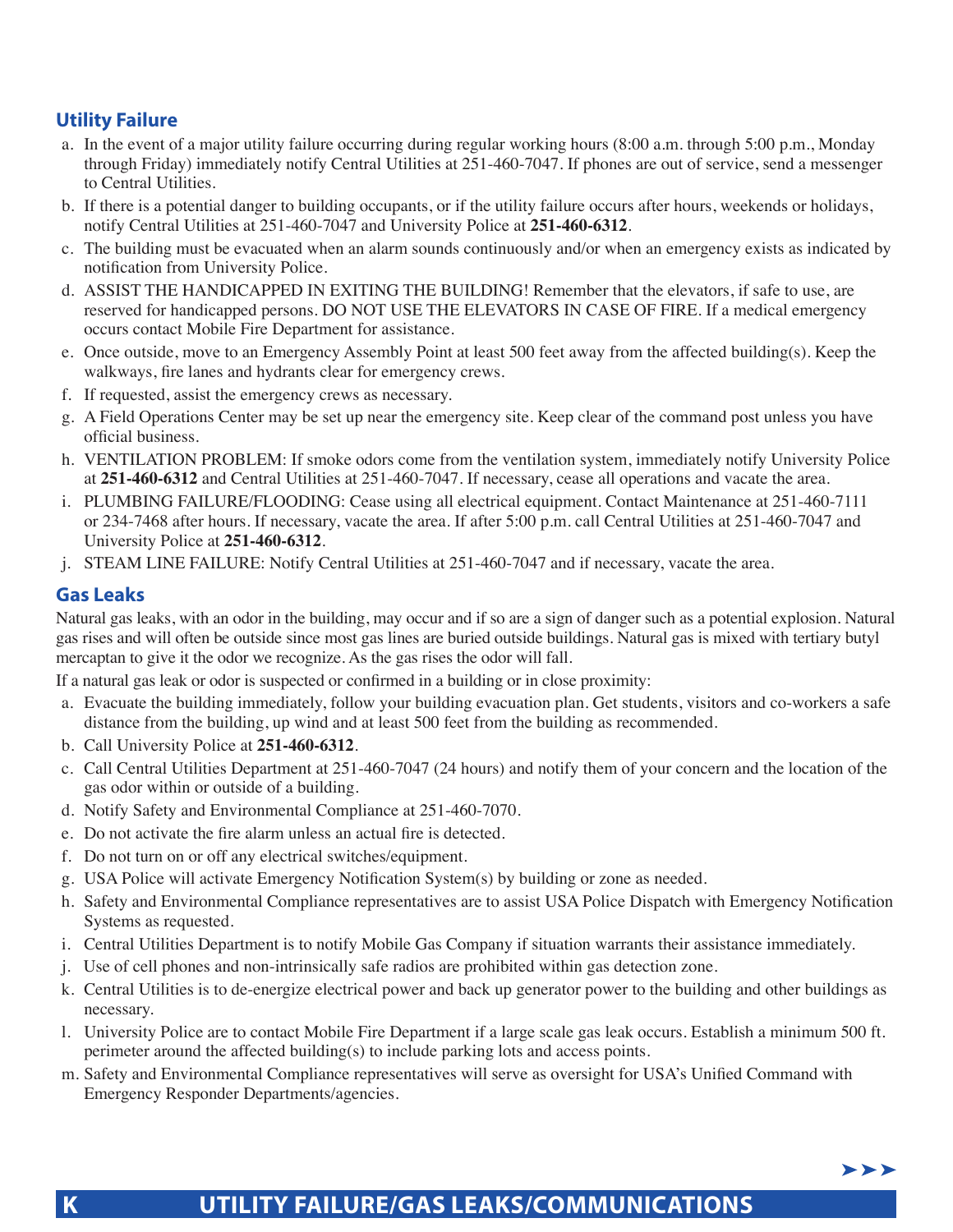## Utility Failure

a. In the event of a major utility failure occurring during regular working hours (8:00 a.m. through 5:00 p.m., Monday through Friday) immediately notify Central Utilities at 251-460-7047. If phones are out of service, send a messenger to Central Utilities.
b. If there is a potential danger to building occupants, or if the utility failure occurs after hours, weekends or holidays, notify Central Utilities at 251-460-7047 and University Police at **251-460-6312**.
c. The building must be evacuated when an alarm sounds continuously and/or when an emergency exists as indicated by notification from University Police.
d. ASSIST THE HANDICAPPED IN EXITING THE BUILDING! Remember that the elevators, if safe to use, are reserved for handicapped persons. DO NOT USE THE ELEVATORS IN CASE OF FIRE. If a medical emergency occurs contact Mobile Fire Department for assistance.
e. Once outside, move to an Emergency Assembly Point at least 500 feet away from the affected building(s). Keep the walkways, fire lanes and hydrants clear for emergency crews.
f. If requested, assist the emergency crews as necessary.
g. A Field Operations Center may be set up near the emergency site. Keep clear of the command post unless you have official business.
h. VENTILATION PROBLEM: If smoke odors come from the ventilation system, immediately notify University Police at **251-460-6312** and Central Utilities at 251-460-7047. If necessary, cease all operations and vacate the area.
i. PLUMBING FAILURE/FLOODING: Cease using all electrical equipment. Contact Maintenance at 251-460-7111 or 234-7468 after hours. If necessary, vacate the area. If after 5:00 p.m. call Central Utilities at 251-460-7047 and University Police at **251-460-6312**.
j. STEAM LINE FAILURE: Notify Central Utilities at 251-460-7047 and if necessary, vacate the area.

## Gas Leaks

Natural gas leaks, with an odor in the building, may occur and if so are a sign of danger such as a potential explosion. Natural gas rises and will often be outside since most gas lines are buried outside buildings. Natural gas is mixed with tertiary butyl mercaptan to give it the odor we recognize. As the gas rises the odor will fall.

If a natural gas leak or odor is suspected or confirmed in a building or in close proximity:

a. Evacuate the building immediately, follow your building evacuation plan. Get students, visitors and co-workers a safe distance from the building, up wind and at least 500 feet from the building as recommended.
b. Call University Police at **251-460-6312**.
c. Call Central Utilities Department at 251-460-7047 (24 hours) and notify them of your concern and the location of the gas odor within or outside of a building.
d. Notify Safety and Environmental Compliance at 251-460-7070.
e. Do not activate the fire alarm unless an actual fire is detected.
f. Do not turn on or off any electrical switches/equipment.
g. USA Police will activate Emergency Notification System(s) by building or zone as needed.
h. Safety and Environmental Compliance representatives are to assist USA Police Dispatch with Emergency Notification Systems as requested.
i. Central Utilities Department is to notify Mobile Gas Company if situation warrants their assistance immediately.
j. Use of cell phones and non-intrinsically safe radios are prohibited within gas detection zone.
k. Central Utilities is to de-energize electrical power and back up generator power to the building and other buildings as necessary.
l. University Police are to contact Mobile Fire Department if a large scale gas leak occurs. Establish a minimum 500 ft. perimeter around the affected building(s) to include parking lots and access points.
m. Safety and Environmental Compliance representatives will serve as oversight for USA's Unified Command with Emergency Responder Departments/agencies.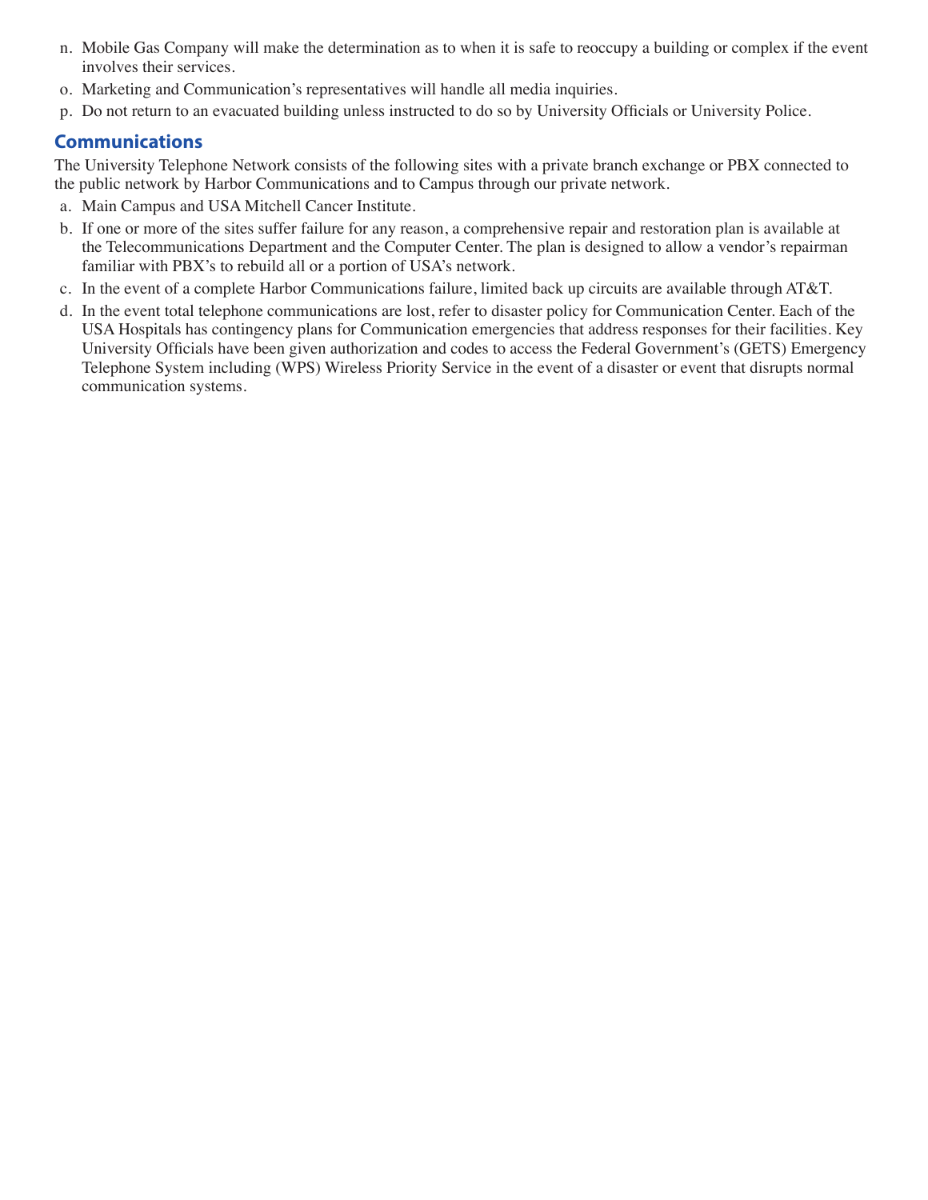n. Mobile Gas Company will make the determination as to when it is safe to reoccupy a building or complex if the event involves their services.

o. Marketing and Communication's representatives will handle all media inquiries.

p. Do not return to an evacuated building unless instructed to do so by University Officials or University Police.

## Communications

The University Telephone Network consists of the following sites with a private branch exchange or PBX connected to the public network by Harbor Communications and to Campus through our private network.

a. Main Campus and USA Mitchell Cancer Institute.

b. If one or more of the sites suffer failure for any reason, a comprehensive repair and restoration plan is available at the Telecommunications Department and the Computer Center. The plan is designed to allow a vendor's repairman familiar with PBX's to rebuild all or a portion of USA's network.

c. In the event of a complete Harbor Communications failure, limited back up circuits are available through AT&T.

d. In the event total telephone communications are lost, refer to disaster policy for Communication Center. Each of the USA Hospitals has contingency plans for Communication emergencies that address responses for their facilities. Key University Officials have been given authorization and codes to access the Federal Government's (GETS) Emergency Telephone System including (WPS) Wireless Priority Service in the event of a disaster or event that disrupts normal communication systems.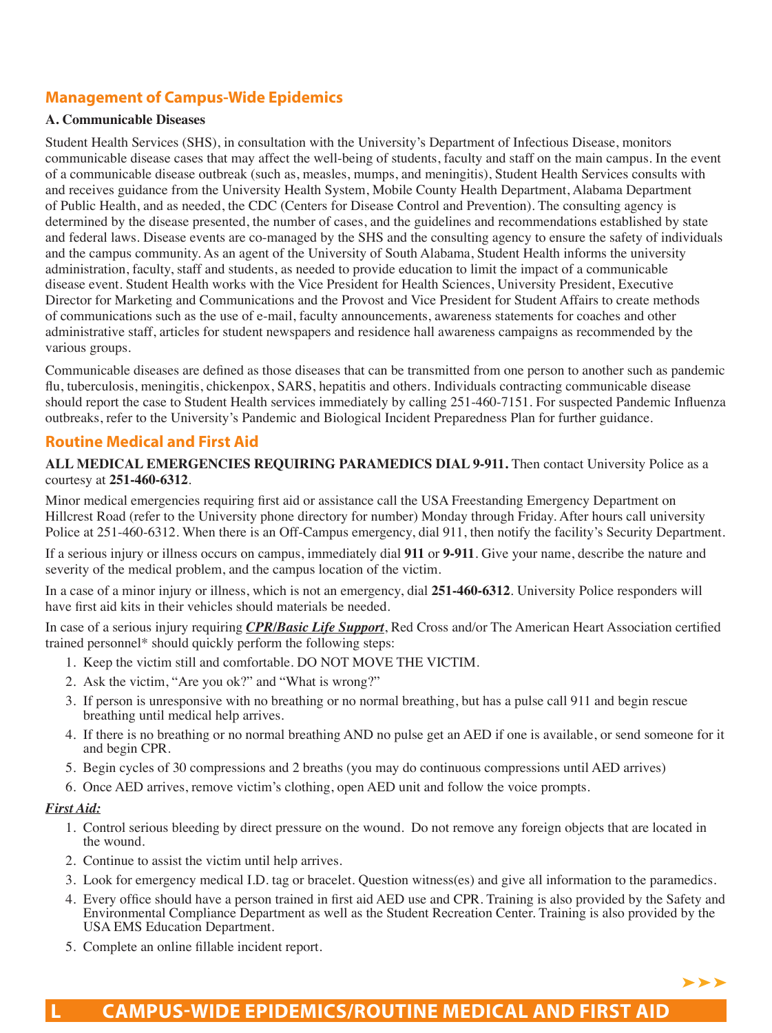## Management of Campus-Wide Epidemics

**A. Communicable Diseases**

Student Health Services (SHS), in consultation with the University's Department of Infectious Disease, monitors communicable disease cases that may affect the well-being of students, faculty and staff on the main campus. In the event of a communicable disease outbreak (such as, measles, mumps, and meningitis), Student Health Services consults with and receives guidance from the University Health System, Mobile County Health Department, Alabama Department of Public Health, and as needed, the CDC (Centers for Disease Control and Prevention). The consulting agency is determined by the disease presented, the number of cases, and the guidelines and recommendations established by state and federal laws. Disease events are co-managed by the SHS and the consulting agency to ensure the safety of individuals and the campus community. As an agent of the University of South Alabama, Student Health informs the university administration, faculty, staff and students, as needed to provide education to limit the impact of a communicable disease event. Student Health works with the Vice President for Health Sciences, University President, Executive Director for Marketing and Communications and the Provost and Vice President for Student Affairs to create methods of communications such as the use of e-mail, faculty announcements, awareness statements for coaches and other administrative staff, articles for student newspapers and residence hall awareness campaigns as recommended by the various groups.

Communicable diseases are defined as those diseases that can be transmitted from one person to another such as pandemic flu, tuberculosis, meningitis, chickenpox, SARS, hepatitis and others. Individuals contracting communicable disease should report the case to Student Health services immediately by calling 251-460-7151. For suspected Pandemic Influenza outbreaks, refer to the University's Pandemic and Biological Incident Preparedness Plan for further guidance.

## Routine Medical and First Aid

**ALL MEDICAL EMERGENCIES REQUIRING PARAMEDICS DIAL 9-911.** Then contact University Police as a courtesy at **251-460-6312**.

Minor medical emergencies requiring first aid or assistance call the USA Freestanding Emergency Department on Hillcrest Road (refer to the University phone directory for number) Monday through Friday. After hours call university Police at 251-460-6312. When there is an Off-Campus emergency, dial 911, then notify the facility's Security Department.

If a serious injury or illness occurs on campus, immediately dial **911** or **9-911**. Give your name, describe the nature and severity of the medical problem, and the campus location of the victim.

In a case of a minor injury or illness, which is not an emergency, dial **251-460-6312**. University Police responders will have first aid kits in their vehicles should materials be needed.

In case of a serious injury requiring ***CPR/Basic Life Support***, Red Cross and/or The American Heart Association certified trained personnel* should quickly perform the following steps:

1. Keep the victim still and comfortable. DO NOT MOVE THE VICTIM.
2. Ask the victim, "Are you ok?" and "What is wrong?"
3. If person is unresponsive with no breathing or no normal breathing, but has a pulse call 911 and begin rescue breathing until medical help arrives.
4. If there is no breathing or no normal breathing AND no pulse get an AED if one is available, or send someone for it and begin CPR.
5. Begin cycles of 30 compressions and 2 breaths (you may do continuous compressions until AED arrives)
6. Once AED arrives, remove victim's clothing, open AED unit and follow the voice prompts.

***First Aid:***

1. Control serious bleeding by direct pressure on the wound. Do not remove any foreign objects that are located in the wound.
2. Continue to assist the victim until help arrives.
3. Look for emergency medical I.D. tag or bracelet. Question witness(es) and give all information to the paramedics.
4. Every office should have a person trained in first aid AED use and CPR. Training is also provided by the Safety and Environmental Compliance Department as well as the Student Recreation Center. Training is also provided by the USA EMS Education Department.
5. Complete an online fillable incident report.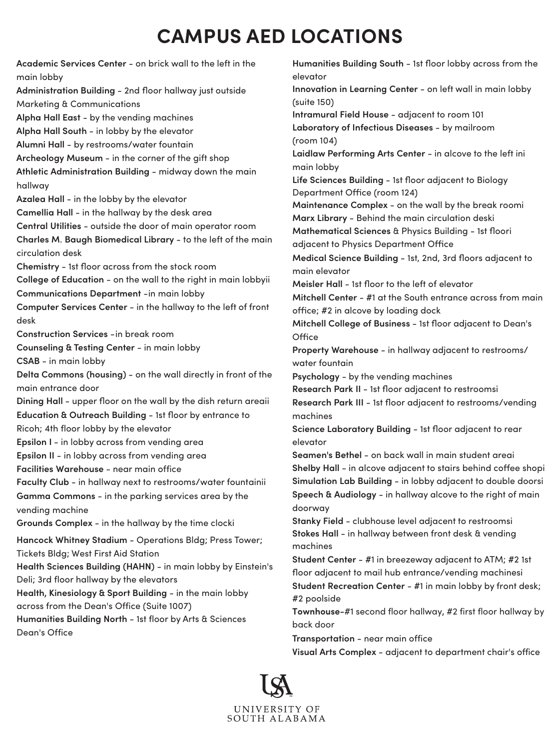# CAMPUS AED LOCATIONS

**Academic Services Center** - on brick wall to the left in the main lobby

**Administration Building** - 2nd floor hallway just outside Marketing & Communications

**Alpha Hall East** - by the vending machines

**Alpha Hall South** - in lobby by the elevator

**Alumni Hall** - by restrooms/water fountain

**Archeology Museum** - in the corner of the gift shop

**Athletic Administration Building** - midway down the main hallway

**Azalea Hall** - in the lobby by the elevator

**Camellia Hall** - in the hallway by the desk area

**Central Utilities** - outside the door of main operator room

**Charles M. Baugh Biomedical Library** - to the left of the main circulation desk

**Chemistry** - 1st floor across from the stock room

**College of Education** - on the wall to the right in main lobbyii

**Communications Department** -in main lobby

**Computer Services Center** - in the hallway to the left of front desk

**Construction Services** -in break room

**Counseling & Testing Center** - in main lobby

**CSAB** - in main lobby

**Delta Commons (housing)** - on the wall directly in front of the main entrance door

**Dining Hall** - upper floor on the wall by the dish return areaii

**Education & Outreach Building** - 1st floor by entrance to Ricoh; 4th floor lobby by the elevator

**Epsilon I** - in lobby across from vending area

**Epsilon II** - in lobby across from vending area

**Facilities Warehouse** - near main office

**Faculty Club** - in hallway next to restrooms/water fountainii

**Gamma Commons** - in the parking services area by the vending machine

**Grounds Complex** - in the hallway by the time clocki

**Hancock Whitney Stadium** - Operations Bldg; Press Tower; Tickets Bldg; West First Aid Station

**Health Sciences Building (HAHN)** - in main lobby by Einstein's Deli; 3rd floor hallway by the elevators

**Health, Kinesiology & Sport Building** - in the main lobby across from the Dean's Office (Suite 1007)

**Humanities Building North** - 1st floor by Arts & Sciences Dean's Office

**Humanities Building South** - 1st floor lobby across from the elevator

**Innovation in Learning Center** - on left wall in main lobby (suite 150)

**Intramural Field House** - adjacent to room 101

**Laboratory of Infectious Diseases** - by mailroom (room 104)

**Laidlaw Performing Arts Center** - in alcove to the left ini main lobby

**Life Sciences Building** - 1st floor adjacent to Biology Department Office (room 124)

**Maintenance Complex** - on the wall by the break roomi

**Marx Library** - Behind the main circulation deski

**Mathematical Sciences** & Physics Building - 1st floori adjacent to Physics Department Office

**Medical Science Building** - 1st, 2nd, 3rd floors adjacent to main elevator

**Meisler Hall** - 1st floor to the left of elevator

**Mitchell Center** - #1 at the South entrance across from main office; #2 in alcove by loading dock

**Mitchell College of Business** - 1st floor adjacent to Dean's Office

**Property Warehouse** - in hallway adjacent to restrooms/ water fountain

**Psychology** - by the vending machines

**Research Park II** - 1st floor adjacent to restroomsi

**Research Park III** - 1st floor adjacent to restrooms/vending machines

**Science Laboratory Building** - 1st floor adjacent to rear elevator

**Seamen's Bethel** - on back wall in main student areai

**Shelby Hall** - in alcove adjacent to stairs behind coffee shopi

**Simulation Lab Building** - in lobby adjacent to double doorsi

**Speech & Audiology** - in hallway alcove to the right of main doorway

**Stanky Field** - clubhouse level adjacent to restroomsi

**Stokes Hall** - in hallway between front desk & vending machines

**Student Center** - #1 in breezeway adjacent to ATM; #2 1st floor adjacent to mail hub entrance/vending machinesi

**Student Recreation Center** - #1 in main lobby by front desk; #2 poolside

**Townhouse**-#1 second floor hallway, #2 first floor hallway by back door

**Transportation** - near main office

**Visual Arts Complex** - adjacent to department chair's office

UNIVERSITY OF SOUTH ALABAMA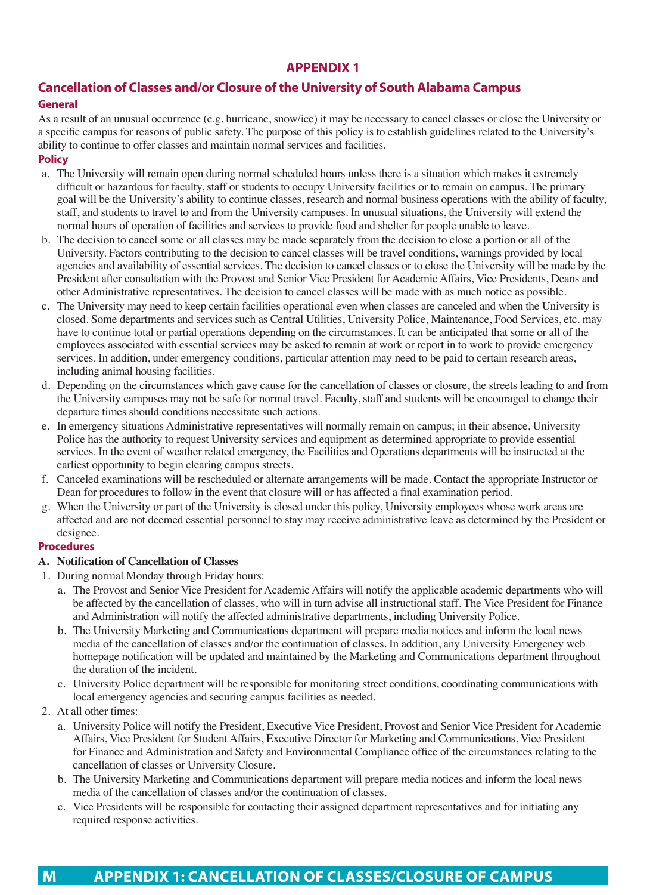# APPENDIX 1

## Cancellation of Classes and/or Closure of the University of South Alabama Campus

### General

As a result of an unusual occurrence (e.g. hurricane, snow/ice) it may be necessary to cancel classes or close the University or a specific campus for reasons of public safety. The purpose of this policy is to establish guidelines related to the University's ability to continue to offer classes and maintain normal services and facilities.

### Policy

a. The University will remain open during normal scheduled hours unless there is a situation which makes it extremely difficult or hazardous for faculty, staff or students to occupy University facilities or to remain on campus. The primary goal will be the University's ability to continue classes, research and normal business operations with the ability of faculty, staff, and students to travel to and from the University campuses. In unusual situations, the University will extend the normal hours of operation of facilities and services to provide food and shelter for people unable to leave.

b. The decision to cancel some or all classes may be made separately from the decision to close a portion or all of the University. Factors contributing to the decision to cancel classes will be travel conditions, warnings provided by local agencies and availability of essential services. The decision to cancel classes or to close the University will be made by the President after consultation with the Provost and Senior Vice President for Academic Affairs, Vice Presidents, Deans and other Administrative representatives. The decision to cancel classes will be made with as much notice as possible.

c. The University may need to keep certain facilities operational even when classes are canceled and when the University is closed. Some departments and services such as Central Utilities, University Police, Maintenance, Food Services, etc. may have to continue total or partial operations depending on the circumstances. It can be anticipated that some or all of the employees associated with essential services may be asked to remain at work or report in to work to provide emergency services. In addition, under emergency conditions, particular attention may need to be paid to certain research areas, including animal housing facilities.

d. Depending on the circumstances which gave cause for the cancellation of classes or closure, the streets leading to and from the University campuses may not be safe for normal travel. Faculty, staff and students will be encouraged to change their departure times should conditions necessitate such actions.

e. In emergency situations Administrative representatives will normally remain on campus; in their absence, University Police has the authority to request University services and equipment as determined appropriate to provide essential services. In the event of weather related emergency, the Facilities and Operations departments will be instructed at the earliest opportunity to begin clearing campus streets.

f. Canceled examinations will be rescheduled or alternate arrangements will be made. Contact the appropriate Instructor or Dean for procedures to follow in the event that closure will or has affected a final examination period.

g. When the University or part of the University is closed under this policy, University employees whose work areas are affected and are not deemed essential personnel to stay may receive administrative leave as determined by the President or designee.

### Procedures

**A. Notification of Cancellation of Classes**

1. During normal Monday through Friday hours:
   a. The Provost and Senior Vice President for Academic Affairs will notify the applicable academic departments who will be affected by the cancellation of classes, who will in turn advise all instructional staff. The Vice President for Finance and Administration will notify the affected administrative departments, including University Police.
   b. The University Marketing and Communications department will prepare media notices and inform the local news media of the cancellation of classes and/or the continuation of classes. In addition, any University Emergency web homepage notification will be updated and maintained by the Marketing and Communications department throughout the duration of the incident.
   c. University Police department will be responsible for monitoring street conditions, coordinating communications with local emergency agencies and securing campus facilities as needed.
2. At all other times:
   a. University Police will notify the President, Executive Vice President, Provost and Senior Vice President for Academic Affairs, Vice President for Student Affairs, Executive Director for Marketing and Communications, Vice President for Finance and Administration and Safety and Environmental Compliance office of the circumstances relating to the cancellation of classes or University Closure.
   b. The University Marketing and Communications department will prepare media notices and inform the local news media of the cancellation of classes and/or the continuation of classes.
   c. Vice Presidents will be responsible for contacting their assigned department representatives and for initiating any required response activities.